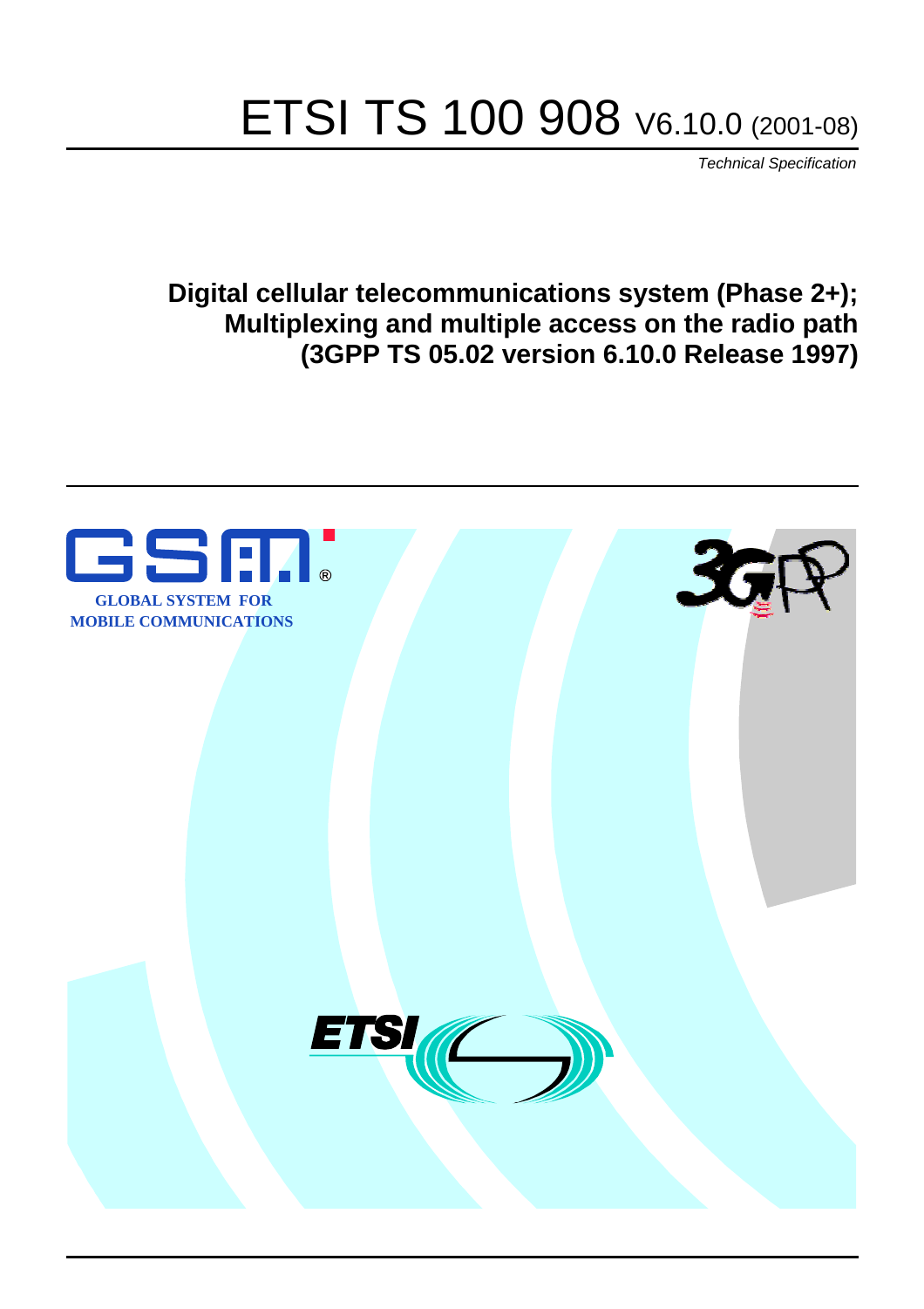# ETSI TS 100 908 V6.10.0 (2001-08)

*Technical Specification*

**Digital cellular telecommunications system (Phase 2+);
Multiplexing and multiple access on the radio path
(3GPP TS 05.02 version 6.10.0 Release 1997)**

GLOBAL SYSTEM FOR
MOBILE COMMUNICATIONS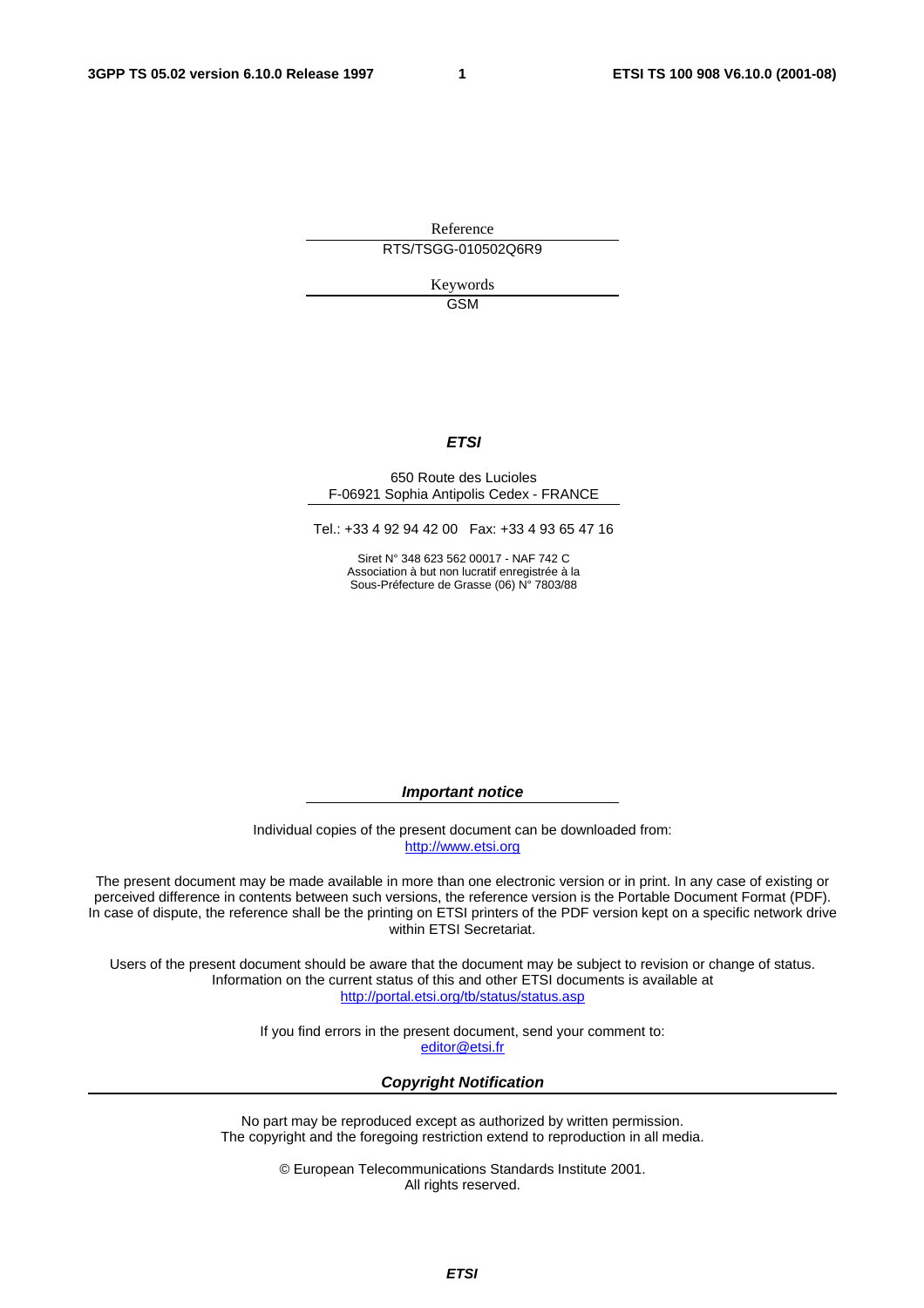Reference

RTS/TSGG-010502Q6R9

Keywords

GSM

***ETSI***

650 Route des Lucioles
F-06921 Sophia Antipolis Cedex - FRANCE

Tel.: +33 4 92 94 42 00 Fax: +33 4 93 65 47 16

Siret N° 348 623 562 00017 - NAF 742 C
Association à but non lucratif enregistrée à la
Sous-Préfecture de Grasse (06) N° 7803/88

***Important notice***

Individual copies of the present document can be downloaded from:
http://www.etsi.org

The present document may be made available in more than one electronic version or in print. In any case of existing or perceived difference in contents between such versions, the reference version is the Portable Document Format (PDF). In case of dispute, the reference shall be the printing on ETSI printers of the PDF version kept on a specific network drive within ETSI Secretariat.

Users of the present document should be aware that the document may be subject to revision or change of status. Information on the current status of this and other ETSI documents is available at
http://portal.etsi.org/tb/status/status.asp

If you find errors in the present document, send your comment to:
editor@etsi.fr

***Copyright Notification***

No part may be reproduced except as authorized by written permission.
The copyright and the foregoing restriction extend to reproduction in all media.

© European Telecommunications Standards Institute 2001.
All rights reserved.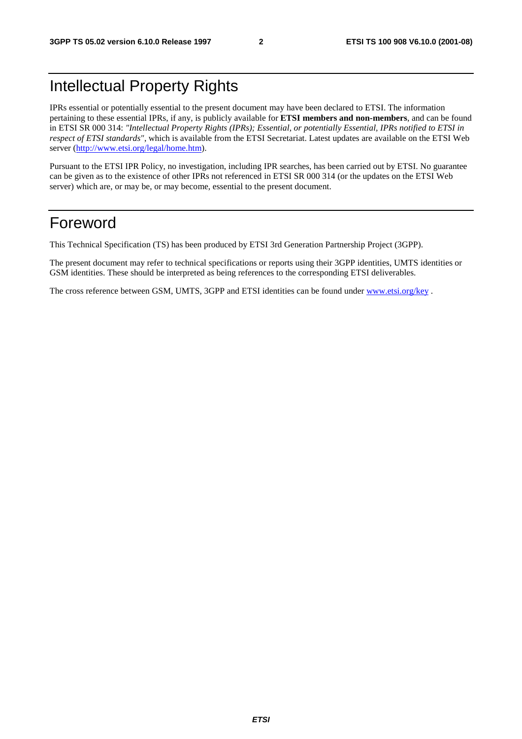# Intellectual Property Rights

IPRs essential or potentially essential to the present document may have been declared to ETSI. The information pertaining to these essential IPRs, if any, is publicly available for **ETSI members and non-members**, and can be found in ETSI SR 000 314: *"Intellectual Property Rights (IPRs); Essential, or potentially Essential, IPRs notified to ETSI in respect of ETSI standards"*, which is available from the ETSI Secretariat. Latest updates are available on the ETSI Web server (http://www.etsi.org/legal/home.htm).

Pursuant to the ETSI IPR Policy, no investigation, including IPR searches, has been carried out by ETSI. No guarantee can be given as to the existence of other IPRs not referenced in ETSI SR 000 314 (or the updates on the ETSI Web server) which are, or may be, or may become, essential to the present document.

# Foreword

This Technical Specification (TS) has been produced by ETSI 3rd Generation Partnership Project (3GPP).

The present document may refer to technical specifications or reports using their 3GPP identities, UMTS identities or GSM identities. These should be interpreted as being references to the corresponding ETSI deliverables.

The cross reference between GSM, UMTS, 3GPP and ETSI identities can be found under www.etsi.org/key .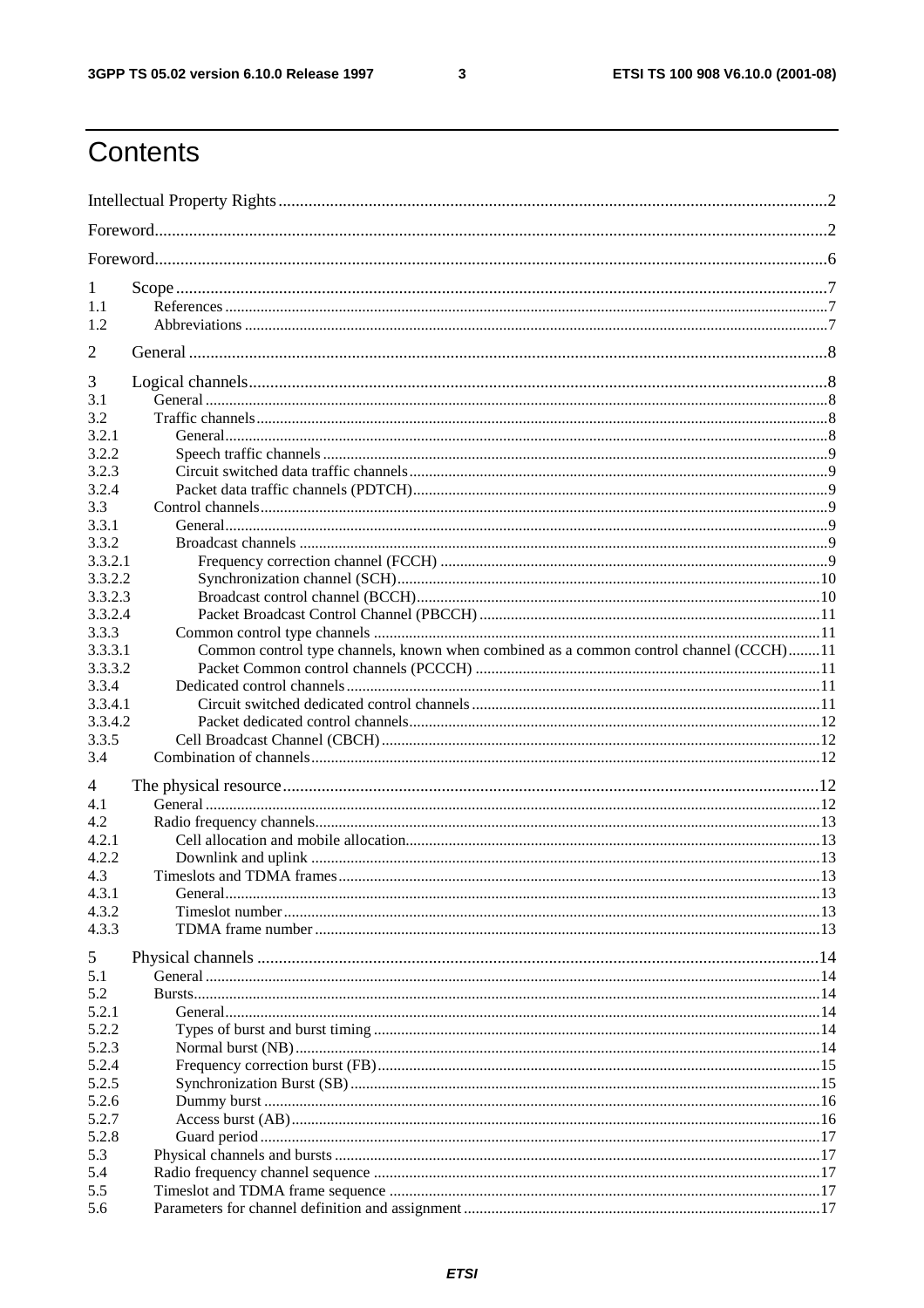# Contents

Intellectual Property Rights ..... 2

Foreword ..... 2

Foreword ..... 6

1 Scope ..... 7
1.1 References ..... 7
1.2 Abbreviations ..... 7

2 General ..... 8

3 Logical channels ..... 8
3.1 General ..... 8
3.2 Traffic channels ..... 8
3.2.1 General ..... 8
3.2.2 Speech traffic channels ..... 9
3.2.3 Circuit switched data traffic channels ..... 9
3.2.4 Packet data traffic channels (PDTCH) ..... 9
3.3 Control channels ..... 9
3.3.1 General ..... 9
3.3.2 Broadcast channels ..... 9
3.3.2.1 Frequency correction channel (FCCH) ..... 9
3.3.2.2 Synchronization channel (SCH) ..... 10
3.3.2.3 Broadcast control channel (BCCH) ..... 10
3.3.2.4 Packet Broadcast Control Channel (PBCCH) ..... 11
3.3.3 Common control type channels ..... 11
3.3.3.1 Common control type channels, known when combined as a common control channel (CCCH) ..... 11
3.3.3.2 Packet Common control channels (PCCCH) ..... 11
3.3.4 Dedicated control channels ..... 11
3.3.4.1 Circuit switched dedicated control channels ..... 11
3.3.4.2 Packet dedicated control channels ..... 12
3.3.5 Cell Broadcast Channel (CBCH) ..... 12
3.4 Combination of channels ..... 12

4 The physical resource ..... 12
4.1 General ..... 12
4.2 Radio frequency channels ..... 13
4.2.1 Cell allocation and mobile allocation ..... 13
4.2.2 Downlink and uplink ..... 13
4.3 Timeslots and TDMA frames ..... 13
4.3.1 General ..... 13
4.3.2 Timeslot number ..... 13
4.3.3 TDMA frame number ..... 13

5 Physical channels ..... 14
5.1 General ..... 14
5.2 Bursts ..... 14
5.2.1 General ..... 14
5.2.2 Types of burst and burst timing ..... 14
5.2.3 Normal burst (NB) ..... 14
5.2.4 Frequency correction burst (FB) ..... 15
5.2.5 Synchronization Burst (SB) ..... 15
5.2.6 Dummy burst ..... 16
5.2.7 Access burst (AB) ..... 16
5.2.8 Guard period ..... 17
5.3 Physical channels and bursts ..... 17
5.4 Radio frequency channel sequence ..... 17
5.5 Timeslot and TDMA frame sequence ..... 17
5.6 Parameters for channel definition and assignment ..... 17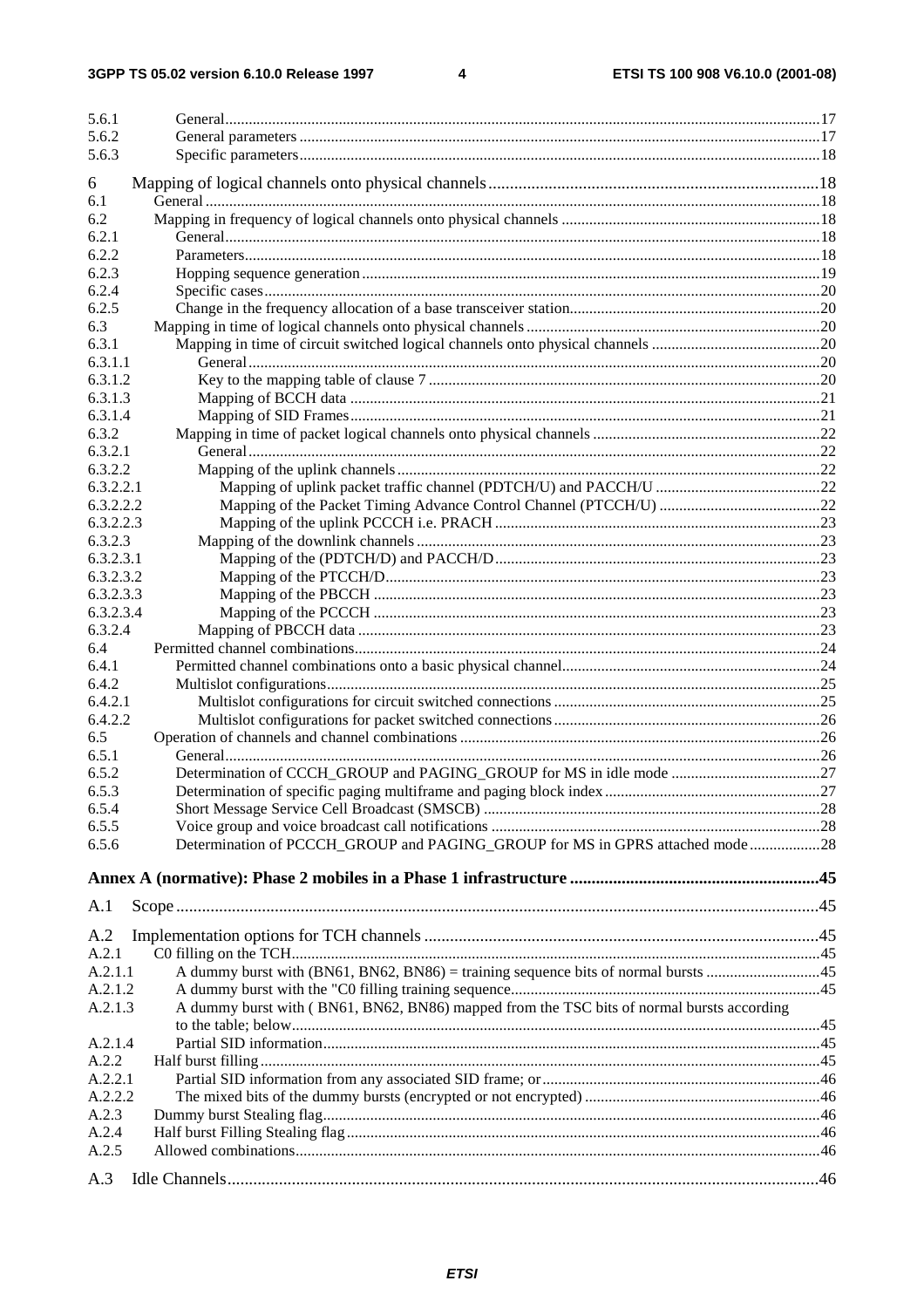5.6.1 General .......................................................................................................................................................17
5.6.2 General parameters ...................................................................................................................................17
5.6.3 Specific parameters...................................................................................................................................18

6 Mapping of logical channels onto physical channels.............................................................................18
6.1 General ..........................................................................................................................................................18
6.2 Mapping in frequency of logical channels onto physical channels .................................................................18
6.2.1 General .......................................................................................................................................................18
6.2.2 Parameters..................................................................................................................................................18
6.2.3 Hopping sequence generation ...................................................................................................................19
6.2.4 Specific cases.............................................................................................................................................20
6.2.5 Change in the frequency allocation of a base transceiver station...............................................................20
6.3 Mapping in time of logical channels onto physical channels ..........................................................................20
6.3.1 Mapping in time of circuit switched logical channels onto physical channels ...........................................20
6.3.1.1 General .................................................................................................................................................20
6.3.1.2 Key to the mapping table of clause 7 ...................................................................................................20
6.3.1.3 Mapping of BCCH data .......................................................................................................................21
6.3.1.4 Mapping of SID Frames.......................................................................................................................21
6.3.2 Mapping in time of packet logical channels onto physical channels ..........................................................22
6.3.2.1 General .................................................................................................................................................22
6.3.2.2 Mapping of the uplink channels...........................................................................................................22
6.3.2.2.1 Mapping of uplink packet traffic channel (PDTCH/U) and PACCH/U ..........................................22
6.3.2.2.2 Mapping of the Packet Timing Advance Control Channel (PTCCH/U) .........................................22
6.3.2.2.3 Mapping of the uplink PCCCH i.e. PRACH ..................................................................................23
6.3.2.3 Mapping of the downlink channels......................................................................................................23
6.3.2.3.1 Mapping of the (PDTCH/D) and PACCH/D..................................................................................23
6.3.2.3.2 Mapping of the PTCCH/D.............................................................................................................23
6.3.2.3.3 Mapping of the PBCCH ................................................................................................................23
6.3.2.3.4 Mapping of the PCCCH ................................................................................................................23
6.3.2.4 Mapping of PBCCH data .....................................................................................................................23
6.4 Permitted channel combinations......................................................................................................................24
6.4.1 Permitted channel combinations onto a basic physical channel.................................................................24
6.4.2 Multislot configurations............................................................................................................................25
6.4.2.1 Multislot configurations for circuit switched connections ...................................................................25
6.4.2.2 Multislot configurations for packet switched connections...................................................................26
6.5 Operation of channels and channel combinations ...........................................................................................26
6.5.1 General .......................................................................................................................................................26
6.5.2 Determination of CCCH_GROUP and PAGING_GROUP for MS in idle mode ......................................27
6.5.3 Determination of specific paging multiframe and paging block index .......................................................27
6.5.4 Short Message Service Cell Broadcast (SMSCB) .....................................................................................28
6.5.5 Voice group and voice broadcast call notifications ...................................................................................28
6.5.6 Determination of PCCCH_GROUP and PAGING_GROUP for MS in GPRS attached mode..................28

**Annex A (normative): Phase 2 mobiles in a Phase 1 infrastructure .........................................................45**

A.1 Scope .....................................................................................................................................................45

A.2 Implementation options for TCH channels ...........................................................................................45
A.2.1 C0 filling on the TCH.....................................................................................................................................45
A.2.1.1 A dummy burst with (BN61, BN62, BN86) = training sequence bits of normal bursts .............................45
A.2.1.2 A dummy burst with the "C0 filling training sequence.............................................................................45
A.2.1.3 A dummy burst with ( BN61, BN62, BN86) mapped from the TSC bits of normal bursts according to the table; below.....................................................................................................................................45
A.2.1.4 Partial SID information.............................................................................................................................45
A.2.2 Half burst filling.............................................................................................................................................45
A.2.2.1 Partial SID information from any associated SID frame; or......................................................................46
A.2.2.2 The mixed bits of the dummy bursts (encrypted or not encrypted) ...........................................................46
A.2.3 Dummy burst Stealing flag.............................................................................................................................46
A.2.4 Half burst Filling Stealing flag.......................................................................................................................46
A.2.5 Allowed combinations....................................................................................................................................46

A.3 Idle Channels.........................................................................................................................................46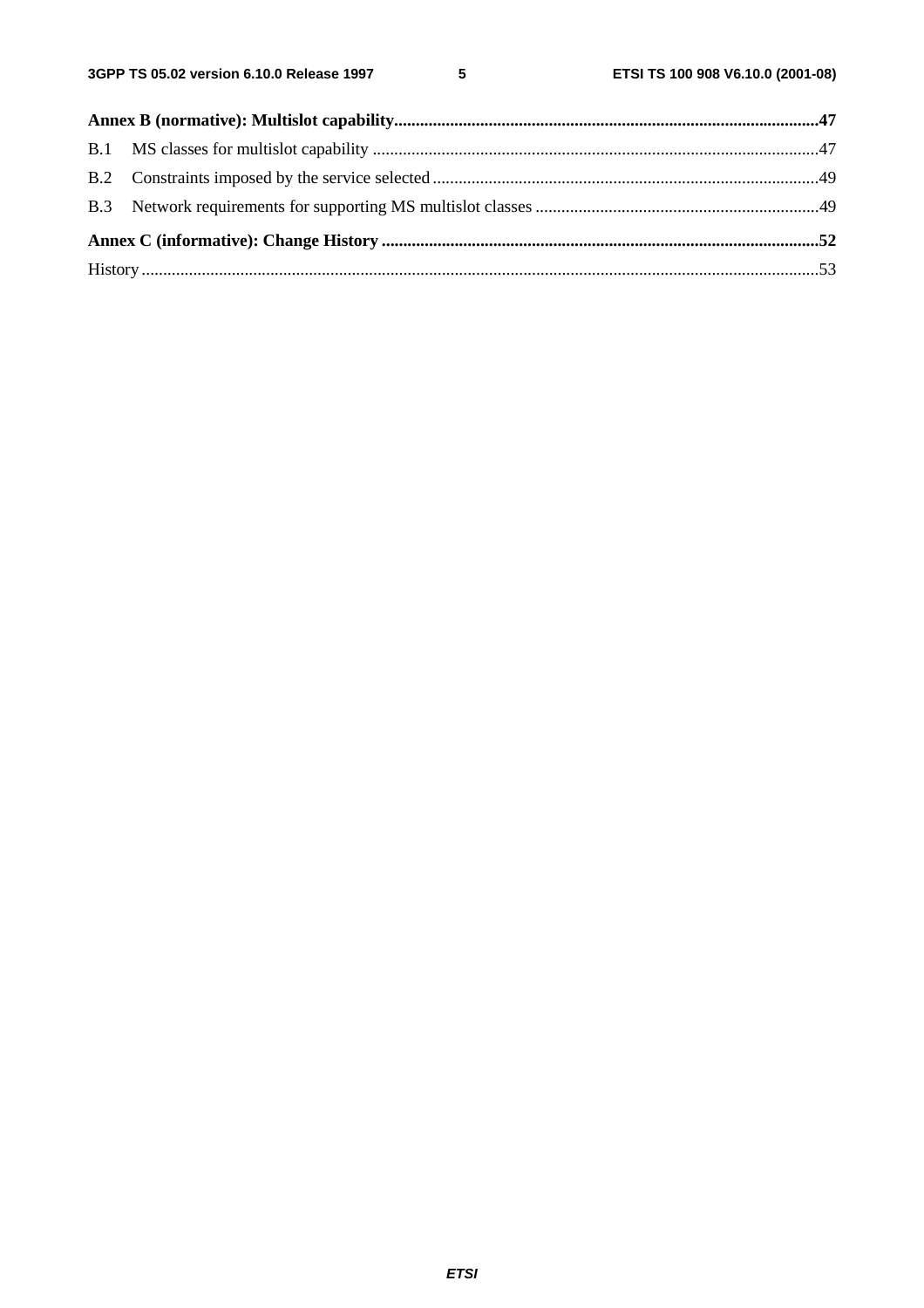**Annex B (normative): Multislot capability.................................................................................................47**

B.1 MS classes for multislot capability ........................................................................................................47

B.2 Constraints imposed by the service selected..........................................................................................49

B.3 Network requirements for supporting MS multislot classes ..................................................................49

**Annex C (informative): Change History ......................................................................................................52**

History..............................................................................................................................................................53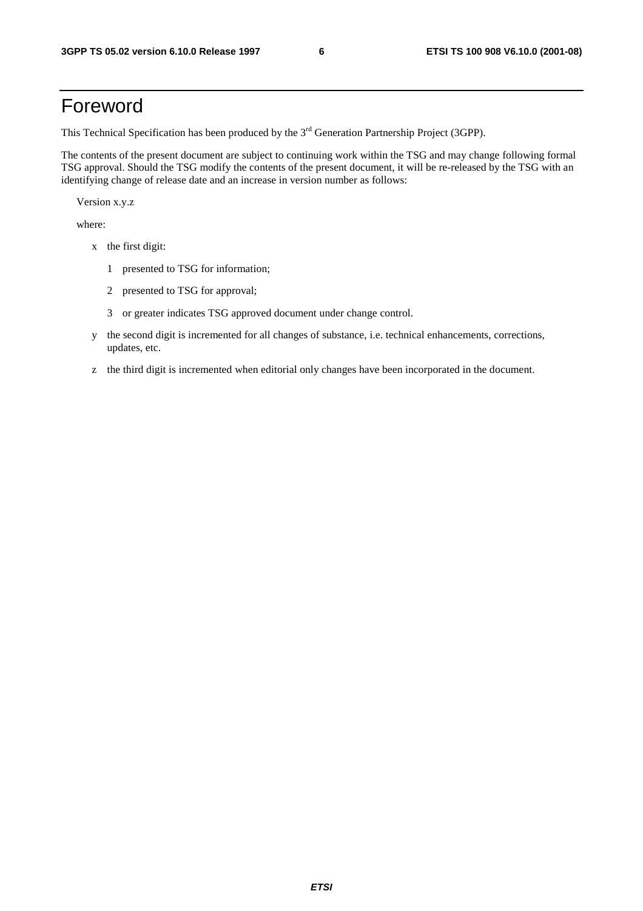# Foreword

This Technical Specification has been produced by the 3rd Generation Partnership Project (3GPP).

The contents of the present document are subject to continuing work within the TSG and may change following formal TSG approval. Should the TSG modify the contents of the present document, it will be re-released by the TSG with an identifying change of release date and an increase in version number as follows:

Version x.y.z

where:

- x the first digit:
  - 1 presented to TSG for information;
  - 2 presented to TSG for approval;
  - 3 or greater indicates TSG approved document under change control.
- y the second digit is incremented for all changes of substance, i.e. technical enhancements, corrections, updates, etc.
- z the third digit is incremented when editorial only changes have been incorporated in the document.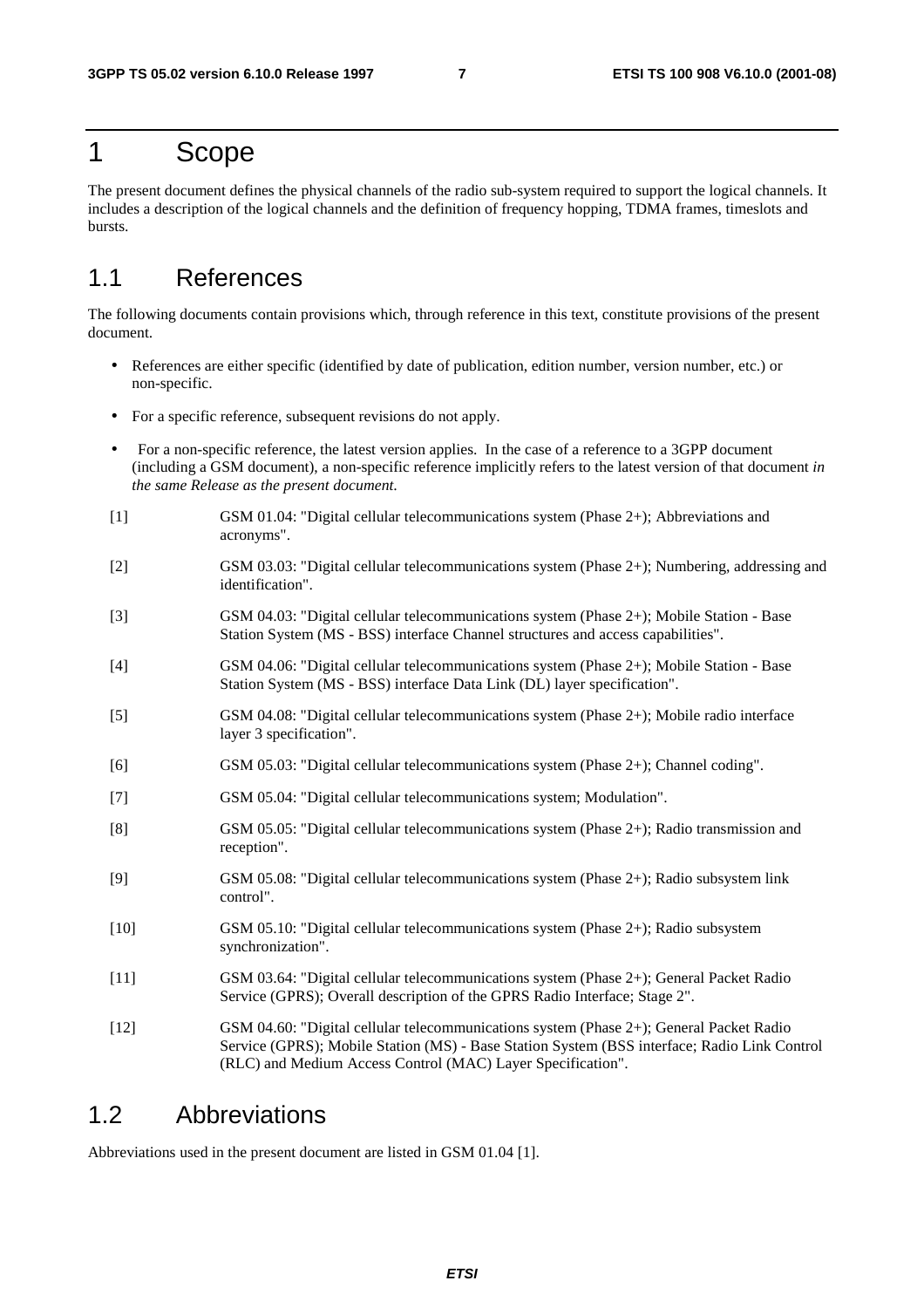# 1 Scope

The present document defines the physical channels of the radio sub-system required to support the logical channels. It includes a description of the logical channels and the definition of frequency hopping, TDMA frames, timeslots and bursts.

## 1.1 References

The following documents contain provisions which, through reference in this text, constitute provisions of the present document.

- References are either specific (identified by date of publication, edition number, version number, etc.) or non-specific.
- For a specific reference, subsequent revisions do not apply.
- For a non-specific reference, the latest version applies. In the case of a reference to a 3GPP document (including a GSM document), a non-specific reference implicitly refers to the latest version of that document *in the same Release as the present document.*

[1] GSM 01.04: "Digital cellular telecommunications system (Phase 2+); Abbreviations and acronyms".

[2] GSM 03.03: "Digital cellular telecommunications system (Phase 2+); Numbering, addressing and identification".

[3] GSM 04.03: "Digital cellular telecommunications system (Phase 2+); Mobile Station - Base Station System (MS - BSS) interface Channel structures and access capabilities".

[4] GSM 04.06: "Digital cellular telecommunications system (Phase 2+); Mobile Station - Base Station System (MS - BSS) interface Data Link (DL) layer specification".

[5] GSM 04.08: "Digital cellular telecommunications system (Phase 2+); Mobile radio interface layer 3 specification".

[6] GSM 05.03: "Digital cellular telecommunications system (Phase 2+); Channel coding".

[7] GSM 05.04: "Digital cellular telecommunications system; Modulation".

[8] GSM 05.05: "Digital cellular telecommunications system (Phase 2+); Radio transmission and reception".

[9] GSM 05.08: "Digital cellular telecommunications system (Phase 2+); Radio subsystem link control".

[10] GSM 05.10: "Digital cellular telecommunications system (Phase 2+); Radio subsystem synchronization".

[11] GSM 03.64: "Digital cellular telecommunications system (Phase 2+); General Packet Radio Service (GPRS); Overall description of the GPRS Radio Interface; Stage 2".

[12] GSM 04.60: "Digital cellular telecommunications system (Phase 2+); General Packet Radio Service (GPRS); Mobile Station (MS) - Base Station System (BSS interface; Radio Link Control (RLC) and Medium Access Control (MAC) Layer Specification".

## 1.2 Abbreviations

Abbreviations used in the present document are listed in GSM 01.04 [1].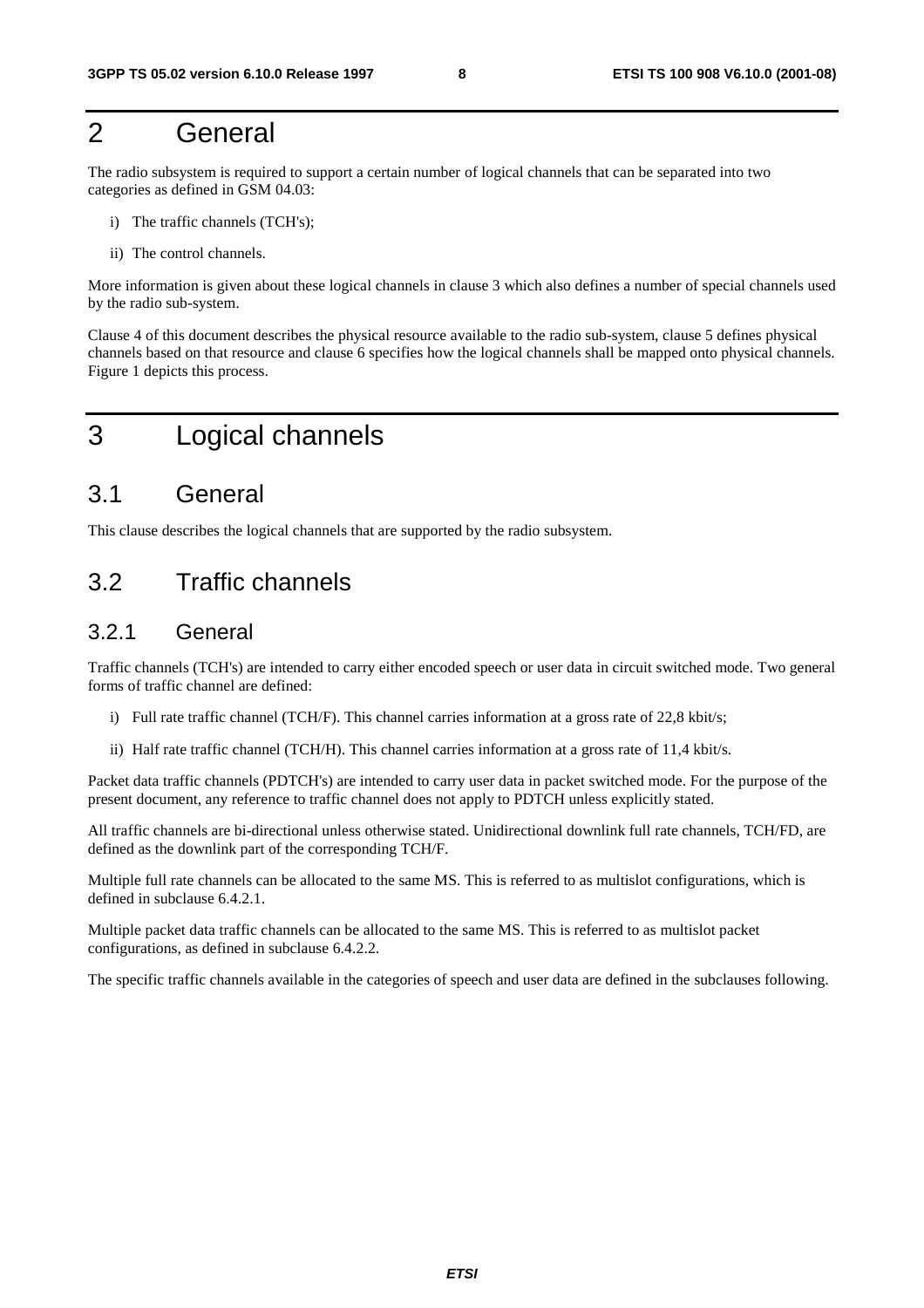# 2 General

The radio subsystem is required to support a certain number of logical channels that can be separated into two categories as defined in GSM 04.03:

i) The traffic channels (TCH's);

ii) The control channels.

More information is given about these logical channels in clause 3 which also defines a number of special channels used by the radio sub-system.

Clause 4 of this document describes the physical resource available to the radio sub-system, clause 5 defines physical channels based on that resource and clause 6 specifies how the logical channels shall be mapped onto physical channels. Figure 1 depicts this process.

# 3 Logical channels

## 3.1 General

This clause describes the logical channels that are supported by the radio subsystem.

## 3.2 Traffic channels

### 3.2.1 General

Traffic channels (TCH's) are intended to carry either encoded speech or user data in circuit switched mode. Two general forms of traffic channel are defined:

i) Full rate traffic channel (TCH/F). This channel carries information at a gross rate of 22,8 kbit/s;

ii) Half rate traffic channel (TCH/H). This channel carries information at a gross rate of 11,4 kbit/s.

Packet data traffic channels (PDTCH's) are intended to carry user data in packet switched mode. For the purpose of the present document, any reference to traffic channel does not apply to PDTCH unless explicitly stated.

All traffic channels are bi-directional unless otherwise stated. Unidirectional downlink full rate channels, TCH/FD, are defined as the downlink part of the corresponding TCH/F.

Multiple full rate channels can be allocated to the same MS. This is referred to as multislot configurations, which is defined in subclause 6.4.2.1.

Multiple packet data traffic channels can be allocated to the same MS. This is referred to as multislot packet configurations, as defined in subclause 6.4.2.2.

The specific traffic channels available in the categories of speech and user data are defined in the subclauses following.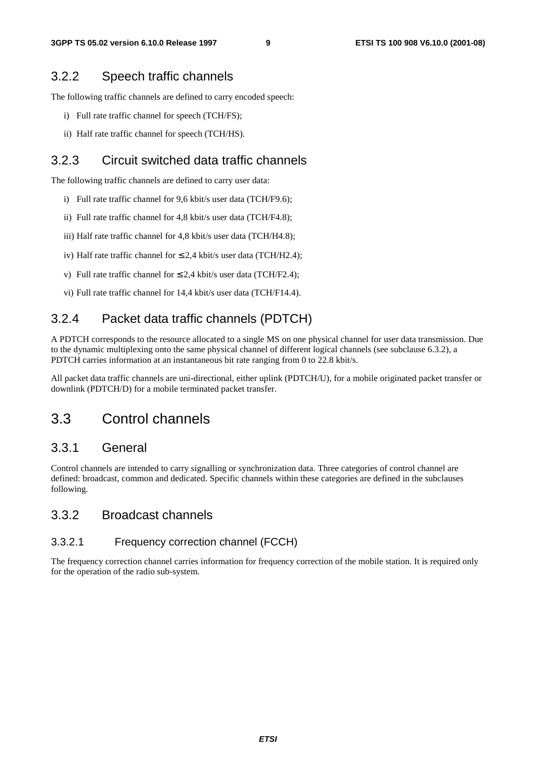### 3.2.2 Speech traffic channels

The following traffic channels are defined to carry encoded speech:

i) Full rate traffic channel for speech (TCH/FS);

ii) Half rate traffic channel for speech (TCH/HS).

### 3.2.3 Circuit switched data traffic channels

The following traffic channels are defined to carry user data:

i) Full rate traffic channel for 9,6 kbit/s user data (TCH/F9.6);

ii) Full rate traffic channel for 4,8 kbit/s user data (TCH/F4.8);

iii) Half rate traffic channel for 4,8 kbit/s user data (TCH/H4.8);

iv) Half rate traffic channel for ≤ 2,4 kbit/s user data (TCH/H2.4);

v) Full rate traffic channel for ≤ 2,4 kbit/s user data (TCH/F2.4);

vi) Full rate traffic channel for 14,4 kbit/s user data (TCH/F14.4).

### 3.2.4 Packet data traffic channels (PDTCH)

A PDTCH corresponds to the resource allocated to a single MS on one physical channel for user data transmission. Due to the dynamic multiplexing onto the same physical channel of different logical channels (see subclause 6.3.2), a PDTCH carries information at an instantaneous bit rate ranging from 0 to 22.8 kbit/s.

All packet data traffic channels are uni-directional, either uplink (PDTCH/U), for a mobile originated packet transfer or downlink (PDTCH/D) for a mobile terminated packet transfer.

## 3.3 Control channels

### 3.3.1 General

Control channels are intended to carry signalling or synchronization data. Three categories of control channel are defined: broadcast, common and dedicated. Specific channels within these categories are defined in the subclauses following.

### 3.3.2 Broadcast channels

#### 3.3.2.1 Frequency correction channel (FCCH)

The frequency correction channel carries information for frequency correction of the mobile station. It is required only for the operation of the radio sub-system.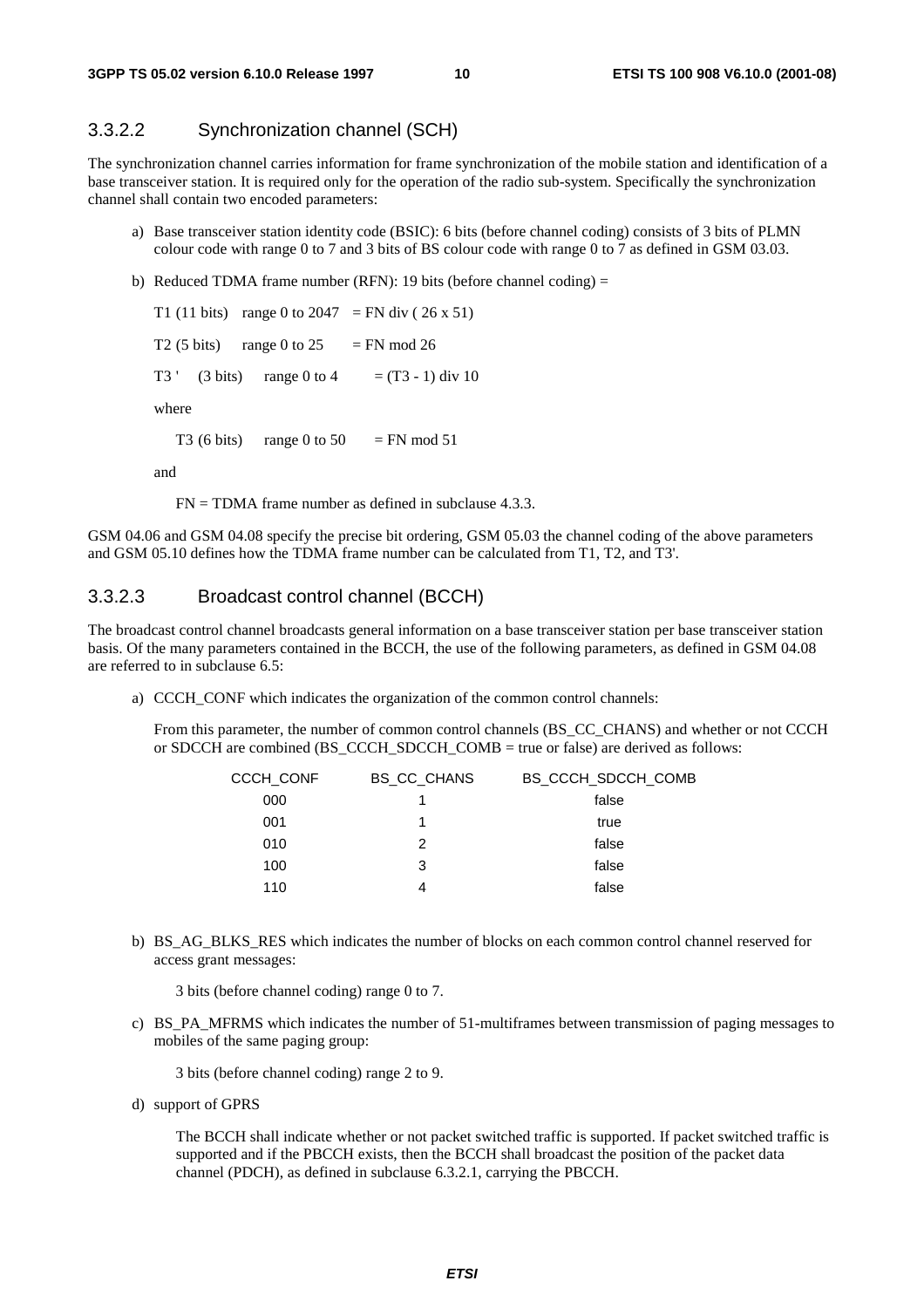### 3.3.2.2 Synchronization channel (SCH)

The synchronization channel carries information for frame synchronization of the mobile station and identification of a base transceiver station. It is required only for the operation of the radio sub-system. Specifically the synchronization channel shall contain two encoded parameters:

a) Base transceiver station identity code (BSIC): 6 bits (before channel coding) consists of 3 bits of PLMN colour code with range 0 to 7 and 3 bits of BS colour code with range 0 to 7 as defined in GSM 03.03.

b) Reduced TDMA frame number (RFN): 19 bits (before channel coding) =

T1 (11 bits) range 0 to 2047 = FN div ( 26 x 51)

T2 (5 bits) range 0 to 25 = FN mod 26

T3 ' (3 bits) range 0 to 4 = (T3 - 1) div 10

where

T3 (6 bits) range 0 to 50 = FN mod 51

and

FN = TDMA frame number as defined in subclause 4.3.3.

GSM 04.06 and GSM 04.08 specify the precise bit ordering, GSM 05.03 the channel coding of the above parameters and GSM 05.10 defines how the TDMA frame number can be calculated from T1, T2, and T3'.

### 3.3.2.3 Broadcast control channel (BCCH)

The broadcast control channel broadcasts general information on a base transceiver station per base transceiver station basis. Of the many parameters contained in the BCCH, the use of the following parameters, as defined in GSM 04.08 are referred to in subclause 6.5:

a) CCCH_CONF which indicates the organization of the common control channels:

From this parameter, the number of common control channels (BS_CC_CHANS) and whether or not CCCH or SDCCH are combined (BS_CCCH_SDCCH_COMB = true or false) are derived as follows:

| CCCH_CONF | BS_CC_CHANS | BS_CCCH_SDCCH_COMB |
|---|---|---|
| 000 | 1 | false |
| 001 | 1 | true |
| 010 | 2 | false |
| 100 | 3 | false |
| 110 | 4 | false |

b) BS_AG_BLKS_RES which indicates the number of blocks on each common control channel reserved for access grant messages:

3 bits (before channel coding) range 0 to 7.

c) BS_PA_MFRMS which indicates the number of 51-multiframes between transmission of paging messages to mobiles of the same paging group:

3 bits (before channel coding) range 2 to 9.

d) support of GPRS

The BCCH shall indicate whether or not packet switched traffic is supported. If packet switched traffic is supported and if the PBCCH exists, then the BCCH shall broadcast the position of the packet data channel (PDCH), as defined in subclause 6.3.2.1, carrying the PBCCH.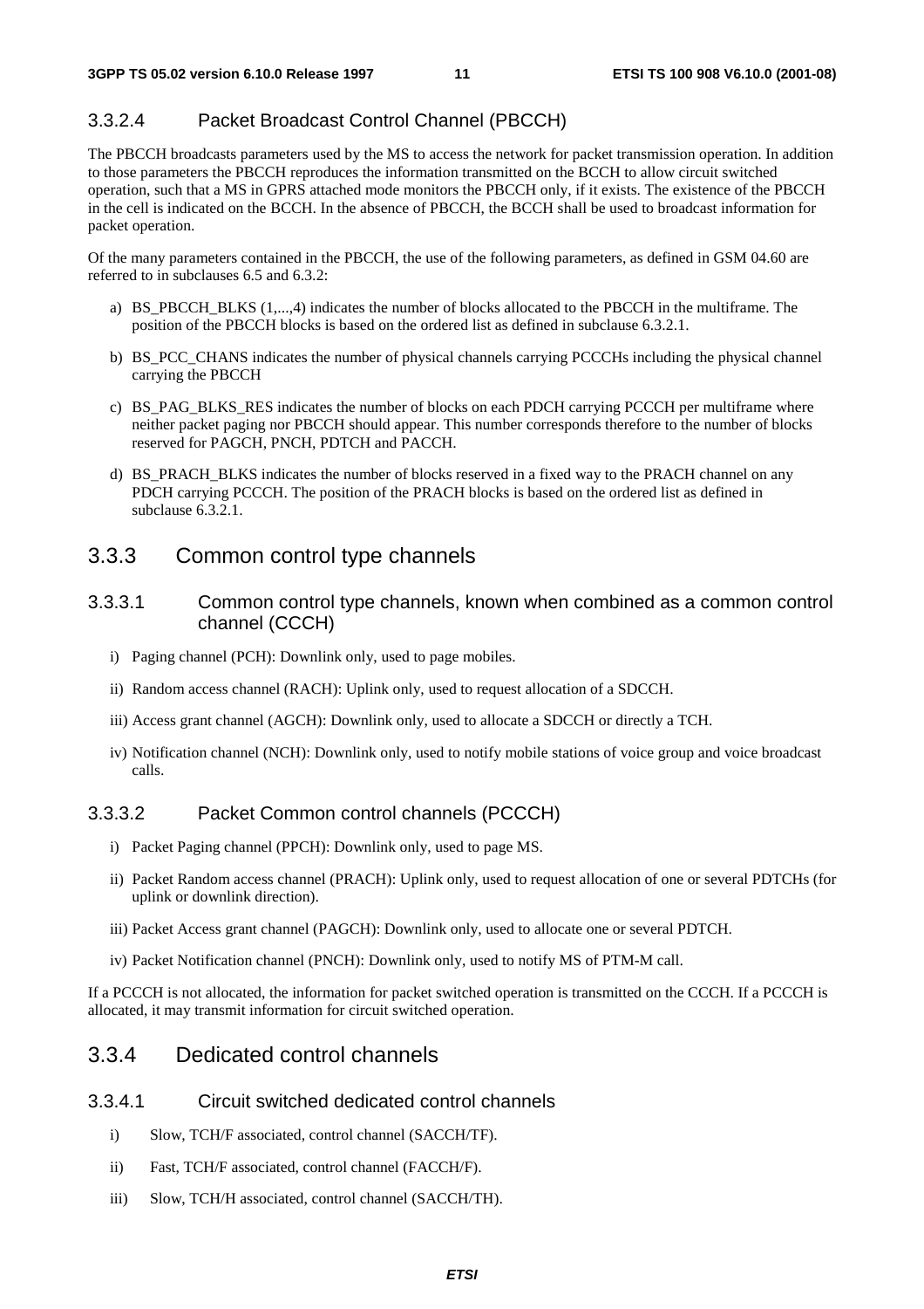#### 3.3.2.4 Packet Broadcast Control Channel (PBCCH)

The PBCCH broadcasts parameters used by the MS to access the network for packet transmission operation. In addition to those parameters the PBCCH reproduces the information transmitted on the BCCH to allow circuit switched operation, such that a MS in GPRS attached mode monitors the PBCCH only, if it exists. The existence of the PBCCH in the cell is indicated on the BCCH. In the absence of PBCCH, the BCCH shall be used to broadcast information for packet operation.

Of the many parameters contained in the PBCCH, the use of the following parameters, as defined in GSM 04.60 are referred to in subclauses 6.5 and 6.3.2:

a) BS_PBCCH_BLKS (1,...,4) indicates the number of blocks allocated to the PBCCH in the multiframe. The position of the PBCCH blocks is based on the ordered list as defined in subclause 6.3.2.1.

b) BS_PCC_CHANS indicates the number of physical channels carrying PCCCHs including the physical channel carrying the PBCCH

c) BS_PAG_BLKS_RES indicates the number of blocks on each PDCH carrying PCCCH per multiframe where neither packet paging nor PBCCH should appear. This number corresponds therefore to the number of blocks reserved for PAGCH, PNCH, PDTCH and PACCH.

d) BS_PRACH_BLKS indicates the number of blocks reserved in a fixed way to the PRACH channel on any PDCH carrying PCCCH. The position of the PRACH blocks is based on the ordered list as defined in subclause 6.3.2.1.

## 3.3.3 Common control type channels

### 3.3.3.1 Common control type channels, known when combined as a common control channel (CCCH)

i) Paging channel (PCH): Downlink only, used to page mobiles.

ii) Random access channel (RACH): Uplink only, used to request allocation of a SDCCH.

iii) Access grant channel (AGCH): Downlink only, used to allocate a SDCCH or directly a TCH.

iv) Notification channel (NCH): Downlink only, used to notify mobile stations of voice group and voice broadcast calls.

### 3.3.3.2 Packet Common control channels (PCCCH)

i) Packet Paging channel (PPCH): Downlink only, used to page MS.

ii) Packet Random access channel (PRACH): Uplink only, used to request allocation of one or several PDTCHs (for uplink or downlink direction).

iii) Packet Access grant channel (PAGCH): Downlink only, used to allocate one or several PDTCH.

iv) Packet Notification channel (PNCH): Downlink only, used to notify MS of PTM-M call.

If a PCCCH is not allocated, the information for packet switched operation is transmitted on the CCCH. If a PCCCH is allocated, it may transmit information for circuit switched operation.

## 3.3.4 Dedicated control channels

### 3.3.4.1 Circuit switched dedicated control channels

i) Slow, TCH/F associated, control channel (SACCH/TF).

ii) Fast, TCH/F associated, control channel (FACCH/F).

iii) Slow, TCH/H associated, control channel (SACCH/TH).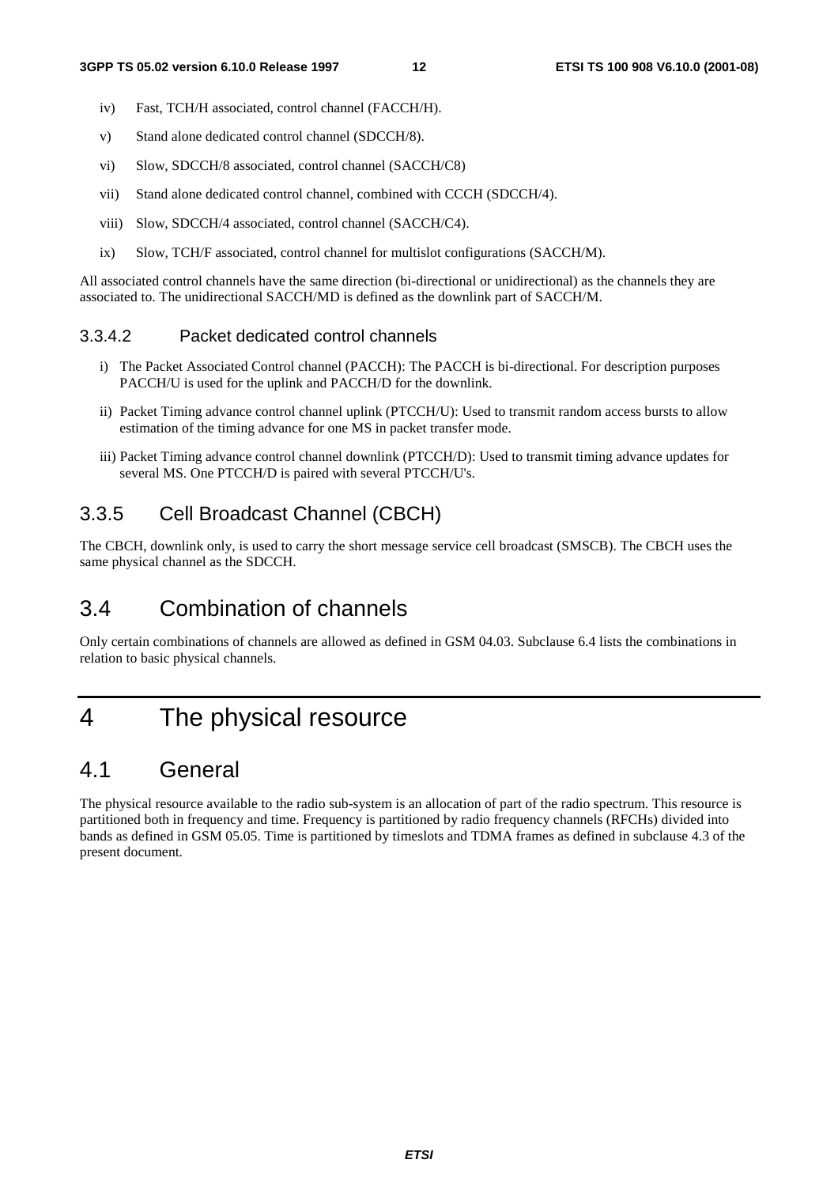iv) Fast, TCH/H associated, control channel (FACCH/H).

v) Stand alone dedicated control channel (SDCCH/8).

vi) Slow, SDCCH/8 associated, control channel (SACCH/C8)

vii) Stand alone dedicated control channel, combined with CCCH (SDCCH/4).

viii) Slow, SDCCH/4 associated, control channel (SACCH/C4).

ix) Slow, TCH/F associated, control channel for multislot configurations (SACCH/M).

All associated control channels have the same direction (bi-directional or unidirectional) as the channels they are associated to. The unidirectional SACCH/MD is defined as the downlink part of SACCH/M.

#### 3.3.4.2 Packet dedicated control channels

i) The Packet Associated Control channel (PACCH): The PACCH is bi-directional. For description purposes PACCH/U is used for the uplink and PACCH/D for the downlink.

ii) Packet Timing advance control channel uplink (PTCCH/U): Used to transmit random access bursts to allow estimation of the timing advance for one MS in packet transfer mode.

iii) Packet Timing advance control channel downlink (PTCCH/D): Used to transmit timing advance updates for several MS. One PTCCH/D is paired with several PTCCH/U's.

### 3.3.5 Cell Broadcast Channel (CBCH)

The CBCH, downlink only, is used to carry the short message service cell broadcast (SMSCB). The CBCH uses the same physical channel as the SDCCH.

## 3.4 Combination of channels

Only certain combinations of channels are allowed as defined in GSM 04.03. Subclause 6.4 lists the combinations in relation to basic physical channels.

# 4 The physical resource

## 4.1 General

The physical resource available to the radio sub-system is an allocation of part of the radio spectrum. This resource is partitioned both in frequency and time. Frequency is partitioned by radio frequency channels (RFCHs) divided into bands as defined in GSM 05.05. Time is partitioned by timeslots and TDMA frames as defined in subclause 4.3 of the present document.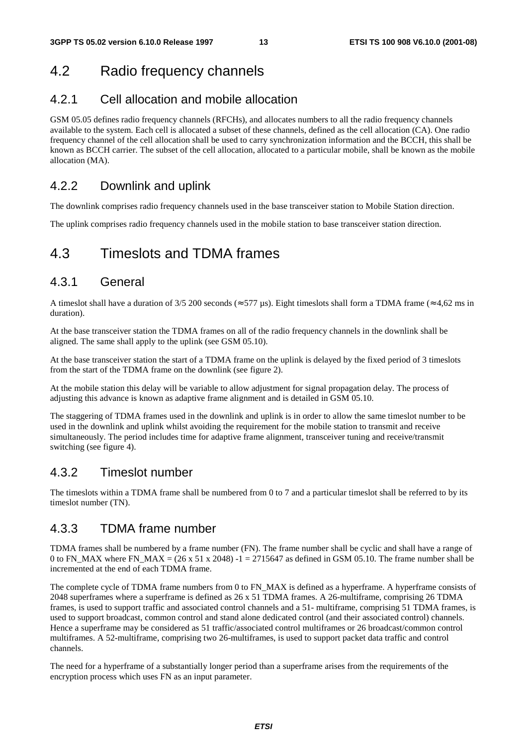## 4.2 Radio frequency channels

### 4.2.1 Cell allocation and mobile allocation

GSM 05.05 defines radio frequency channels (RFCHs), and allocates numbers to all the radio frequency channels available to the system. Each cell is allocated a subset of these channels, defined as the cell allocation (CA). One radio frequency channel of the cell allocation shall be used to carry synchronization information and the BCCH, this shall be known as BCCH carrier. The subset of the cell allocation, allocated to a particular mobile, shall be known as the mobile allocation (MA).

### 4.2.2 Downlink and uplink

The downlink comprises radio frequency channels used in the base transceiver station to Mobile Station direction.

The uplink comprises radio frequency channels used in the mobile station to base transceiver station direction.

## 4.3 Timeslots and TDMA frames

### 4.3.1 General

A timeslot shall have a duration of 3/5 200 seconds (≈ 577 µs). Eight timeslots shall form a TDMA frame (≈ 4,62 ms in duration).

At the base transceiver station the TDMA frames on all of the radio frequency channels in the downlink shall be aligned. The same shall apply to the uplink (see GSM 05.10).

At the base transceiver station the start of a TDMA frame on the uplink is delayed by the fixed period of 3 timeslots from the start of the TDMA frame on the downlink (see figure 2).

At the mobile station this delay will be variable to allow adjustment for signal propagation delay. The process of adjusting this advance is known as adaptive frame alignment and is detailed in GSM 05.10.

The staggering of TDMA frames used in the downlink and uplink is in order to allow the same timeslot number to be used in the downlink and uplink whilst avoiding the requirement for the mobile station to transmit and receive simultaneously. The period includes time for adaptive frame alignment, transceiver tuning and receive/transmit switching (see figure 4).

### 4.3.2 Timeslot number

The timeslots within a TDMA frame shall be numbered from 0 to 7 and a particular timeslot shall be referred to by its timeslot number (TN).

### 4.3.3 TDMA frame number

TDMA frames shall be numbered by a frame number (FN). The frame number shall be cyclic and shall have a range of 0 to FN_MAX where FN_MAX = (26 x 51 x 2048) -1 = 2715647 as defined in GSM 05.10. The frame number shall be incremented at the end of each TDMA frame.

The complete cycle of TDMA frame numbers from 0 to FN_MAX is defined as a hyperframe. A hyperframe consists of 2048 superframes where a superframe is defined as 26 x 51 TDMA frames. A 26-multiframe, comprising 26 TDMA frames, is used to support traffic and associated control channels and a 51- multiframe, comprising 51 TDMA frames, is used to support broadcast, common control and stand alone dedicated control (and their associated control) channels. Hence a superframe may be considered as 51 traffic/associated control multiframes or 26 broadcast/common control multiframes. A 52-multiframe, comprising two 26-multiframes, is used to support packet data traffic and control channels.

The need for a hyperframe of a substantially longer period than a superframe arises from the requirements of the encryption process which uses FN as an input parameter.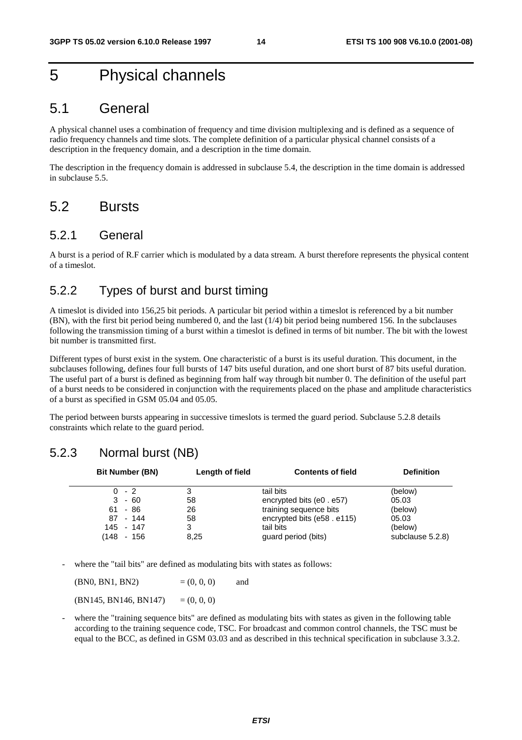# 5 Physical channels

## 5.1 General

A physical channel uses a combination of frequency and time division multiplexing and is defined as a sequence of radio frequency channels and time slots. The complete definition of a particular physical channel consists of a description in the frequency domain, and a description in the time domain.

The description in the frequency domain is addressed in subclause 5.4, the description in the time domain is addressed in subclause 5.5.

## 5.2 Bursts

### 5.2.1 General

A burst is a period of R.F carrier which is modulated by a data stream. A burst therefore represents the physical content of a timeslot.

### 5.2.2 Types of burst and burst timing

A timeslot is divided into 156,25 bit periods. A particular bit period within a timeslot is referenced by a bit number (BN), with the first bit period being numbered 0, and the last (1/4) bit period being numbered 156. In the subclauses following the transmission timing of a burst within a timeslot is defined in terms of bit number. The bit with the lowest bit number is transmitted first.

Different types of burst exist in the system. One characteristic of a burst is its useful duration. This document, in the subclauses following, defines four full bursts of 147 bits useful duration, and one short burst of 87 bits useful duration. The useful part of a burst is defined as beginning from half way through bit number 0. The definition of the useful part of a burst needs to be considered in conjunction with the requirements placed on the phase and amplitude characteristics of a burst as specified in GSM 05.04 and 05.05.

The period between bursts appearing in successive timeslots is termed the guard period. Subclause 5.2.8 details constraints which relate to the guard period.

### 5.2.3 Normal burst (NB)

| Bit Number (BN) | Length of field | Contents of field | Definition |
|---|---|---|---|
| 0 - 2 | 3 | tail bits | (below) |
| 3 - 60 | 58 | encrypted bits (e0 . e57) | 05.03 |
| 61 - 86 | 26 | training sequence bits | (below) |
| 87 - 144 | 58 | encrypted bits (e58 . e115) | 05.03 |
| 145 - 147 | 3 | tail bits | (below) |
| (148 - 156 | 8,25 | guard period (bits) | subclause 5.2.8) |

- where the "tail bits" are defined as modulating bits with states as follows:

  (BN0, BN1, BN2) = (0, 0, 0) and

  (BN145, BN146, BN147) = (0, 0, 0)

- where the "training sequence bits" are defined as modulating bits with states as given in the following table according to the training sequence code, TSC. For broadcast and common control channels, the TSC must be equal to the BCC, as defined in GSM 03.03 and as described in this technical specification in subclause 3.3.2.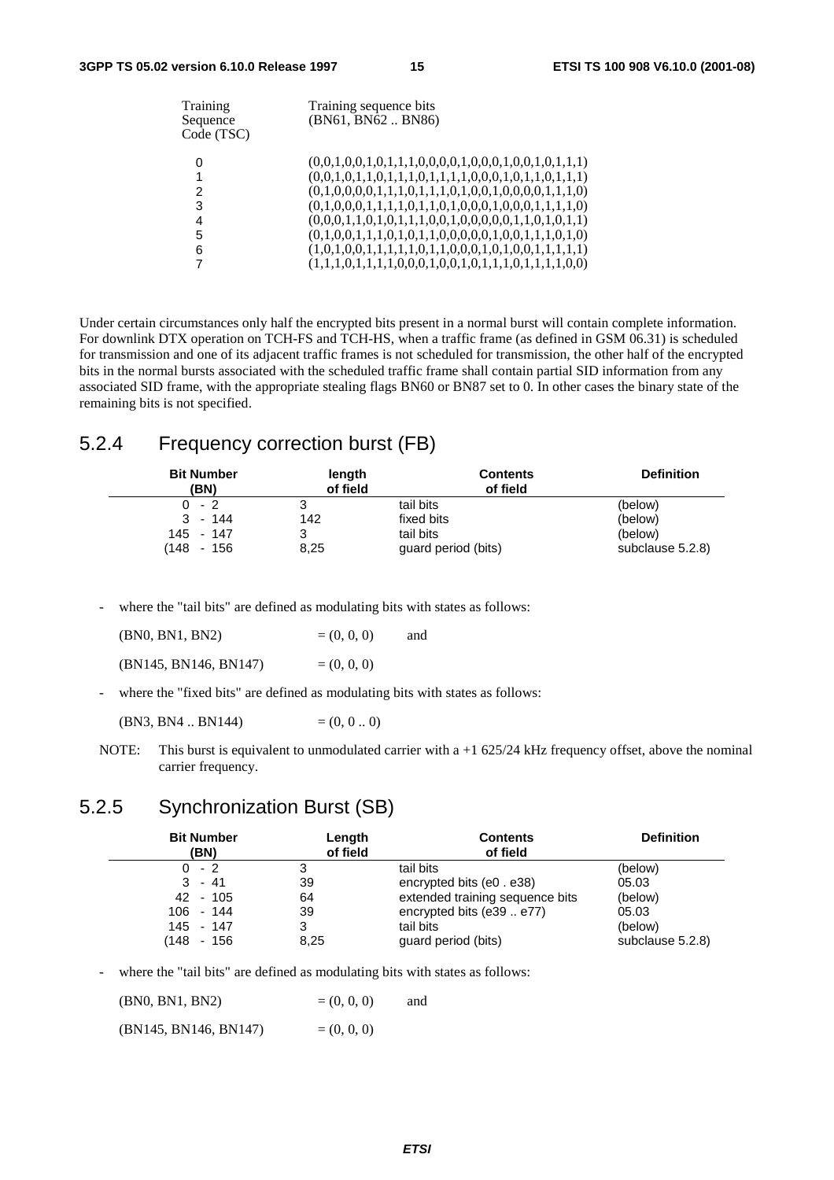| Training Sequence Code (TSC) | Training sequence bits (BN61, BN62 .. BN86) |
|---|---|
| 0 | (0,0,1,0,0,1,0,1,1,1,0,0,0,0,1,0,0,0,1,0,0,1,0,1,1,1) |
| 1 | (0,0,1,0,1,1,0,1,1,1,0,1,1,1,1,0,0,0,1,0,1,1,0,1,1,1) |
| 2 | (0,1,0,0,0,0,1,1,1,0,1,1,1,0,1,0,0,1,0,0,0,0,1,1,1,0) |
| 3 | (0,1,0,0,0,1,1,1,1,0,1,1,0,1,0,0,0,1,0,0,0,1,1,1,1,0) |
| 4 | (0,0,0,1,1,0,1,0,1,1,1,0,0,1,0,0,0,0,0,1,1,0,1,0,1,1) |
| 5 | (0,1,0,0,1,1,1,0,1,0,1,1,0,0,0,0,0,1,0,0,1,1,1,0,1,0) |
| 6 | (1,0,1,0,0,1,1,1,1,1,0,1,1,0,0,0,1,0,1,0,0,1,1,1,1,1) |
| 7 | (1,1,1,0,1,1,1,1,0,0,0,1,0,0,1,0,1,1,1,0,1,1,1,1,0,0) |

Under certain circumstances only half the encrypted bits present in a normal burst will contain complete information. For downlink DTX operation on TCH-FS and TCH-HS, when a traffic frame (as defined in GSM 06.31) is scheduled for transmission and one of its adjacent traffic frames is not scheduled for transmission, the other half of the encrypted bits in the normal bursts associated with the scheduled traffic frame shall contain partial SID information from any associated SID frame, with the appropriate stealing flags BN60 or BN87 set to 0. In other cases the binary state of the remaining bits is not specified.

## 5.2.4 Frequency correction burst (FB)

| Bit Number (BN) | length of field | Contents of field | Definition |
|---|---|---|---|
| 0 - 2 | 3 | tail bits | (below) |
| 3 - 144 | 142 | fixed bits | (below) |
| 145 - 147 | 3 | tail bits | (below) |
| (148 - 156 | 8,25 | guard period (bits) | subclause 5.2.8) |

- where the "tail bits" are defined as modulating bits with states as follows:

  (BN0, BN1, BN2) = (0, 0, 0) and

  (BN145, BN146, BN147) = (0, 0, 0)

- where the "fixed bits" are defined as modulating bits with states as follows:

  (BN3, BN4 .. BN144) = (0, 0 .. 0)

NOTE: This burst is equivalent to unmodulated carrier with a +1 625/24 kHz frequency offset, above the nominal carrier frequency.

## 5.2.5 Synchronization Burst (SB)

| Bit Number (BN) | Length of field | Contents of field | Definition |
|---|---|---|---|
| 0 - 2 | 3 | tail bits | (below) |
| 3 - 41 | 39 | encrypted bits (e0 . e38) | 05.03 |
| 42 - 105 | 64 | extended training sequence bits | (below) |
| 106 - 144 | 39 | encrypted bits (e39 .. e77) | 05.03 |
| 145 - 147 | 3 | tail bits | (below) |
| (148 - 156 | 8,25 | guard period (bits) | subclause 5.2.8) |

- where the "tail bits" are defined as modulating bits with states as follows:

  (BN0, BN1, BN2) = (0, 0, 0) and

  (BN145, BN146, BN147) = (0, 0, 0)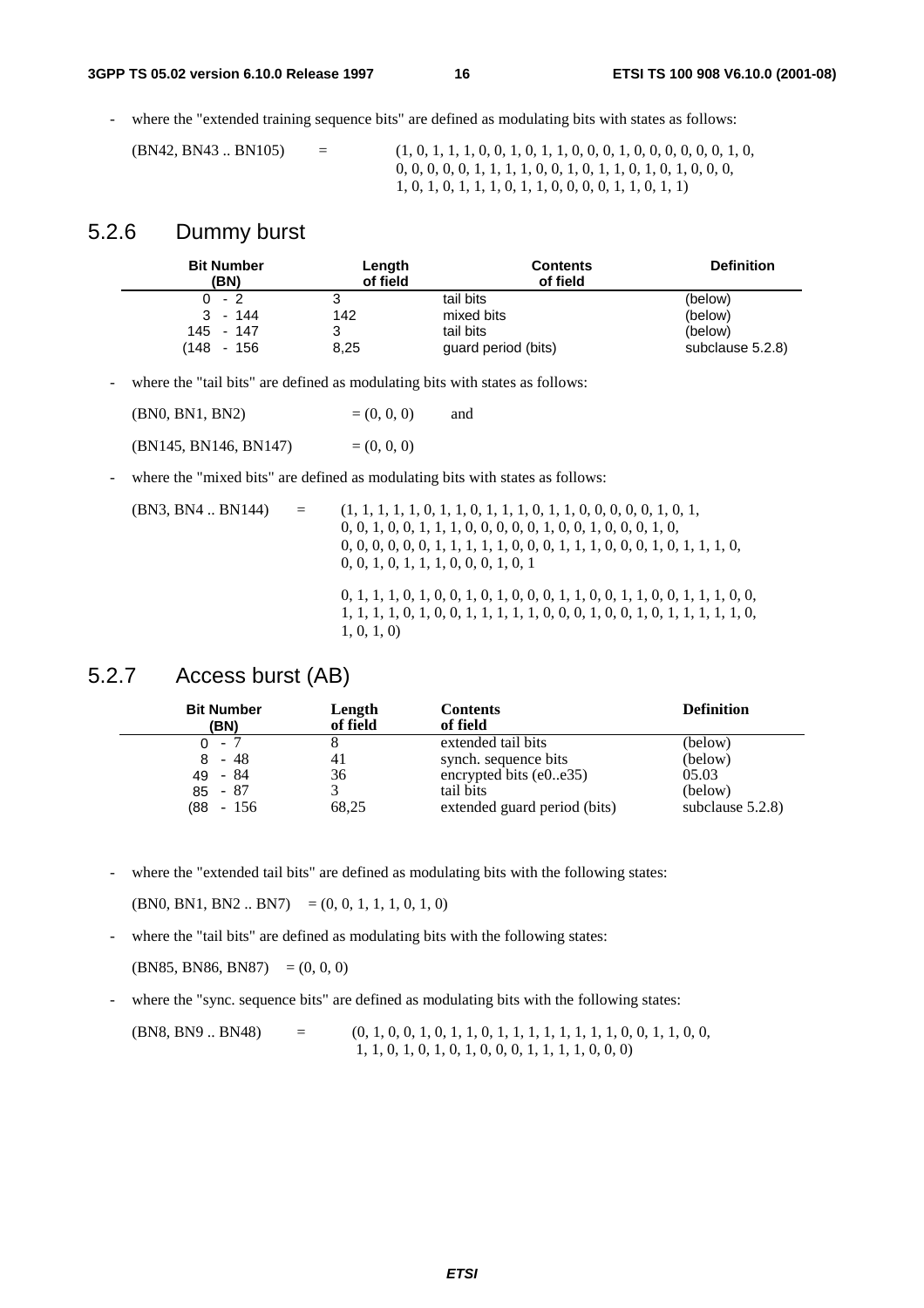- where the "extended training sequence bits" are defined as modulating bits with states as follows:

(BN42, BN43 .. BN105) = (1, 0, 1, 1, 1, 0, 0, 1, 0, 1, 1, 0, 0, 0, 1, 0, 0, 0, 0, 0, 0, 1, 0,
0, 0, 0, 0, 0, 1, 1, 1, 1, 0, 0, 1, 0, 1, 1, 0, 1, 0, 1, 0, 0, 0,
1, 0, 1, 0, 1, 1, 1, 0, 1, 1, 0, 0, 0, 0, 1, 1, 0, 1, 1)

## 5.2.6 Dummy burst

| Bit Number (BN) | Length of field | Contents of field | Definition |
|---|---|---|---|
| 0 - 2 | 3 | tail bits | (below) |
| 3 - 144 | 142 | mixed bits | (below) |
| 145 - 147 | 3 | tail bits | (below) |
| (148 - 156 | 8,25 | guard period (bits) | subclause 5.2.8) |

- where the "tail bits" are defined as modulating bits with states as follows:

(BN0, BN1, BN2) = (0, 0, 0) and

(BN145, BN146, BN147) = (0, 0, 0)

- where the "mixed bits" are defined as modulating bits with states as follows:

(BN3, BN4 .. BN144) = (1, 1, 1, 1, 1, 0, 1, 1, 0, 1, 1, 1, 0, 1, 1, 0, 0, 0, 0, 0, 1, 0, 1,
0, 0, 1, 0, 0, 1, 1, 1, 0, 0, 0, 0, 0, 1, 0, 0, 1, 0, 0, 0, 1, 0,
0, 0, 0, 0, 0, 0, 1, 1, 1, 1, 1, 0, 0, 0, 1, 1, 1, 0, 0, 0, 1, 0, 1, 1, 1, 0,
0, 0, 1, 0, 1, 1, 1, 0, 0, 0, 1, 0, 1

0, 1, 1, 1, 0, 1, 0, 0, 1, 0, 1, 0, 0, 0, 1, 1, 0, 0, 1, 1, 0, 0, 1, 1, 1, 0, 0,
1, 1, 1, 1, 0, 1, 0, 0, 1, 1, 1, 1, 1, 0, 0, 0, 1, 0, 0, 1, 0, 1, 1, 1, 1, 1, 0,
1, 0, 1, 0)

## 5.2.7 Access burst (AB)

| Bit Number (BN) | Length of field | Contents of field | Definition |
|---|---|---|---|
| 0 - 7 | 8 | extended tail bits | (below) |
| 8 - 48 | 41 | synch. sequence bits | (below) |
| 49 - 84 | 36 | encrypted bits (e0..e35) | 05.03 |
| 85 - 87 | 3 | tail bits | (below) |
| (88 - 156 | 68,25 | extended guard period (bits) | subclause 5.2.8) |

- where the "extended tail bits" are defined as modulating bits with the following states:

(BN0, BN1, BN2 .. BN7) = (0, 0, 1, 1, 1, 0, 1, 0)

- where the "tail bits" are defined as modulating bits with the following states:

(BN85, BN86, BN87) = (0, 0, 0)

- where the "sync. sequence bits" are defined as modulating bits with the following states:

(BN8, BN9 .. BN48) = (0, 1, 0, 0, 1, 0, 1, 1, 0, 1, 1, 1, 1, 1, 1, 1, 1, 0, 0, 1, 1, 0, 0,
1, 1, 0, 1, 0, 1, 0, 1, 0, 0, 0, 1, 1, 1, 1, 0, 0, 0)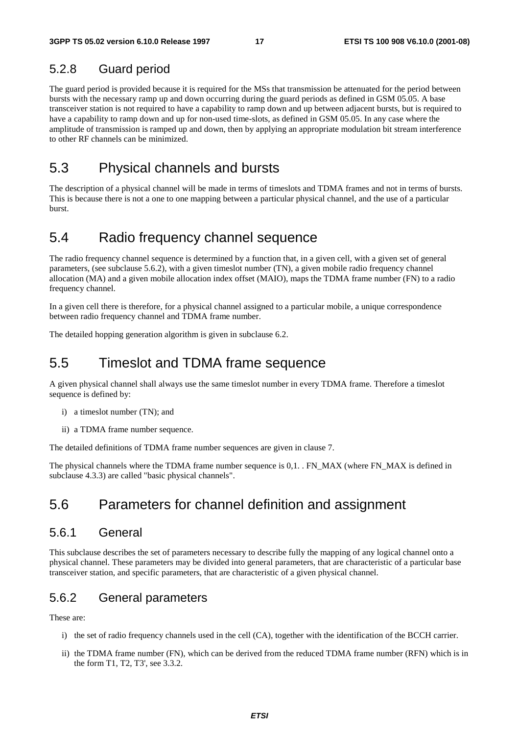### 5.2.8 Guard period

The guard period is provided because it is required for the MSs that transmission be attenuated for the period between bursts with the necessary ramp up and down occurring during the guard periods as defined in GSM 05.05. A base transceiver station is not required to have a capability to ramp down and up between adjacent bursts, but is required to have a capability to ramp down and up for non-used time-slots, as defined in GSM 05.05. In any case where the amplitude of transmission is ramped up and down, then by applying an appropriate modulation bit stream interference to other RF channels can be minimized.

## 5.3 Physical channels and bursts

The description of a physical channel will be made in terms of timeslots and TDMA frames and not in terms of bursts. This is because there is not a one to one mapping between a particular physical channel, and the use of a particular burst.

## 5.4 Radio frequency channel sequence

The radio frequency channel sequence is determined by a function that, in a given cell, with a given set of general parameters, (see subclause 5.6.2), with a given timeslot number (TN), a given mobile radio frequency channel allocation (MA) and a given mobile allocation index offset (MAIO), maps the TDMA frame number (FN) to a radio frequency channel.

In a given cell there is therefore, for a physical channel assigned to a particular mobile, a unique correspondence between radio frequency channel and TDMA frame number.

The detailed hopping generation algorithm is given in subclause 6.2.

## 5.5 Timeslot and TDMA frame sequence

A given physical channel shall always use the same timeslot number in every TDMA frame. Therefore a timeslot sequence is defined by:

i) a timeslot number (TN); and

ii) a TDMA frame number sequence.

The detailed definitions of TDMA frame number sequences are given in clause 7.

The physical channels where the TDMA frame number sequence is 0,1. . FN_MAX (where FN_MAX is defined in subclause 4.3.3) are called "basic physical channels".

## 5.6 Parameters for channel definition and assignment

### 5.6.1 General

This subclause describes the set of parameters necessary to describe fully the mapping of any logical channel onto a physical channel. These parameters may be divided into general parameters, that are characteristic of a particular base transceiver station, and specific parameters, that are characteristic of a given physical channel.

### 5.6.2 General parameters

These are:

i) the set of radio frequency channels used in the cell (CA), together with the identification of the BCCH carrier.

ii) the TDMA frame number (FN), which can be derived from the reduced TDMA frame number (RFN) which is in the form T1, T2, T3', see 3.3.2.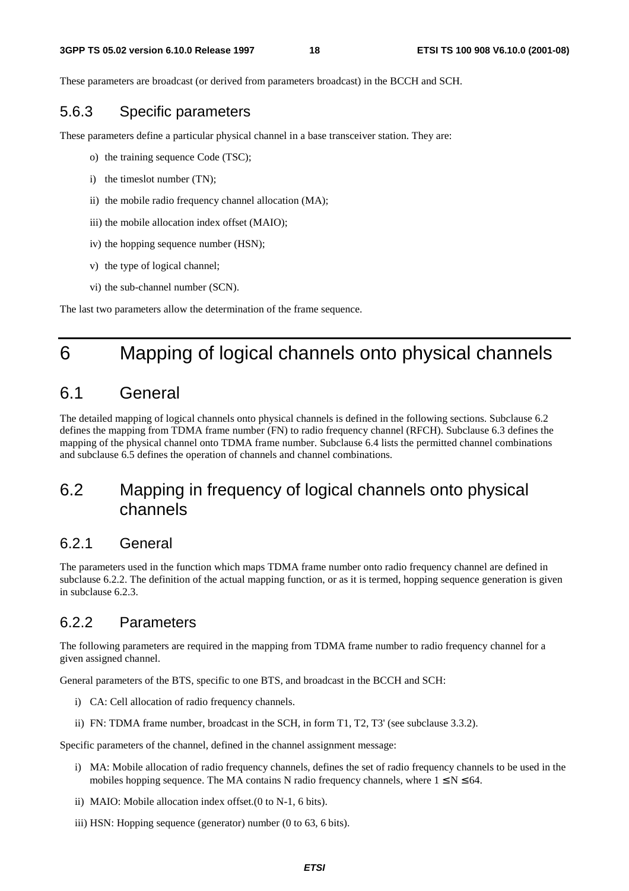These parameters are broadcast (or derived from parameters broadcast) in the BCCH and SCH.

### 5.6.3 Specific parameters

These parameters define a particular physical channel in a base transceiver station. They are:

- o) the training sequence Code (TSC);
- i) the timeslot number (TN);
- ii) the mobile radio frequency channel allocation (MA);
- iii) the mobile allocation index offset (MAIO);
- iv) the hopping sequence number (HSN);
- v) the type of logical channel;
- vi) the sub-channel number (SCN).

The last two parameters allow the determination of the frame sequence.

# 6 Mapping of logical channels onto physical channels

## 6.1 General

The detailed mapping of logical channels onto physical channels is defined in the following sections. Subclause 6.2 defines the mapping from TDMA frame number (FN) to radio frequency channel (RFCH). Subclause 6.3 defines the mapping of the physical channel onto TDMA frame number. Subclause 6.4 lists the permitted channel combinations and subclause 6.5 defines the operation of channels and channel combinations.

## 6.2 Mapping in frequency of logical channels onto physical channels

### 6.2.1 General

The parameters used in the function which maps TDMA frame number onto radio frequency channel are defined in subclause 6.2.2. The definition of the actual mapping function, or as it is termed, hopping sequence generation is given in subclause 6.2.3.

### 6.2.2 Parameters

The following parameters are required in the mapping from TDMA frame number to radio frequency channel for a given assigned channel.

General parameters of the BTS, specific to one BTS, and broadcast in the BCCH and SCH:

- i) CA: Cell allocation of radio frequency channels.
- ii) FN: TDMA frame number, broadcast in the SCH, in form T1, T2, T3' (see subclause 3.3.2).

Specific parameters of the channel, defined in the channel assignment message:

- i) MA: Mobile allocation of radio frequency channels, defines the set of radio frequency channels to be used in the mobiles hopping sequence. The MA contains N radio frequency channels, where $1 \leq N \leq 64$.
- ii) MAIO: Mobile allocation index offset.(0 to N-1, 6 bits).
- iii) HSN: Hopping sequence (generator) number (0 to 63, 6 bits).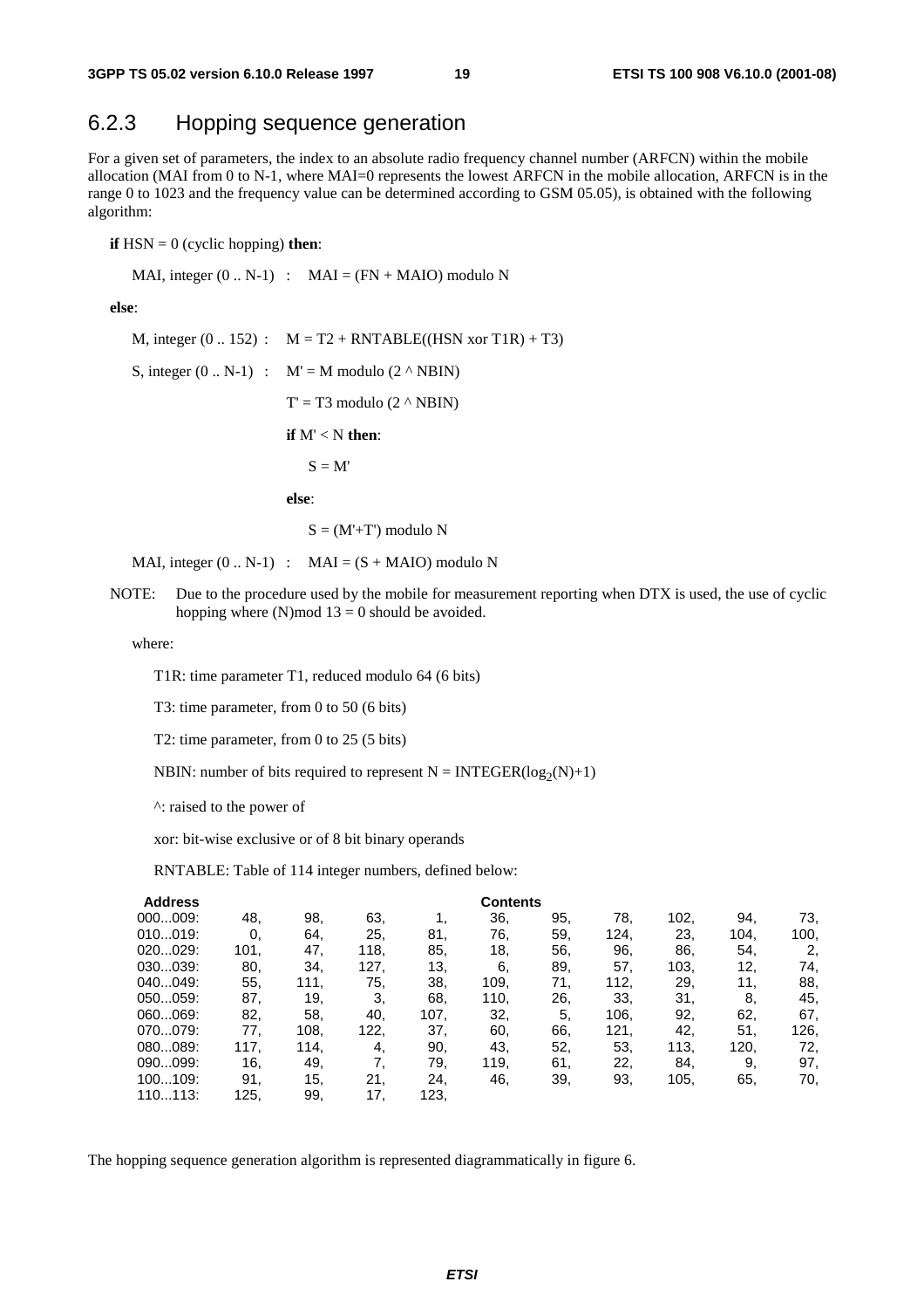### 6.2.3 Hopping sequence generation

For a given set of parameters, the index to an absolute radio frequency channel number (ARFCN) within the mobile allocation (MAI from 0 to N-1, where MAI=0 represents the lowest ARFCN in the mobile allocation, ARFCN is in the range 0 to 1023 and the frequency value can be determined according to GSM 05.05), is obtained with the following algorithm:

**if** HSN = 0 (cyclic hopping) **then**:

MAI, integer (0 .. N-1) : MAI = (FN + MAIO) modulo N

**else**:

M, integer (0 .. 152) : M = T2 + RNTABLE((HSN xor T1R) + T3)

S, integer (0 .. N-1) : M' = M modulo (2 ^ NBIN)

T' = T3 modulo (2 ^ NBIN)

**if** M' < N **then**:

S = M'

**else**:

S = (M'+T') modulo N

MAI, integer (0 .. N-1) : MAI = (S + MAIO) modulo N

NOTE: Due to the procedure used by the mobile for measurement reporting when DTX is used, the use of cyclic hopping where (N)mod 13 = 0 should be avoided.

where:

T1R: time parameter T1, reduced modulo 64 (6 bits)

T3: time parameter, from 0 to 50 (6 bits)

T2: time parameter, from 0 to 25 (5 bits)

NBIN: number of bits required to represent N = INTEGER($\log_2$(N)+1)

^: raised to the power of

xor: bit-wise exclusive or of 8 bit binary operands

RNTABLE: Table of 114 integer numbers, defined below:

| Address | Contents | | | | | | | | | |
|---|---|---|---|---|---|---|---|---|---|---|
| 000...009: | 48, | 98, | 63, | 1, | 36, | 95, | 78, | 102, | 94, | 73, |
| 010...019: | 0, | 64, | 25, | 81, | 76, | 59, | 124, | 23, | 104, | 100, |
| 020...029: | 101, | 47, | 118, | 85, | 18, | 56, | 96, | 86, | 54, | 2, |
| 030...039: | 80, | 34, | 127, | 13, | 6, | 89, | 57, | 103, | 12, | 74, |
| 040...049: | 55, | 111, | 75, | 38, | 109, | 71, | 112, | 29, | 11, | 88, |
| 050...059: | 87, | 19, | 3, | 68, | 110, | 26, | 33, | 31, | 8, | 45, |
| 060...069: | 82, | 58, | 40, | 107, | 32, | 5, | 106, | 92, | 62, | 67, |
| 070...079: | 77, | 108, | 122, | 37, | 60, | 66, | 121, | 42, | 51, | 126, |
| 080...089: | 117, | 114, | 4, | 90, | 43, | 52, | 53, | 113, | 120, | 72, |
| 090...099: | 16, | 49, | 7, | 79, | 119, | 61, | 22, | 84, | 9, | 97, |
| 100...109: | 91, | 15, | 21, | 24, | 46, | 39, | 93, | 105, | 65, | 70, |
| 110...113: | 125, | 99, | 17, | 123, | | | | | | |

The hopping sequence generation algorithm is represented diagrammatically in figure 6.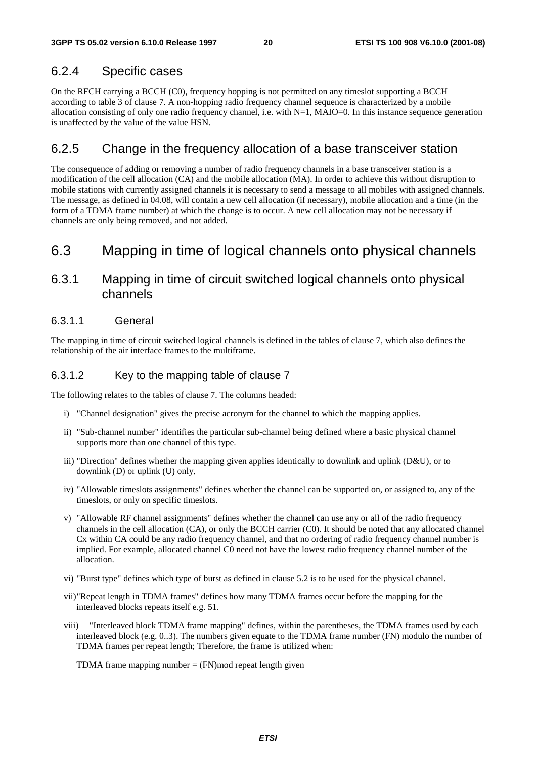### 6.2.4 Specific cases

On the RFCH carrying a BCCH (C0), frequency hopping is not permitted on any timeslot supporting a BCCH according to table 3 of clause 7. A non-hopping radio frequency channel sequence is characterized by a mobile allocation consisting of only one radio frequency channel, i.e. with N=1, MAIO=0. In this instance sequence generation is unaffected by the value of the value HSN.

### 6.2.5 Change in the frequency allocation of a base transceiver station

The consequence of adding or removing a number of radio frequency channels in a base transceiver station is a modification of the cell allocation (CA) and the mobile allocation (MA). In order to achieve this without disruption to mobile stations with currently assigned channels it is necessary to send a message to all mobiles with assigned channels. The message, as defined in 04.08, will contain a new cell allocation (if necessary), mobile allocation and a time (in the form of a TDMA frame number) at which the change is to occur. A new cell allocation may not be necessary if channels are only being removed, and not added.

## 6.3 Mapping in time of logical channels onto physical channels

### 6.3.1 Mapping in time of circuit switched logical channels onto physical channels

#### 6.3.1.1 General

The mapping in time of circuit switched logical channels is defined in the tables of clause 7, which also defines the relationship of the air interface frames to the multiframe.

#### 6.3.1.2 Key to the mapping table of clause 7

The following relates to the tables of clause 7. The columns headed:

i) "Channel designation" gives the precise acronym for the channel to which the mapping applies.

ii) "Sub-channel number" identifies the particular sub-channel being defined where a basic physical channel supports more than one channel of this type.

iii) "Direction" defines whether the mapping given applies identically to downlink and uplink (D&U), or to downlink (D) or uplink (U) only.

iv) "Allowable timeslots assignments" defines whether the channel can be supported on, or assigned to, any of the timeslots, or only on specific timeslots.

v) "Allowable RF channel assignments" defines whether the channel can use any or all of the radio frequency channels in the cell allocation (CA), or only the BCCH carrier (C0). It should be noted that any allocated channel Cx within CA could be any radio frequency channel, and that no ordering of radio frequency channel number is implied. For example, allocated channel C0 need not have the lowest radio frequency channel number of the allocation.

vi) "Burst type" defines which type of burst as defined in clause 5.2 is to be used for the physical channel.

vii) "Repeat length in TDMA frames" defines how many TDMA frames occur before the mapping for the interleaved blocks repeats itself e.g. 51.

viii) "Interleaved block TDMA frame mapping" defines, within the parentheses, the TDMA frames used by each interleaved block (e.g. 0..3). The numbers given equate to the TDMA frame number (FN) modulo the number of TDMA frames per repeat length; Therefore, the frame is utilized when:

TDMA frame mapping number = (FN)mod repeat length given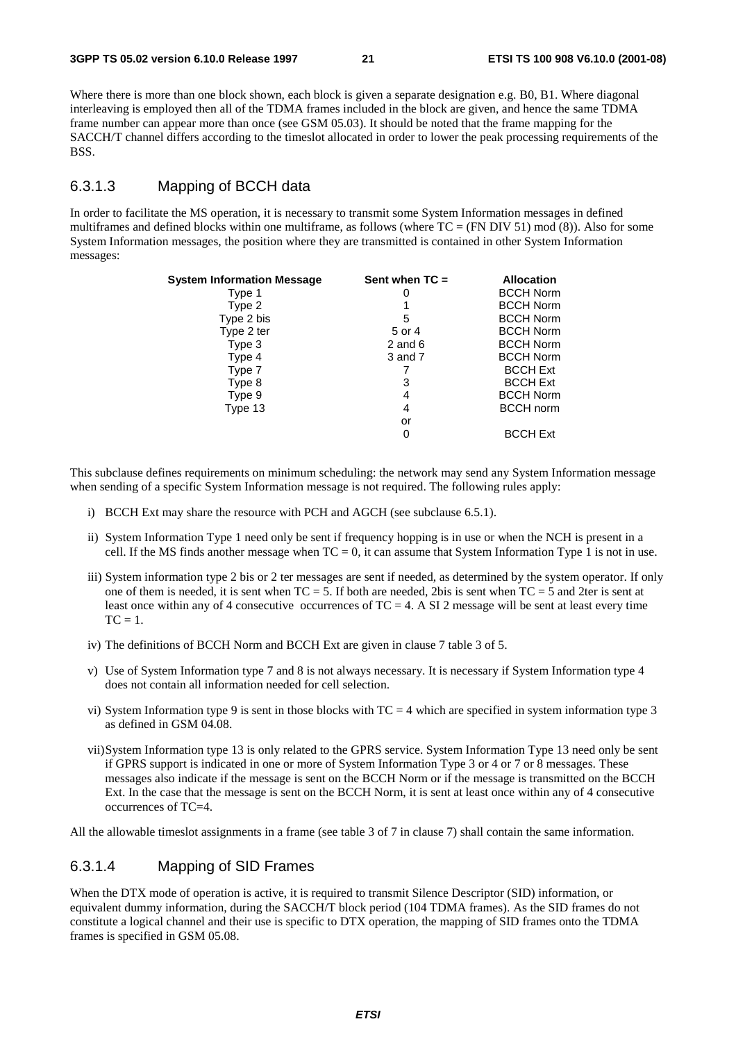Where there is more than one block shown, each block is given a separate designation e.g. B0, B1. Where diagonal interleaving is employed then all of the TDMA frames included in the block are given, and hence the same TDMA frame number can appear more than once (see GSM 05.03). It should be noted that the frame mapping for the SACCH/T channel differs according to the timeslot allocated in order to lower the peak processing requirements of the BSS.

#### 6.3.1.3 Mapping of BCCH data

In order to facilitate the MS operation, it is necessary to transmit some System Information messages in defined multiframes and defined blocks within one multiframe, as follows (where TC = (FN DIV 51) mod (8)). Also for some System Information messages, the position where they are transmitted is contained in other System Information messages:

| System Information Message | Sent when TC = | Allocation |
|---|---|---|
| Type 1 | 0 | BCCH Norm |
| Type 2 | 1 | BCCH Norm |
| Type 2 bis | 5 | BCCH Norm |
| Type 2 ter | 5 or 4 | BCCH Norm |
| Type 3 | 2 and 6 | BCCH Norm |
| Type 4 | 3 and 7 | BCCH Norm |
| Type 7 | 7 | BCCH Ext |
| Type 8 | 3 | BCCH Ext |
| Type 9 | 4 | BCCH Norm |
| Type 13 | 4 | BCCH norm |
| | or | |
| | 0 | BCCH Ext |

This subclause defines requirements on minimum scheduling: the network may send any System Information message when sending of a specific System Information message is not required. The following rules apply:

i) BCCH Ext may share the resource with PCH and AGCH (see subclause 6.5.1).

ii) System Information Type 1 need only be sent if frequency hopping is in use or when the NCH is present in a cell. If the MS finds another message when TC = 0, it can assume that System Information Type 1 is not in use.

iii) System information type 2 bis or 2 ter messages are sent if needed, as determined by the system operator. If only one of them is needed, it is sent when TC = 5. If both are needed, 2bis is sent when TC = 5 and 2ter is sent at least once within any of 4 consecutive occurrences of TC = 4. A SI 2 message will be sent at least every time TC = 1.

iv) The definitions of BCCH Norm and BCCH Ext are given in clause 7 table 3 of 5.

v) Use of System Information type 7 and 8 is not always necessary. It is necessary if System Information type 4 does not contain all information needed for cell selection.

vi) System Information type 9 is sent in those blocks with TC = 4 which are specified in system information type 3 as defined in GSM 04.08.

vii) System Information type 13 is only related to the GPRS service. System Information Type 13 need only be sent if GPRS support is indicated in one or more of System Information Type 3 or 4 or 7 or 8 messages. These messages also indicate if the message is sent on the BCCH Norm or if the message is transmitted on the BCCH Ext. In the case that the message is sent on the BCCH Norm, it is sent at least once within any of 4 consecutive occurrences of TC=4.

All the allowable timeslot assignments in a frame (see table 3 of 7 in clause 7) shall contain the same information.

#### 6.3.1.4 Mapping of SID Frames

When the DTX mode of operation is active, it is required to transmit Silence Descriptor (SID) information, or equivalent dummy information, during the SACCH/T block period (104 TDMA frames). As the SID frames do not constitute a logical channel and their use is specific to DTX operation, the mapping of SID frames onto the TDMA frames is specified in GSM 05.08.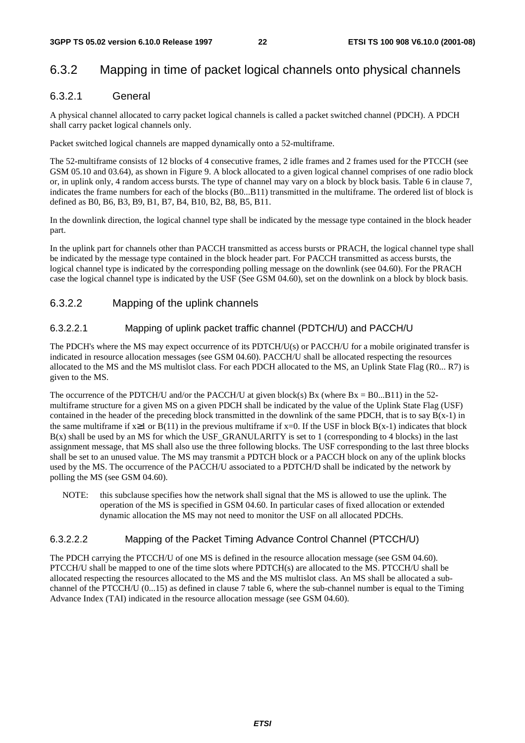## 6.3.2 Mapping in time of packet logical channels onto physical channels

### 6.3.2.1 General

A physical channel allocated to carry packet logical channels is called a packet switched channel (PDCH). A PDCH shall carry packet logical channels only.

Packet switched logical channels are mapped dynamically onto a 52-multiframe.

The 52-multiframe consists of 12 blocks of 4 consecutive frames, 2 idle frames and 2 frames used for the PTCCH (see GSM 05.10 and 03.64), as shown in Figure 9. A block allocated to a given logical channel comprises of one radio block or, in uplink only, 4 random access bursts. The type of channel may vary on a block by block basis. Table 6 in clause 7, indicates the frame numbers for each of the blocks (B0...B11) transmitted in the multiframe. The ordered list of block is defined as B0, B6, B3, B9, B1, B7, B4, B10, B2, B8, B5, B11.

In the downlink direction, the logical channel type shall be indicated by the message type contained in the block header part.

In the uplink part for channels other than PACCH transmitted as access bursts or PRACH, the logical channel type shall be indicated by the message type contained in the block header part. For PACCH transmitted as access bursts, the logical channel type is indicated by the corresponding polling message on the downlink (see 04.60). For the PRACH case the logical channel type is indicated by the USF (See GSM 04.60), set on the downlink on a block by block basis.

### 6.3.2.2 Mapping of the uplink channels

#### 6.3.2.2.1 Mapping of uplink packet traffic channel (PDTCH/U) and PACCH/U

The PDCH's where the MS may expect occurrence of its PDTCH/U(s) or PACCH/U for a mobile originated transfer is indicated in resource allocation messages (see GSM 04.60). PACCH/U shall be allocated respecting the resources allocated to the MS and the MS multislot class. For each PDCH allocated to the MS, an Uplink State Flag (R0... R7) is given to the MS.

The occurrence of the PDTCH/U and/or the PACCH/U at given block(s) Bx (where Bx = B0...B11) in the 52-multiframe structure for a given MS on a given PDCH shall be indicated by the value of the Uplink State Flag (USF) contained in the header of the preceding block transmitted in the downlink of the same PDCH, that is to say B(x-1) in the same multiframe if $x \geq 1$ or B(11) in the previous multiframe if x=0. If the USF in block B(x-1) indicates that block B(x) shall be used by an MS for which the USF_GRANULARITY is set to 1 (corresponding to 4 blocks) in the last assignment message, that MS shall also use the three following blocks. The USF corresponding to the last three blocks shall be set to an unused value. The MS may transmit a PDTCH block or a PACCH block on any of the uplink blocks used by the MS. The occurrence of the PACCH/U associated to a PDTCH/D shall be indicated by the network by polling the MS (see GSM 04.60).

NOTE: this subclause specifies how the network shall signal that the MS is allowed to use the uplink. The operation of the MS is specified in GSM 04.60. In particular cases of fixed allocation or extended dynamic allocation the MS may not need to monitor the USF on all allocated PDCHs.

#### 6.3.2.2.2 Mapping of the Packet Timing Advance Control Channel (PTCCH/U)

The PDCH carrying the PTCCH/U of one MS is defined in the resource allocation message (see GSM 04.60). PTCCH/U shall be mapped to one of the time slots where PDTCH(s) are allocated to the MS. PTCCH/U shall be allocated respecting the resources allocated to the MS and the MS multislot class. An MS shall be allocated a sub-channel of the PTCCH/U (0...15) as defined in clause 7 table 6, where the sub-channel number is equal to the Timing Advance Index (TAI) indicated in the resource allocation message (see GSM 04.60).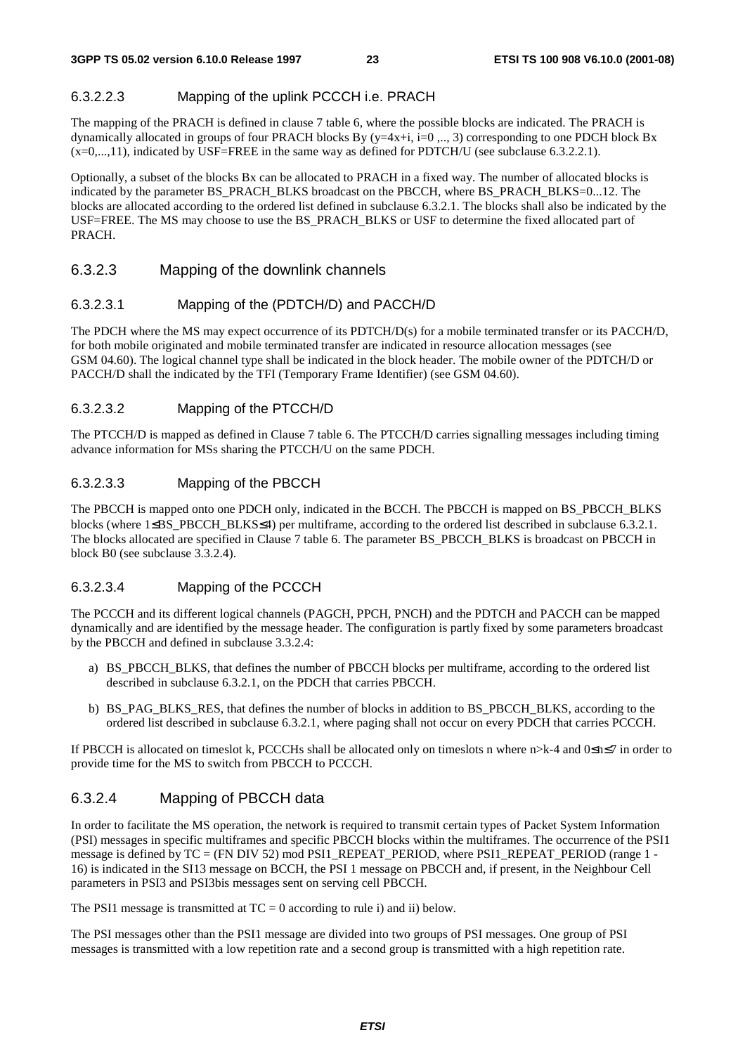#### 6.3.2.2.3 Mapping of the uplink PCCCH i.e. PRACH

The mapping of the PRACH is defined in clause 7 table 6, where the possible blocks are indicated. The PRACH is dynamically allocated in groups of four PRACH blocks By ($y=4x+i$, $i=0$ ,.., 3) corresponding to one PDCH block Bx ($x=0,...,11$), indicated by USF=FREE in the same way as defined for PDTCH/U (see subclause 6.3.2.2.1).

Optionally, a subset of the blocks Bx can be allocated to PRACH in a fixed way. The number of allocated blocks is indicated by the parameter BS_PRACH_BLKS broadcast on the PBCCH, where BS_PRACH_BLKS=0...12. The blocks are allocated according to the ordered list defined in subclause 6.3.2.1. The blocks shall also be indicated by the USF=FREE. The MS may choose to use the BS_PRACH_BLKS or USF to determine the fixed allocated part of PRACH.

### 6.3.2.3 Mapping of the downlink channels

#### 6.3.2.3.1 Mapping of the (PDTCH/D) and PACCH/D

The PDCH where the MS may expect occurrence of its PDTCH/D(s) for a mobile terminated transfer or its PACCH/D, for both mobile originated and mobile terminated transfer are indicated in resource allocation messages (see GSM 04.60). The logical channel type shall be indicated in the block header. The mobile owner of the PDTCH/D or PACCH/D shall the indicated by the TFI (Temporary Frame Identifier) (see GSM 04.60).

#### 6.3.2.3.2 Mapping of the PTCCH/D

The PTCCH/D is mapped as defined in Clause 7 table 6. The PTCCH/D carries signalling messages including timing advance information for MSs sharing the PTCCH/U on the same PDCH.

#### 6.3.2.3.3 Mapping of the PBCCH

The PBCCH is mapped onto one PDCH only, indicated in the BCCH. The PBCCH is mapped on BS_PBCCH_BLKS blocks (where $1 \leq$ BS_PBCCH_BLKS $\leq 4$) per multiframe, according to the ordered list described in subclause 6.3.2.1. The blocks allocated are specified in Clause 7 table 6. The parameter BS_PBCCH_BLKS is broadcast on PBCCH in block B0 (see subclause 3.3.2.4).

#### 6.3.2.3.4 Mapping of the PCCCH

The PCCCH and its different logical channels (PAGCH, PPCH, PNCH) and the PDTCH and PACCH can be mapped dynamically and are identified by the message header. The configuration is partly fixed by some parameters broadcast by the PBCCH and defined in subclause 3.3.2.4:

a) BS_PBCCH_BLKS, that defines the number of PBCCH blocks per multiframe, according to the ordered list described in subclause 6.3.2.1, on the PDCH that carries PBCCH.

b) BS_PAG_BLKS_RES, that defines the number of blocks in addition to BS_PBCCH_BLKS, according to the ordered list described in subclause 6.3.2.1, where paging shall not occur on every PDCH that carries PCCCH.

If PBCCH is allocated on timeslot k, PCCCHs shall be allocated only on timeslots n where $n>k-4$ and $0 \leq n \leq 7$ in order to provide time for the MS to switch from PBCCH to PCCCH.

### 6.3.2.4 Mapping of PBCCH data

In order to facilitate the MS operation, the network is required to transmit certain types of Packet System Information (PSI) messages in specific multiframes and specific PBCCH blocks within the multiframes. The occurrence of the PSI1 message is defined by TC = (FN DIV 52) mod PSI1_REPEAT_PERIOD, where PSI1_REPEAT_PERIOD (range 1 - 16) is indicated in the SI13 message on BCCH, the PSI 1 message on PBCCH and, if present, in the Neighbour Cell parameters in PSI3 and PSI3bis messages sent on serving cell PBCCH.

The PSI1 message is transmitted at TC = 0 according to rule i) and ii) below.

The PSI messages other than the PSI1 message are divided into two groups of PSI messages. One group of PSI messages is transmitted with a low repetition rate and a second group is transmitted with a high repetition rate.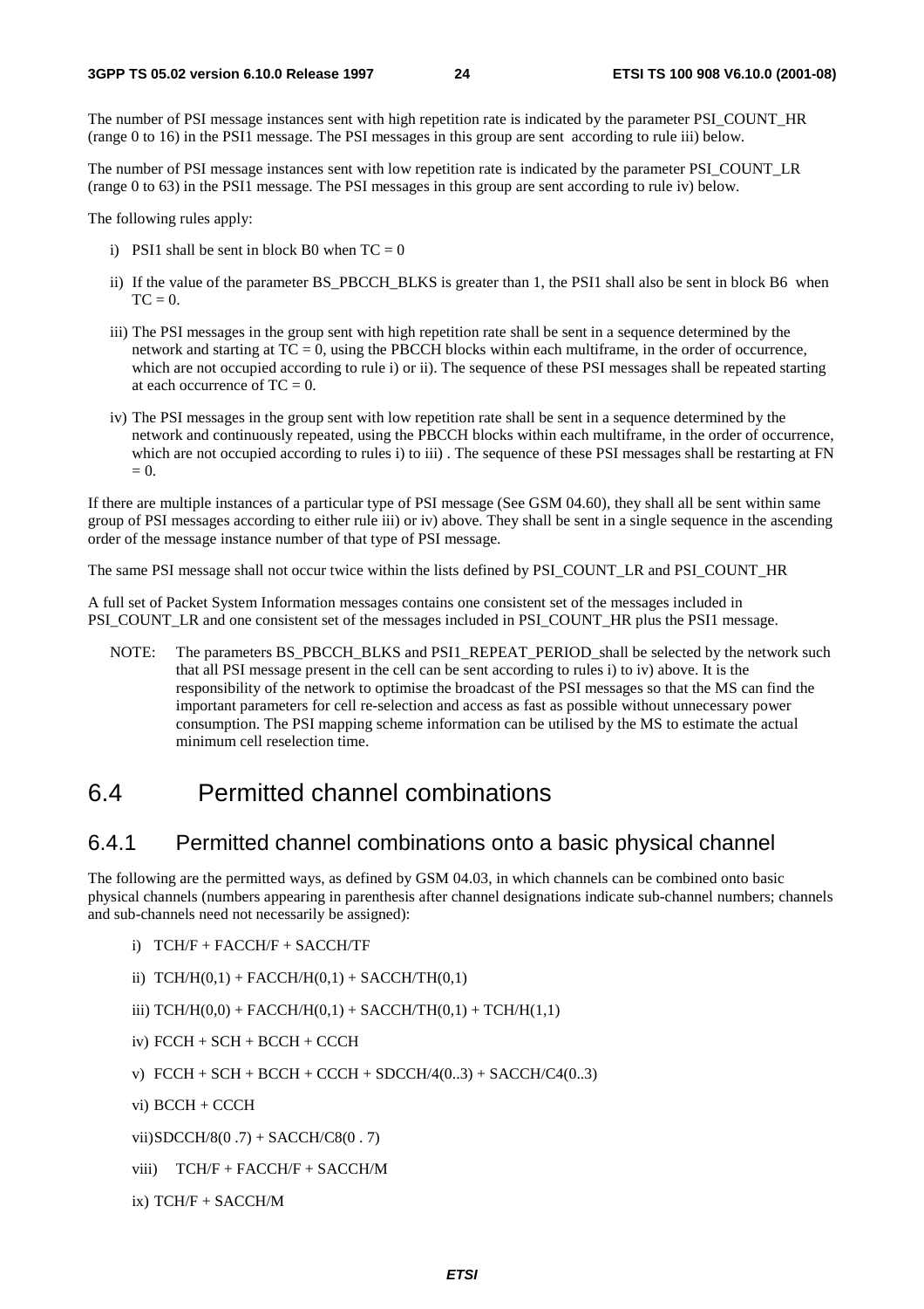The number of PSI message instances sent with high repetition rate is indicated by the parameter PSI_COUNT_HR (range 0 to 16) in the PSI1 message. The PSI messages in this group are sent according to rule iii) below.

The number of PSI message instances sent with low repetition rate is indicated by the parameter PSI_COUNT_LR (range 0 to 63) in the PSI1 message. The PSI messages in this group are sent according to rule iv) below.

The following rules apply:

i) PSI1 shall be sent in block B0 when TC = 0

ii) If the value of the parameter BS_PBCCH_BLKS is greater than 1, the PSI1 shall also be sent in block B6 when TC = 0.

iii) The PSI messages in the group sent with high repetition rate shall be sent in a sequence determined by the network and starting at TC = 0, using the PBCCH blocks within each multiframe, in the order of occurrence, which are not occupied according to rule i) or ii). The sequence of these PSI messages shall be repeated starting at each occurrence of TC = 0.

iv) The PSI messages in the group sent with low repetition rate shall be sent in a sequence determined by the network and continuously repeated, using the PBCCH blocks within each multiframe, in the order of occurrence, which are not occupied according to rules i) to iii) . The sequence of these PSI messages shall be restarting at FN = 0.

If there are multiple instances of a particular type of PSI message (See GSM 04.60), they shall all be sent within same group of PSI messages according to either rule iii) or iv) above. They shall be sent in a single sequence in the ascending order of the message instance number of that type of PSI message.

The same PSI message shall not occur twice within the lists defined by PSI_COUNT_LR and PSI_COUNT_HR

A full set of Packet System Information messages contains one consistent set of the messages included in PSI_COUNT_LR and one consistent set of the messages included in PSI_COUNT_HR plus the PSI1 message.

NOTE: The parameters BS_PBCCH_BLKS and PSI1_REPEAT_PERIOD_shall be selected by the network such that all PSI message present in the cell can be sent according to rules i) to iv) above. It is the responsibility of the network to optimise the broadcast of the PSI messages so that the MS can find the important parameters for cell re-selection and access as fast as possible without unnecessary power consumption. The PSI mapping scheme information can be utilised by the MS to estimate the actual minimum cell reselection time.

# 6.4 Permitted channel combinations

## 6.4.1 Permitted channel combinations onto a basic physical channel

The following are the permitted ways, as defined by GSM 04.03, in which channels can be combined onto basic physical channels (numbers appearing in parenthesis after channel designations indicate sub-channel numbers; channels and sub-channels need not necessarily be assigned):

i) TCH/F + FACCH/F + SACCH/TF

ii) TCH/H(0,1) + FACCH/H(0,1) + SACCH/TH(0,1)

iii) TCH/H(0,0) + FACCH/H(0,1) + SACCH/TH(0,1) + TCH/H(1,1)

iv) FCCH + SCH + BCCH + CCCH

v) FCCH + SCH + BCCH + CCCH + SDCCH/4(0..3) + SACCH/C4(0..3)

vi) BCCH + CCCH

vii) SDCCH/8(0 .7) + SACCH/C8(0 . 7)

viii) TCH/F + FACCH/F + SACCH/M

ix) TCH/F + SACCH/M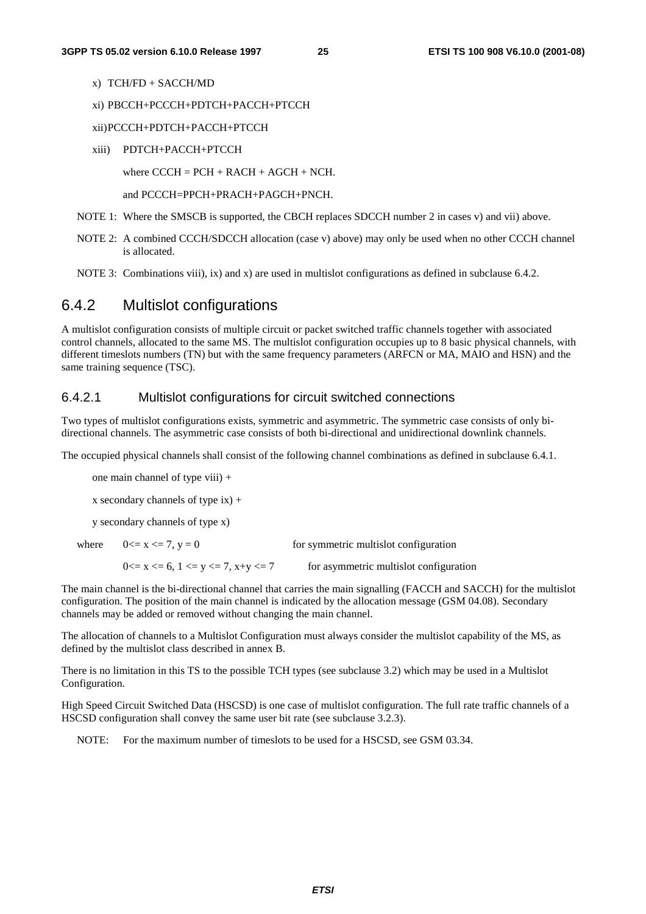x) TCH/FD + SACCH/MD

xi) PBCCH+PCCCH+PDTCH+PACCH+PTCCH

xii) PCCCH+PDTCH+PACCH+PTCCH

xiii) PDTCH+PACCH+PTCCH

where CCCH = PCH + RACH + AGCH + NCH.

and PCCCH=PPCH+PRACH+PAGCH+PNCH.

NOTE 1: Where the SMSCB is supported, the CBCH replaces SDCCH number 2 in cases v) and vii) above.

NOTE 2: A combined CCCH/SDCCH allocation (case v) above) may only be used when no other CCCH channel is allocated.

NOTE 3: Combinations viii), ix) and x) are used in multislot configurations as defined in subclause 6.4.2.

## 6.4.2 Multislot configurations

A multislot configuration consists of multiple circuit or packet switched traffic channels together with associated control channels, allocated to the same MS. The multislot configuration occupies up to 8 basic physical channels, with different timeslots numbers (TN) but with the same frequency parameters (ARFCN or MA, MAIO and HSN) and the same training sequence (TSC).

### 6.4.2.1 Multislot configurations for circuit switched connections

Two types of multislot configurations exists, symmetric and asymmetric. The symmetric case consists of only bi-directional channels. The asymmetric case consists of both bi-directional and unidirectional downlink channels.

The occupied physical channels shall consist of the following channel combinations as defined in subclause 6.4.1.

one main channel of type viii) +

x secondary channels of type ix) +

y secondary channels of type x)

where $0 <= x <= 7$, $y = 0$ for symmetric multislot configuration

$0 <= x <= 6$, $1 <= y <= 7$, $x+y <= 7$ for asymmetric multislot configuration

The main channel is the bi-directional channel that carries the main signalling (FACCH and SACCH) for the multislot configuration. The position of the main channel is indicated by the allocation message (GSM 04.08). Secondary channels may be added or removed without changing the main channel.

The allocation of channels to a Multislot Configuration must always consider the multislot capability of the MS, as defined by the multislot class described in annex B.

There is no limitation in this TS to the possible TCH types (see subclause 3.2) which may be used in a Multislot Configuration.

High Speed Circuit Switched Data (HSCSD) is one case of multislot configuration. The full rate traffic channels of a HSCSD configuration shall convey the same user bit rate (see subclause 3.2.3).

NOTE: For the maximum number of timeslots to be used for a HSCSD, see GSM 03.34.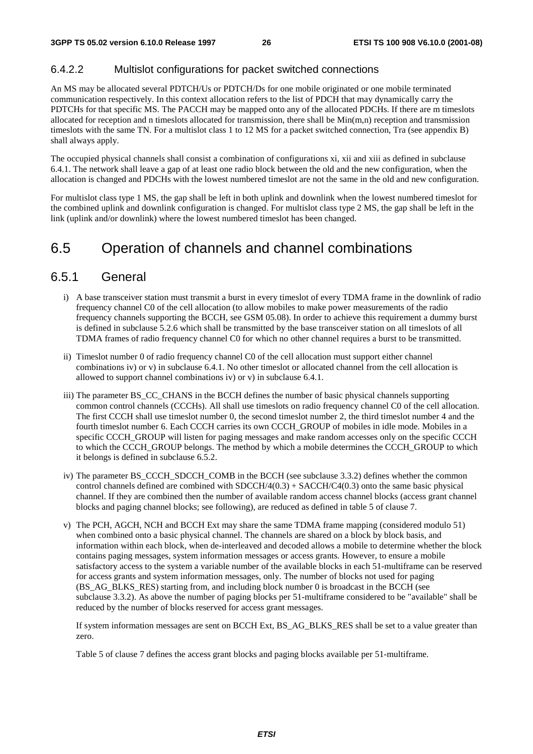#### 6.4.2.2 Multislot configurations for packet switched connections

An MS may be allocated several PDTCH/Us or PDTCH/Ds for one mobile originated or one mobile terminated communication respectively. In this context allocation refers to the list of PDCH that may dynamically carry the PDTCHs for that specific MS. The PACCH may be mapped onto any of the allocated PDCHs. If there are m timeslots allocated for reception and n timeslots allocated for transmission, there shall be Min(m,n) reception and transmission timeslots with the same TN. For a multislot class 1 to 12 MS for a packet switched connection, Tra (see appendix B) shall always apply.

The occupied physical channels shall consist a combination of configurations xi, xii and xiii as defined in subclause 6.4.1. The network shall leave a gap of at least one radio block between the old and the new configuration, when the allocation is changed and PDCHs with the lowest numbered timeslot are not the same in the old and new configuration.

For multislot class type 1 MS, the gap shall be left in both uplink and downlink when the lowest numbered timeslot for the combined uplink and downlink configuration is changed. For multislot class type 2 MS, the gap shall be left in the link (uplink and/or downlink) where the lowest numbered timeslot has been changed.

## 6.5 Operation of channels and channel combinations

### 6.5.1 General

i) A base transceiver station must transmit a burst in every timeslot of every TDMA frame in the downlink of radio frequency channel C0 of the cell allocation (to allow mobiles to make power measurements of the radio frequency channels supporting the BCCH, see GSM 05.08). In order to achieve this requirement a dummy burst is defined in subclause 5.2.6 which shall be transmitted by the base transceiver station on all timeslots of all TDMA frames of radio frequency channel C0 for which no other channel requires a burst to be transmitted.

ii) Timeslot number 0 of radio frequency channel C0 of the cell allocation must support either channel combinations iv) or v) in subclause 6.4.1. No other timeslot or allocated channel from the cell allocation is allowed to support channel combinations iv) or v) in subclause 6.4.1.

iii) The parameter BS_CC_CHANS in the BCCH defines the number of basic physical channels supporting common control channels (CCCHs). All shall use timeslots on radio frequency channel C0 of the cell allocation. The first CCCH shall use timeslot number 0, the second timeslot number 2, the third timeslot number 4 and the fourth timeslot number 6. Each CCCH carries its own CCCH_GROUP of mobiles in idle mode. Mobiles in a specific CCCH_GROUP will listen for paging messages and make random accesses only on the specific CCCH to which the CCCH_GROUP belongs. The method by which a mobile determines the CCCH_GROUP to which it belongs is defined in subclause 6.5.2.

iv) The parameter BS_CCCH_SDCCH_COMB in the BCCH (see subclause 3.3.2) defines whether the common control channels defined are combined with SDCCH/4(0.3) + SACCH/C4(0.3) onto the same basic physical channel. If they are combined then the number of available random access channel blocks (access grant channel blocks and paging channel blocks; see following), are reduced as defined in table 5 of clause 7.

v) The PCH, AGCH, NCH and BCCH Ext may share the same TDMA frame mapping (considered modulo 51) when combined onto a basic physical channel. The channels are shared on a block by block basis, and information within each block, when de-interleaved and decoded allows a mobile to determine whether the block contains paging messages, system information messages or access grants. However, to ensure a mobile satisfactory access to the system a variable number of the available blocks in each 51-multiframe can be reserved for access grants and system information messages, only. The number of blocks not used for paging (BS_AG_BLKS_RES) starting from, and including block number 0 is broadcast in the BCCH (see subclause 3.3.2). As above the number of paging blocks per 51-multiframe considered to be "available" shall be reduced by the number of blocks reserved for access grant messages.

   If system information messages are sent on BCCH Ext, BS_AG_BLKS_RES shall be set to a value greater than zero.

   Table 5 of clause 7 defines the access grant blocks and paging blocks available per 51-multiframe.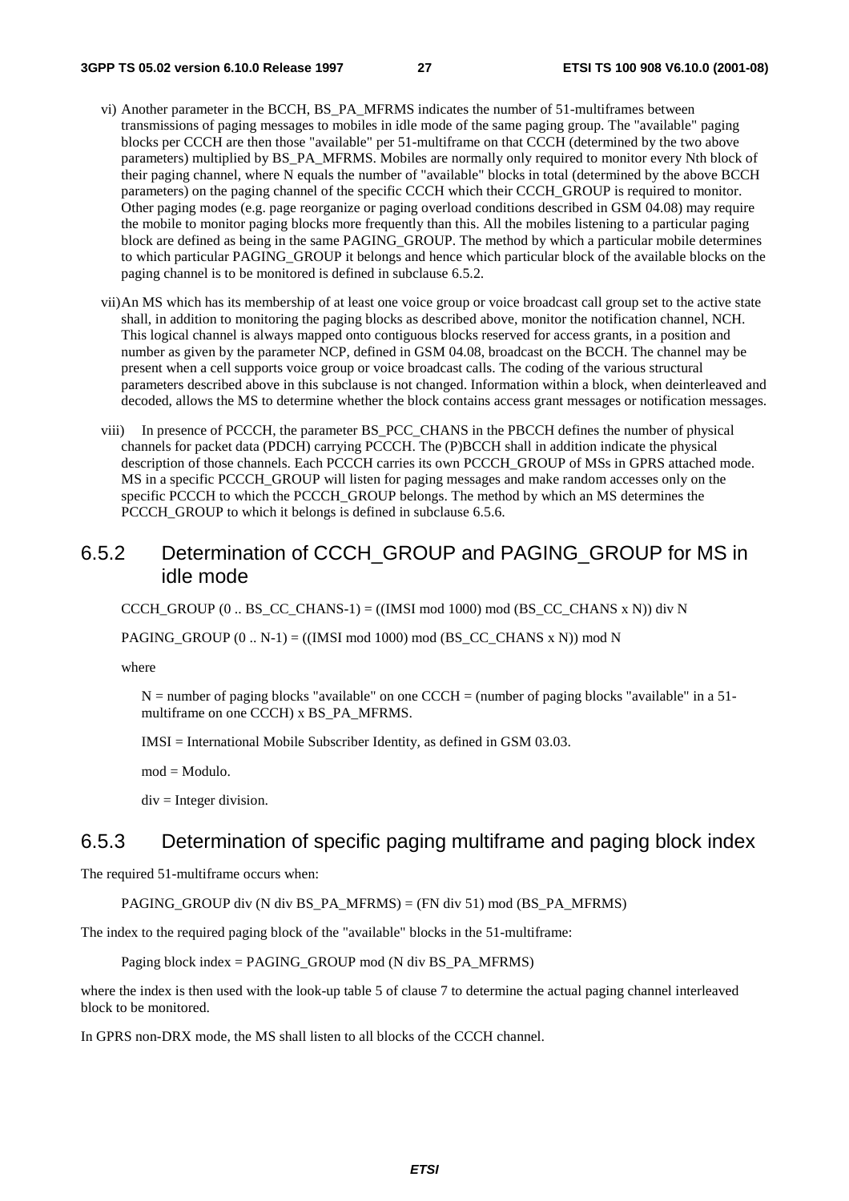vi) Another parameter in the BCCH, BS_PA_MFRMS indicates the number of 51-multiframes between transmissions of paging messages to mobiles in idle mode of the same paging group. The "available" paging blocks per CCCH are then those "available" per 51-multiframe on that CCCH (determined by the two above parameters) multiplied by BS_PA_MFRMS. Mobiles are normally only required to monitor every Nth block of their paging channel, where N equals the number of "available" blocks in total (determined by the above BCCH parameters) on the paging channel of the specific CCCH which their CCCH_GROUP is required to monitor. Other paging modes (e.g. page reorganize or paging overload conditions described in GSM 04.08) may require the mobile to monitor paging blocks more frequently than this. All the mobiles listening to a particular paging block are defined as being in the same PAGING_GROUP. The method by which a particular mobile determines to which particular PAGING_GROUP it belongs and hence which particular block of the available blocks on the paging channel is to be monitored is defined in subclause 6.5.2.

vii) An MS which has its membership of at least one voice group or voice broadcast call group set to the active state shall, in addition to monitoring the paging blocks as described above, monitor the notification channel, NCH. This logical channel is always mapped onto contiguous blocks reserved for access grants, in a position and number as given by the parameter NCP, defined in GSM 04.08, broadcast on the BCCH. The channel may be present when a cell supports voice group or voice broadcast calls. The coding of the various structural parameters described above in this subclause is not changed. Information within a block, when deinterleaved and decoded, allows the MS to determine whether the block contains access grant messages or notification messages.

viii) In presence of PCCCH, the parameter BS_PCC_CHANS in the PBCCH defines the number of physical channels for packet data (PDCH) carrying PCCCH. The (P)BCCH shall in addition indicate the physical description of those channels. Each PCCCH carries its own PCCCH_GROUP of MSs in GPRS attached mode. MS in a specific PCCCH_GROUP will listen for paging messages and make random accesses only on the specific PCCCH to which the PCCCH_GROUP belongs. The method by which an MS determines the PCCCH_GROUP to which it belongs is defined in subclause 6.5.6.

## 6.5.2 Determination of CCCH_GROUP and PAGING_GROUP for MS in idle mode

CCCH_GROUP (0 .. BS_CC_CHANS-1) = ((IMSI mod 1000) mod (BS_CC_CHANS x N)) div N

PAGING_GROUP (0 .. N-1) = ((IMSI mod 1000) mod (BS_CC_CHANS x N)) mod N

where

N = number of paging blocks "available" on one CCCH = (number of paging blocks "available" in a 51-multiframe on one CCCH) x BS_PA_MFRMS.

IMSI = International Mobile Subscriber Identity, as defined in GSM 03.03.

mod = Modulo.

div = Integer division.

## 6.5.3 Determination of specific paging multiframe and paging block index

The required 51-multiframe occurs when:

PAGING_GROUP div (N div BS_PA_MFRMS) = (FN div 51) mod (BS_PA_MFRMS)

The index to the required paging block of the "available" blocks in the 51-multiframe:

Paging block index = PAGING_GROUP mod (N div BS_PA_MFRMS)

where the index is then used with the look-up table 5 of clause 7 to determine the actual paging channel interleaved block to be monitored.

In GPRS non-DRX mode, the MS shall listen to all blocks of the CCCH channel.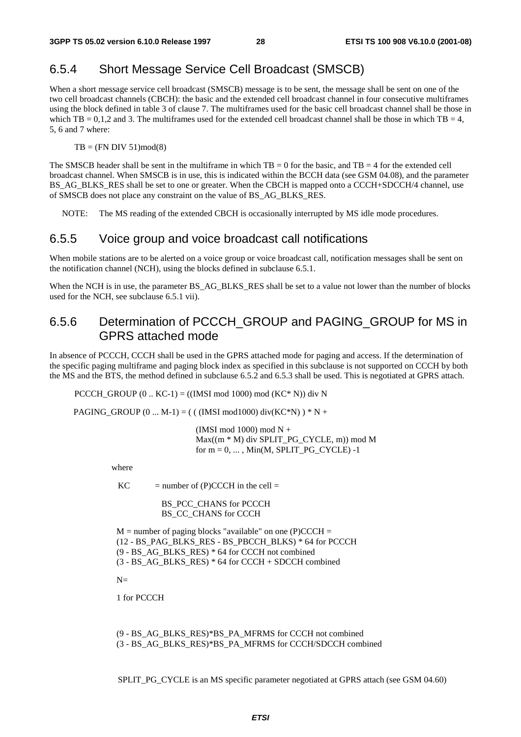### 6.5.4 Short Message Service Cell Broadcast (SMSCB)

When a short message service cell broadcast (SMSCB) message is to be sent, the message shall be sent on one of the two cell broadcast channels (CBCH): the basic and the extended cell broadcast channel in four consecutive multiframes using the block defined in table 3 of clause 7. The multiframes used for the basic cell broadcast channel shall be those in which TB = 0,1,2 and 3. The multiframes used for the extended cell broadcast channel shall be those in which TB = 4, 5, 6 and 7 where:

TB = (FN DIV 51)mod(8)

The SMSCB header shall be sent in the multiframe in which TB = 0 for the basic, and TB = 4 for the extended cell broadcast channel. When SMSCB is in use, this is indicated within the BCCH data (see GSM 04.08), and the parameter BS_AG_BLKS_RES shall be set to one or greater. When the CBCH is mapped onto a CCCH+SDCCH/4 channel, use of SMSCB does not place any constraint on the value of BS_AG_BLKS_RES.

NOTE: The MS reading of the extended CBCH is occasionally interrupted by MS idle mode procedures.

### 6.5.5 Voice group and voice broadcast call notifications

When mobile stations are to be alerted on a voice group or voice broadcast call, notification messages shall be sent on the notification channel (NCH), using the blocks defined in subclause 6.5.1.

When the NCH is in use, the parameter BS_AG_BLKS_RES shall be set to a value not lower than the number of blocks used for the NCH, see subclause 6.5.1 vii).

### 6.5.6 Determination of PCCCH_GROUP and PAGING_GROUP for MS in GPRS attached mode

In absence of PCCCH, CCCH shall be used in the GPRS attached mode for paging and access. If the determination of the specific paging multiframe and paging block index as specified in this subclause is not supported on CCCH by both the MS and the BTS, the method defined in subclause 6.5.2 and 6.5.3 shall be used. This is negotiated at GPRS attach.

PCCCH_GROUP (0 .. KC-1) = ((IMSI mod 1000) mod (KC* N)) div N

PAGING_GROUP (0 ... M-1) = ( ( (IMSI mod1000) div(KC*N) ) * N +

(IMSI mod 1000) mod N +
Max((m * M) div SPLIT_PG_CYCLE, m)) mod M
for m = 0, ... , Min(M, SPLIT_PG_CYCLE) -1

where

KC = number of (P)CCCH in the cell =

BS_PCC_CHANS for PCCCH
BS_CC_CHANS for CCCH

M = number of paging blocks "available" on one (P)CCCH =
(12 - BS_PAG_BLKS_RES - BS_PBCCH_BLKS) * 64 for PCCCH
(9 - BS_AG_BLKS_RES) * 64 for CCCH not combined
(3 - BS_AG_BLKS_RES) * 64 for CCCH + SDCCH combined

N=

1 for PCCCH

(9 - BS_AG_BLKS_RES)*BS_PA_MFRMS for CCCH not combined
(3 - BS_AG_BLKS_RES)*BS_PA_MFRMS for CCCH/SDCCH combined

SPLIT_PG_CYCLE is an MS specific parameter negotiated at GPRS attach (see GSM 04.60)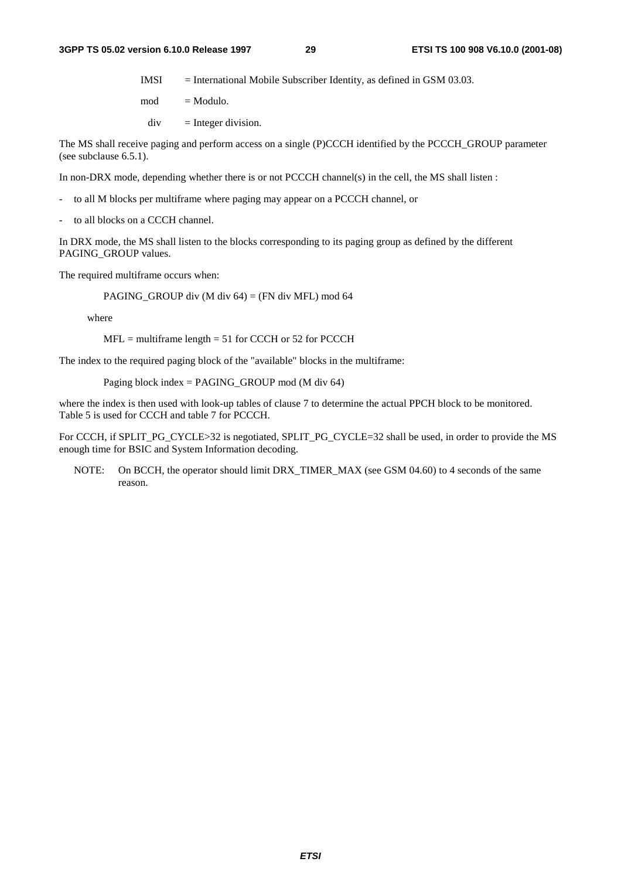IMSI = International Mobile Subscriber Identity, as defined in GSM 03.03.

mod = Modulo.

div = Integer division.

The MS shall receive paging and perform access on a single (P)CCCH identified by the PCCCH_GROUP parameter (see subclause 6.5.1).

In non-DRX mode, depending whether there is or not PCCCH channel(s) in the cell, the MS shall listen :

- to all M blocks per multiframe where paging may appear on a PCCCH channel, or
- to all blocks on a CCCH channel.

In DRX mode, the MS shall listen to the blocks corresponding to its paging group as defined by the different PAGING_GROUP values.

The required multiframe occurs when:

PAGING_GROUP div (M div 64) = (FN div MFL) mod 64

where

MFL = multiframe length = 51 for CCCH or 52 for PCCCH

The index to the required paging block of the "available" blocks in the multiframe:

Paging block index = PAGING_GROUP mod (M div 64)

where the index is then used with look-up tables of clause 7 to determine the actual PPCH block to be monitored. Table 5 is used for CCCH and table 7 for PCCCH.

For CCCH, if SPLIT_PG_CYCLE>32 is negotiated, SPLIT_PG_CYCLE=32 shall be used, in order to provide the MS enough time for BSIC and System Information decoding.

NOTE: On BCCH, the operator should limit DRX_TIMER_MAX (see GSM 04.60) to 4 seconds of the same reason.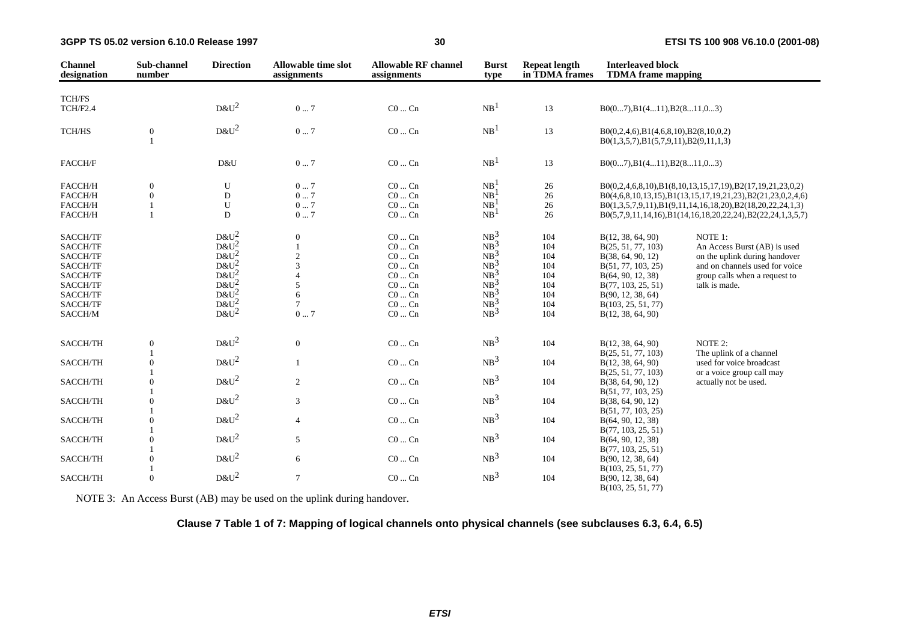| Channel designation | Sub-channel number | Direction | Allowable time slot assignments | Allowable RF channel assignments | Burst type | Repeat length in TDMA frames | Interleaved block TDMA frame mapping | |
|---|---|---|---|---|---|---|---|---|
| TCH/FS<br>TCH/F2.4 | | D&U[2] | 0 ... 7 | C0 ... Cn | NB[1] | 13 | B0(0...7),B1(4...11),B2(8...11,0...3) | |
| TCH/HS | 0<br>1 | D&U[2] | 0 ... 7 | C0 ... Cn | NB[1] | 13 | B0(0,2,4,6),B1(4,6,8,10),B2(8,10,0,2)<br>B0(1,3,5,7),B1(5,7,9,11),B2(9,11,1,3) | |
| FACCH/F | | D&U | 0 ... 7 | C0 ... Cn | NB[1] | 13 | B0(0...7),B1(4...11),B2(8...11,0...3) | |
| FACCH/H | 0 | U | 0 ... 7 | C0 ... Cn | NB[1] | 26 | B0(0,2,4,6,8,10),B1(8,10,13,15,17,19),B2(17,19,21,23,0,2) | |
| FACCH/H | 0 | D | 0 ... 7 | C0 ... Cn | NB[1] | 26 | B0(4,6,8,10,13,15),B1(13,15,17,19,21,23),B2(21,23,0,2,4,6) | |
| FACCH/H | 1 | U | 0 ... 7 | C0 ... Cn | NB[1] | 26 | B0(1,3,5,7,9,11),B1(9,11,14,16,18,20),B2(18,20,22,24,1,3) | |
| FACCH/H | 1 | D | 0 ... 7 | C0 ... Cn | NB[1] | 26 | B0(5,7,9,11,14,16),B1(14,16,18,20,22,24),B2(22,24,1,3,5,7) | |
| SACCH/TF | | D&U[2] | 0 | C0 ... Cn | NB[3] | 104 | B(12, 38, 64, 90) | NOTE 1: |
| SACCH/TF | | D&U[2] | 1 | C0 ... Cn | NB[3] | 104 | B(25, 51, 77, 103) | An Access Burst (AB) is used |
| SACCH/TF | | D&U[2] | 2 | C0 ... Cn | NB[3] | 104 | B(38, 64, 90, 12) | on the uplink during handover |
| SACCH/TF | | D&U[2] | 3 | C0 ... Cn | NB[3] | 104 | B(51, 77, 103, 25) | and on channels used for voice |
| SACCH/TF | | D&U[2] | 4 | C0 ... Cn | NB[3] | 104 | B(64, 90, 12, 38) | group calls when a request to |
| SACCH/TF | | D&U[2] | 5 | C0 ... Cn | NB[3] | 104 | B(77, 103, 25, 51) | talk is made. |
| SACCH/TF | | D&U[2] | 6 | C0 ... Cn | NB[3] | 104 | B(90, 12, 38, 64) | |
| SACCH/TF | | D&U[2] | 7 | C0 ... Cn | NB[3] | 104 | B(103, 25, 51, 77) | |
| SACCH/M | | D&U[2] | 0 ... 7 | C0 ... Cn | NB[3] | 104 | B(12, 38, 64, 90) | |
| SACCH/TH | 0<br>1 | D&U[2] | 0 | C0 ... Cn | NB[3] | 104 | B(12, 38, 64, 90)<br>B(25, 51, 77, 103) | NOTE 2:<br>The uplink of a channel |
| SACCH/TH | 0<br>1 | D&U[2] | 1 | C0 ... Cn | NB[3] | 104 | B(12, 38, 64, 90)<br>B(25, 51, 77, 103) | used for voice broadcast<br>or a voice group call may |
| SACCH/TH | 0<br>1 | D&U[2] | 2 | C0 ... Cn | NB[3] | 104 | B(38, 64, 90, 12)<br>B(51, 77, 103, 25) | actually not be used. |
| SACCH/TH | 0<br>1 | D&U[2] | 3 | C0 ... Cn | NB[3] | 104 | B(38, 64, 90, 12)<br>B(51, 77, 103, 25) | |
| SACCH/TH | 0<br>1 | D&U[2] | 4 | C0 ... Cn | NB[3] | 104 | B(64, 90, 12, 38)<br>B(77, 103, 25, 51) | |
| SACCH/TH | 0<br>1 | D&U[2] | 5 | C0 ... Cn | NB[3] | 104 | B(64, 90, 12, 38)<br>B(77, 103, 25, 51) | |
| SACCH/TH | 0<br>1 | D&U[2] | 6 | C0 ... Cn | NB[3] | 104 | B(90, 12, 38, 64)<br>B(103, 25, 51, 77) | |
| SACCH/TH | 0 | D&U[2] | 7 | C0 ... Cn | NB[3] | 104 | B(90, 12, 38, 64)<br>B(103, 25, 51, 77) | |

NOTE 3: An Access Burst (AB) may be used on the uplink during handover.

**Clause 7 Table 1 of 7: Mapping of logical channels onto physical channels (see subclauses 6.3, 6.4, 6.5)**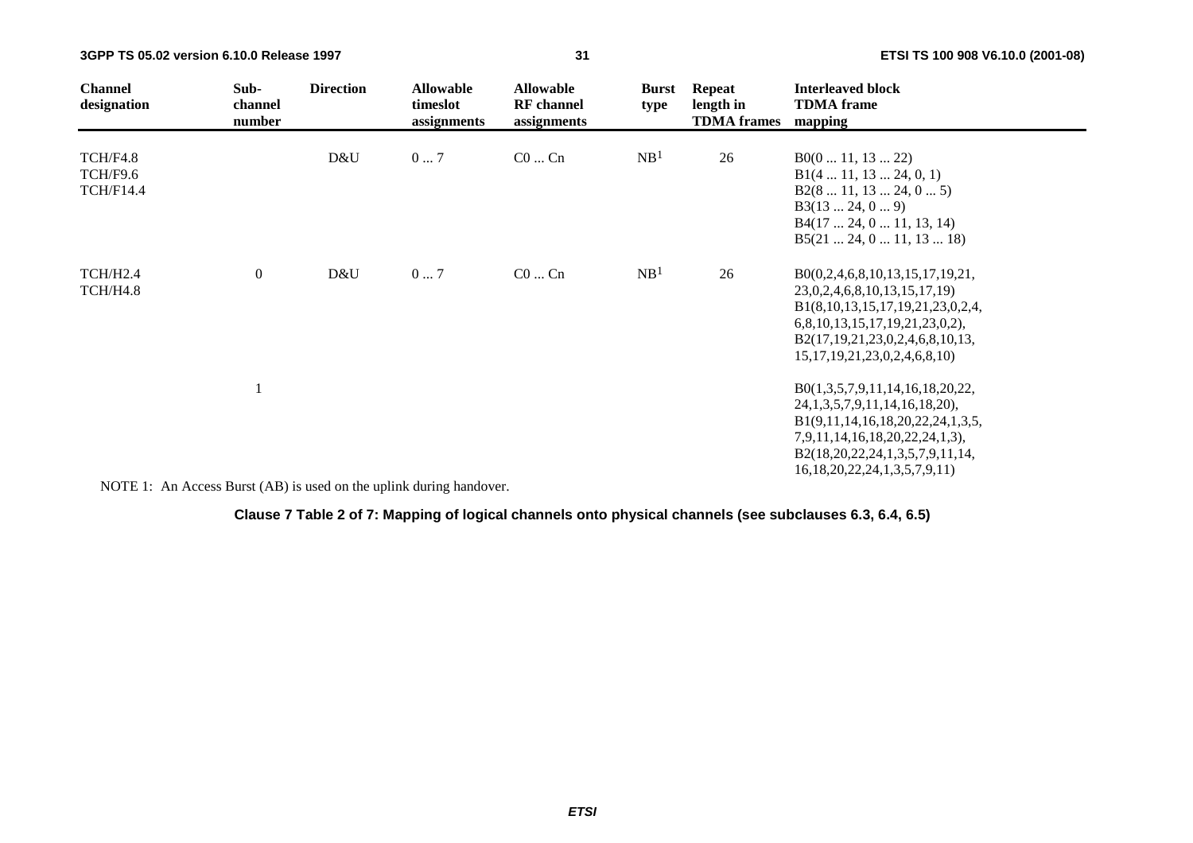| Channel designation | Sub-channel number | Direction | Allowable timeslot assignments | Allowable RF channel assignments | Burst type | Repeat length in TDMA frames | Interleaved block TDMA frame mapping |
|---|---|---|---|---|---|---|---|
| TCH/F4.8<br>TCH/F9.6<br>TCH/F14.4 | | D&U | 0 ... 7 | C0 ... Cn | NB[1] | 26 | B0(0 ... 11, 13 ... 22)<br>B1(4 ... 11, 13 ... 24, 0, 1)<br>B2(8 ... 11, 13 ... 24, 0 ... 5)<br>B3(13 ... 24, 0 ... 9)<br>B4(17 ... 24, 0 ... 11, 13, 14)<br>B5(21 ... 24, 0 ... 11, 13 ... 18) |
| TCH/H2.4<br>TCH/H4.8 | 0 | D&U | 0 ... 7 | C0 ... Cn | NB[1] | 26 | B0(0,2,4,6,8,10,13,15,17,19,21,<br>23,0,2,4,6,8,10,13,15,17,19)<br>B1(8,10,13,15,17,19,21,23,0,2,4,<br>6,8,10,13,15,17,19,21,23,0,2),<br>B2(17,19,21,23,0,2,4,6,8,10,13,<br>15,17,19,21,23,0,2,4,6,8,10) |
| | 1 | | | | | | B0(1,3,5,7,9,11,14,16,18,20,22,<br>24,1,3,5,7,9,11,14,16,18,20),<br>B1(9,11,14,16,18,20,22,24,1,3,5,<br>7,9,11,14,16,18,20,22,24,1,3),<br>B2(18,20,22,24,1,3,5,7,9,11,14,<br>16,18,20,22,24,1,3,5,7,9,11) |

NOTE 1: An Access Burst (AB) is used on the uplink during handover.

**Clause 7 Table 2 of 7: Mapping of logical channels onto physical channels (see subclauses 6.3, 6.4, 6.5)**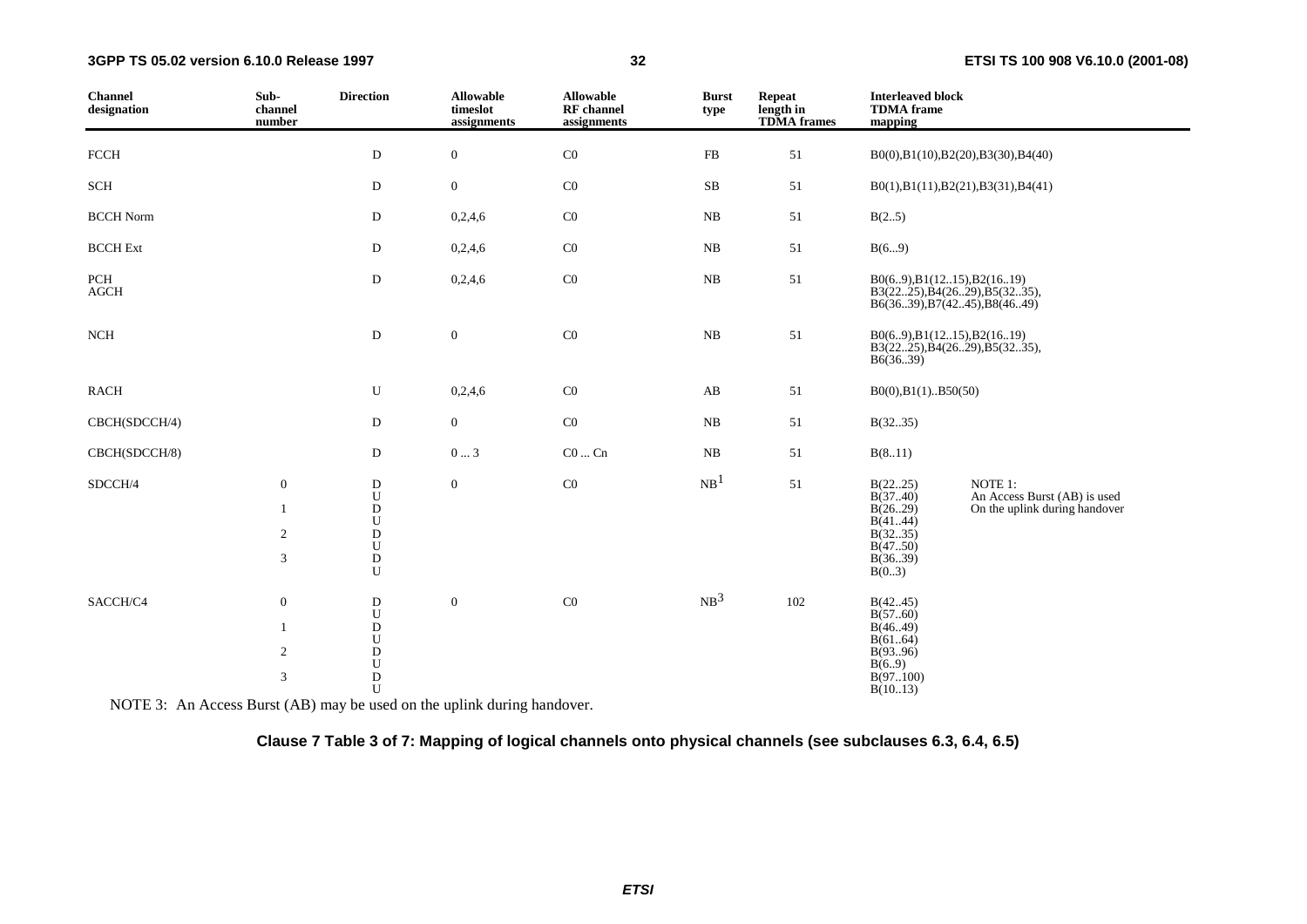| Channel designation | Sub-channel number | Direction | Allowable timeslot assignments | Allowable RF channel assignments | Burst type | Repeat length in TDMA frames | Interleaved block TDMA frame mapping |
|---|---|---|---|---|---|---|---|
| FCCH | | D | 0 | C0 | FB | 51 | B0(0),B1(10),B2(20),B3(30),B4(40) |
| SCH | | D | 0 | C0 | SB | 51 | B0(1),B1(11),B2(21),B3(31),B4(41) |
| BCCH Norm | | D | 0,2,4,6 | C0 | NB | 51 | B(2..5) |
| BCCH Ext | | D | 0,2,4,6 | C0 | NB | 51 | B(6...9) |
| PCH AGCH | | D | 0,2,4,6 | C0 | NB | 51 | B0(6..9),B1(12..15),B2(16..19) B3(22..25),B4(26..29),B5(32..35), B6(36..39),B7(42..45),B8(46..49) |
| NCH | | D | 0 | C0 | NB | 51 | B0(6..9),B1(12..15),B2(16..19) B3(22..25),B4(26..29),B5(32..35), B6(36..39) |
| RACH | | U | 0,2,4,6 | C0 | AB | 51 | B0(0),B1(1)..B50(50) |
| CBCH(SDCCH/4) | | D | 0 | C0 | NB | 51 | B(32..35) |
| CBCH(SDCCH/8) | | D | 0 ... 3 | C0 ... Cn | NB | 51 | B(8..11) |
| SDCCH/4 | 0 | D | 0 | C0 | NB[1] | 51 | B(22..25) |
| | | U | | | | | B(37..40) |
| | 1 | D | | | | | B(26..29) |
| | | U | | | | | B(41..44) |
| | 2 | D | | | | | B(32..35) |
| | | U | | | | | B(47..50) |
| | 3 | D | | | | | B(36..39) |
| | | U | | | | | B(0..3) |
| SACCH/C4 | 0 | D | 0 | C0 | NB[3] | 102 | B(42..45) |
| | | U | | | | | B(57..60) |
| | 1 | D | | | | | B(46..49) |
| | | U | | | | | B(61..64) |
| | 2 | D | | | | | B(93..96) |
| | | U | | | | | B(6..9) |
| | 3 | D | | | | | B(97..100) |
| | | U | | | | | B(10..13) |

NOTE 1: An Access Burst (AB) is used On the uplink during handover

NOTE 3: An Access Burst (AB) may be used on the uplink during handover.

**Clause 7 Table 3 of 7: Mapping of logical channels onto physical channels (see subclauses 6.3, 6.4, 6.5)**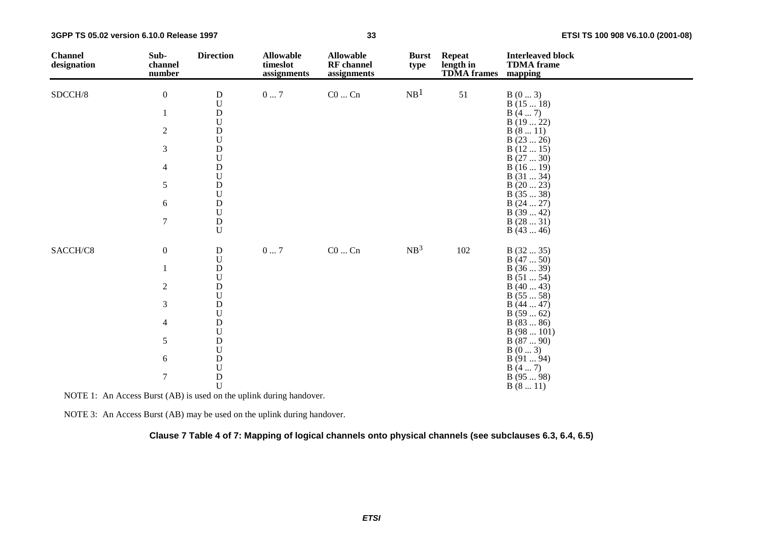| Channel designation | Sub-channel number | Direction | Allowable timeslot assignments | Allowable RF channel assignments | Burst type | Repeat length in TDMA frames | Interleaved block TDMA frame mapping |
|---|---|---|---|---|---|---|---|
| SDCCH/8 | 0 | D | 0 ... 7 | C0 ... Cn | NB[1] | 51 | B (0 ... 3) |
| | | U | | | | | B (15 ... 18) |
| | 1 | D | | | | | B (4 ... 7) |
| | | U | | | | | B (19 ... 22) |
| | 2 | D | | | | | B (8 ... 11) |
| | | U | | | | | B (23 ... 26) |
| | 3 | D | | | | | B (12 ... 15) |
| | | U | | | | | B (27 ... 30) |
| | 4 | D | | | | | B (16 ... 19) |
| | | U | | | | | B (31 ... 34) |
| | 5 | D | | | | | B (20 ... 23) |
| | | U | | | | | B (35 ... 38) |
| | 6 | D | | | | | B (24 ... 27) |
| | | U | | | | | B (39 ... 42) |
| | 7 | D | | | | | B (28 ... 31) |
| | | U | | | | | B (43 ... 46) |
| SACCH/C8 | 0 | D | 0 ... 7 | C0 ... Cn | NB[3] | 102 | B (32 ... 35) |
| | | U | | | | | B (47 ... 50) |
| | 1 | D | | | | | B (36 ... 39) |
| | | U | | | | | B (51 ... 54) |
| | 2 | D | | | | | B (40 ... 43) |
| | | U | | | | | B (55 ... 58) |
| | 3 | D | | | | | B (44 ... 47) |
| | | U | | | | | B (59 ... 62) |
| | 4 | D | | | | | B (83 ... 86) |
| | | U | | | | | B (98 ... 101) |
| | 5 | D | | | | | B (87 ... 90) |
| | | U | | | | | B (0 ... 3) |
| | 6 | D | | | | | B (91 ... 94) |
| | | U | | | | | B (4 ... 7) |
| | 7 | D | | | | | B (95 ... 98) |
| | | U | | | | | B (8 ... 11) |

NOTE 1: An Access Burst (AB) is used on the uplink during handover.

NOTE 3: An Access Burst (AB) may be used on the uplink during handover.

**Clause 7 Table 4 of 7: Mapping of logical channels onto physical channels (see subclauses 6.3, 6.4, 6.5)**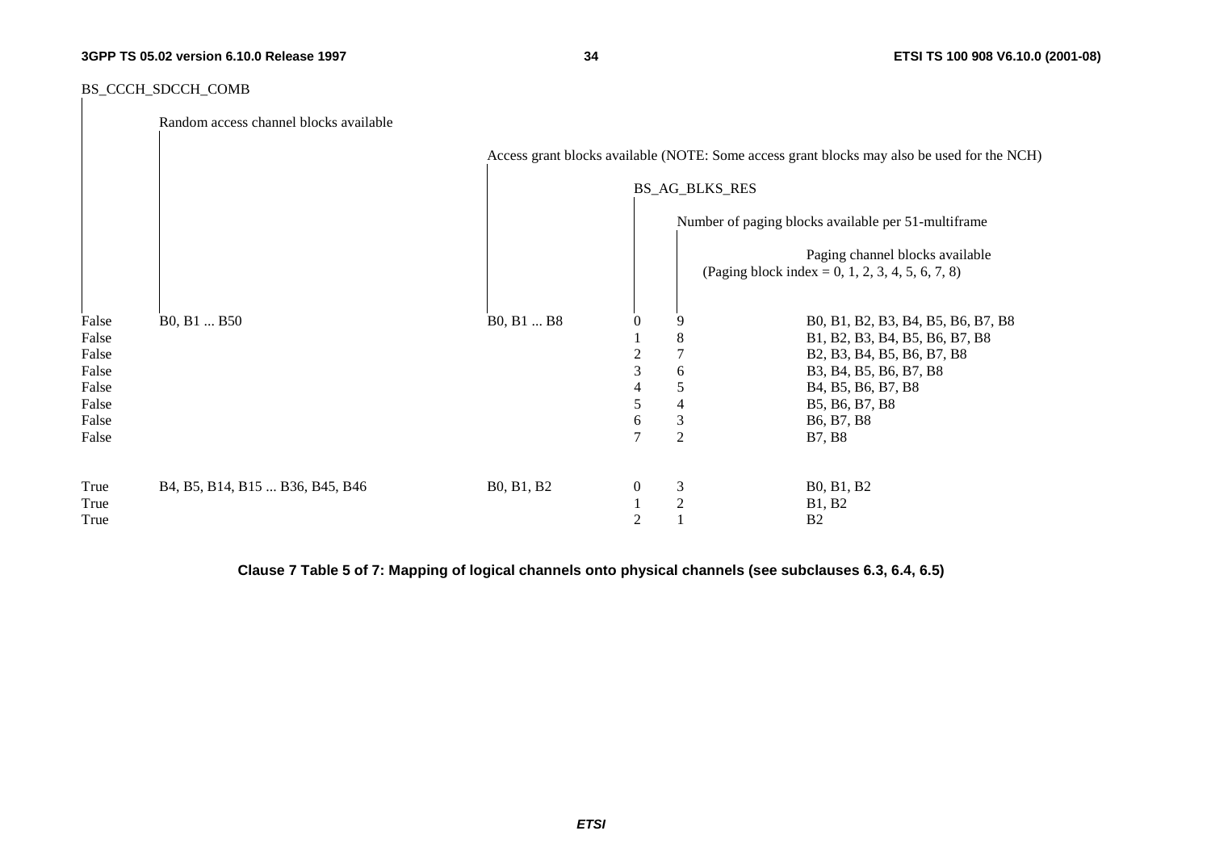| BS_CCCH_SDCCH_COMB | Random access channel blocks available | Access grant blocks available (NOTE: Some access grant blocks may also be used for the NCH) | BS_AG_BLKS_RES | Number of paging blocks available per 51-multiframe | Paging channel blocks available (Paging block index = 0, 1, 2, 3, 4, 5, 6, 7, 8) |
|---|---|---|---|---|---|
| False | B0, B1 ... B50 | B0, B1 ... B8 | 0 | 9 | B0, B1, B2, B3, B4, B5, B6, B7, B8 |
| False | | | 1 | 8 | B1, B2, B3, B4, B5, B6, B7, B8 |
| False | | | 2 | 7 | B2, B3, B4, B5, B6, B7, B8 |
| False | | | 3 | 6 | B3, B4, B5, B6, B7, B8 |
| False | | | 4 | 5 | B4, B5, B6, B7, B8 |
| False | | | 5 | 4 | B5, B6, B7, B8 |
| False | | | 6 | 3 | B6, B7, B8 |
| False | | | 7 | 2 | B7, B8 |
| True | B4, B5, B14, B15 ... B36, B45, B46 | B0, B1, B2 | 0 | 3 | B0, B1, B2 |
| True | | | 1 | 2 | B1, B2 |
| True | | | 2 | 1 | B2 |

**Clause 7 Table 5 of 7: Mapping of logical channels onto physical channels (see subclauses 6.3, 6.4, 6.5)**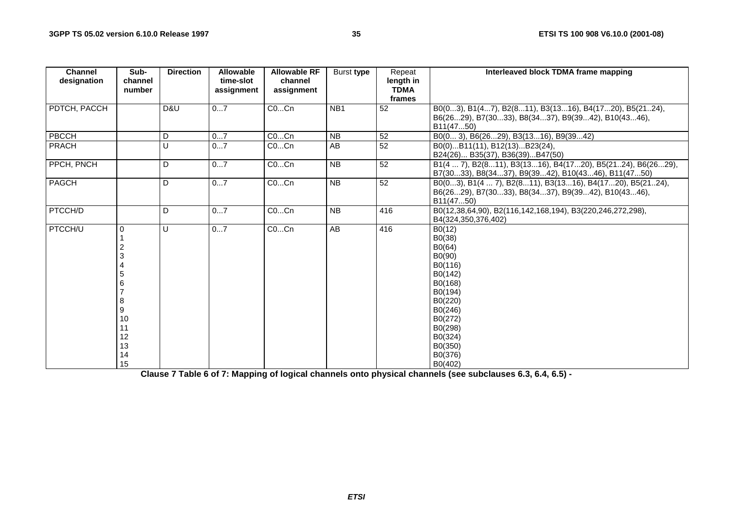| Channel designation | Sub-channel number | Direction | Allowable time-slot assignment | Allowable RF channel assignment | Burst type | Repeat length in TDMA frames | Interleaved block TDMA frame mapping |
|---|---|---|---|---|---|---|---|
| PDTCH, PACCH | | D&U | 0...7 | C0...Cn | NB1 | 52 | B0(0...3), B1(4...7), B2(8...11), B3(13...16), B4(17...20), B5(21..24), B6(26...29), B7(30...33), B8(34...37), B9(39...42), B10(43...46), B11(47...50) |
| PBCCH | | D | 0...7 | C0...Cn | NB | 52 | B0(0... 3), B6(26...29), B3(13...16), B9(39...42) |
| PRACH | | U | 0...7 | C0...Cn | AB | 52 | B0(0)...B11(11), B12(13)...B23(24), B24(26)... B35(37), B36(39)...B47(50) |
| PPCH, PNCH | | D | 0...7 | C0...Cn | NB | 52 | B1(4 ... 7), B2(8...11), B3(13...16), B4(17...20), B5(21..24), B6(26...29), B7(30...33), B8(34...37), B9(39...42), B10(43...46), B11(47...50) |
| PAGCH | | D | 0...7 | C0...Cn | NB | 52 | B0(0...3), B1(4 ... 7), B2(8...11), B3(13...16), B4(17...20), B5(21..24), B6(26...29), B7(30...33), B8(34...37), B9(39...42), B10(43...46), B11(47...50) |
| PTCCH/D | | D | 0...7 | C0...Cn | NB | 416 | B0(12,38,64,90), B2(116,142,168,194), B3(220,246,272,298), B4(324,350,376,402) |
| PTCCH/U | 0 | U | 0...7 | C0...Cn | AB | 416 | B0(12) |
| | 1 | | | | | | B0(38) |
| | 2 | | | | | | B0(64) |
| | 3 | | | | | | B0(90) |
| | 4 | | | | | | B0(116) |
| | 5 | | | | | | B0(142) |
| | 6 | | | | | | B0(168) |
| | 7 | | | | | | B0(194) |
| | 8 | | | | | | B0(220) |
| | 9 | | | | | | B0(246) |
| | 10 | | | | | | B0(272) |
| | 11 | | | | | | B0(298) |
| | 12 | | | | | | B0(324) |
| | 13 | | | | | | B0(350) |
| | 14 | | | | | | B0(376) |
| | 15 | | | | | | B0(402) |

**Clause 7 Table 6 of 7: Mapping of logical channels onto physical channels (see subclauses 6.3, 6.4, 6.5) -**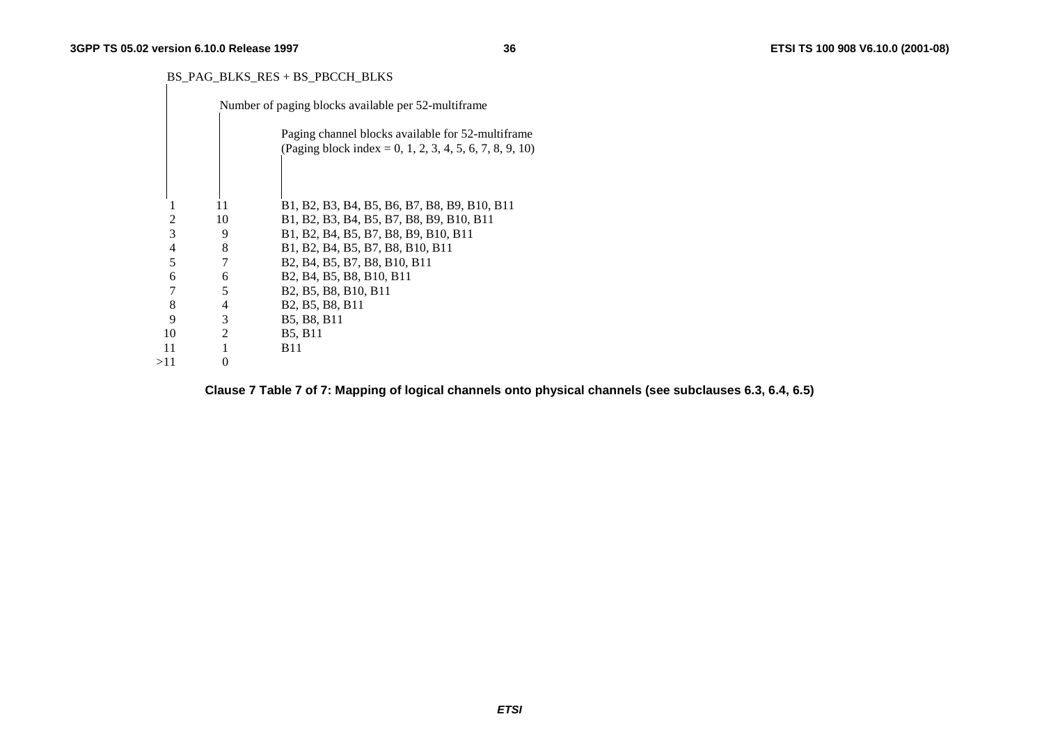| BS_PAG_BLKS_RES + BS_PBCCH_BLKS | Number of paging blocks available per 52-multiframe | Paging channel blocks available for 52-multiframe (Paging block index = 0, 1, 2, 3, 4, 5, 6, 7, 8, 9, 10) |
|---|---|---|
| 1 | 11 | B1, B2, B3, B4, B5, B6, B7, B8, B9, B10, B11 |
| 2 | 10 | B1, B2, B3, B4, B5, B7, B8, B9, B10, B11 |
| 3 | 9 | B1, B2, B4, B5, B7, B8, B9, B10, B11 |
| 4 | 8 | B1, B2, B4, B5, B7, B8, B10, B11 |
| 5 | 7 | B2, B4, B5, B7, B8, B10, B11 |
| 6 | 6 | B2, B4, B5, B8, B10, B11 |
| 7 | 5 | B2, B5, B8, B10, B11 |
| 8 | 4 | B2, B5, B8, B11 |
| 9 | 3 | B5, B8, B11 |
| 10 | 2 | B5, B11 |
| 11 | 1 | B11 |
| >11 | 0 | |

**Clause 7 Table 7 of 7: Mapping of logical channels onto physical channels (see subclauses 6.3, 6.4, 6.5)**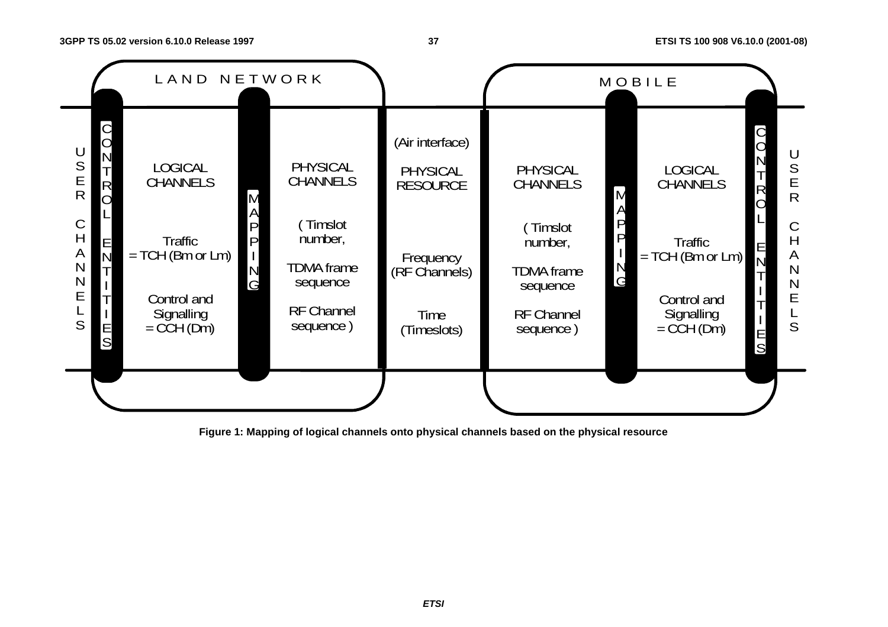| | LAND NETWORK | | | | MOBILE | | |
|---|---|---|---|---|---|---|---|
| USER CHANNELS / CONTROL ENTITIES | LOGICAL CHANNELS | MAPPING | PHYSICAL CHANNELS | (Air interface) PHYSICAL RESOURCE | PHYSICAL CHANNELS | MAPPING | LOGICAL CHANNELS / CONTROL ENTITIES / USER CHANNELS |
| | Traffic = TCH (Bm or Lm) | | ( Timslot number, | Frequency (RF Channels) | ( Timslot number, | | Traffic = TCH (Bm or Lm) |
| | | | TDMA frame sequence | | TDMA frame sequence | | |
| | Control and Signalling = CCH (Dm) | | RF Channel sequence ) | Time (Timeslots) | RF Channel sequence ) | | Control and Signalling = CCH (Dm) |

**Figure 1: Mapping of logical channels onto physical channels based on the physical resource**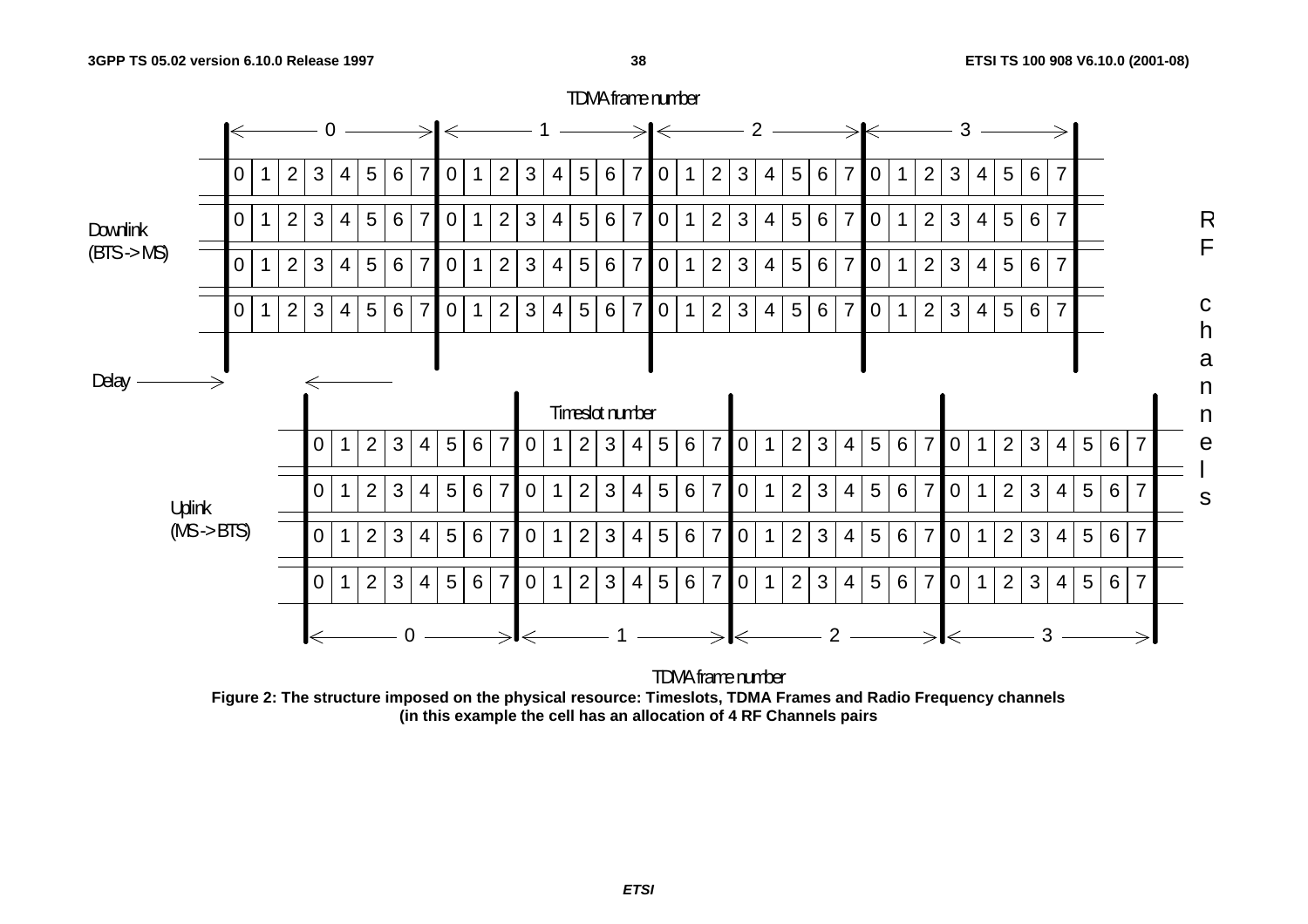Figure 2: The structure imposed on the physical resource: Timeslots, TDMA Frames and Radio Frequency channels (in this example the cell has an allocation of 4 RF Channels pairs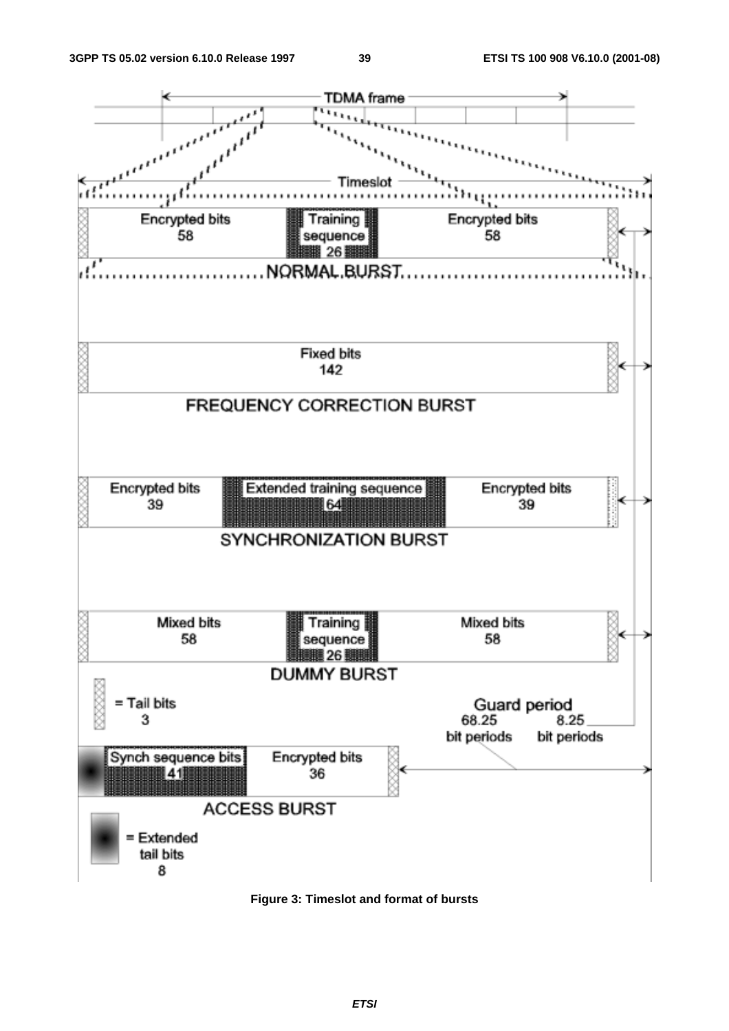Figure 3: Timeslot and format of bursts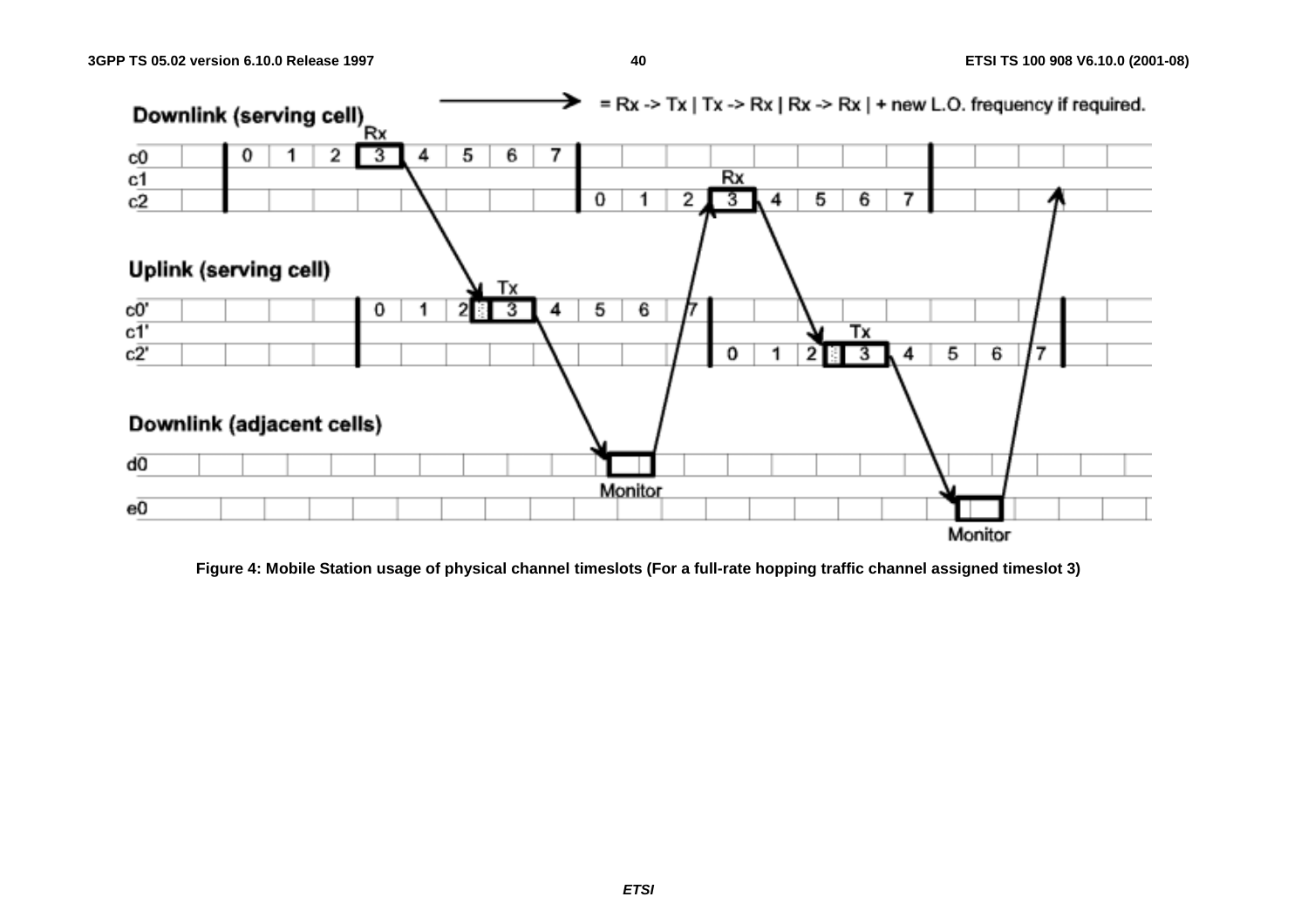Figure 4: Mobile Station usage of physical channel timeslots (For a full-rate hopping traffic channel assigned timeslot 3)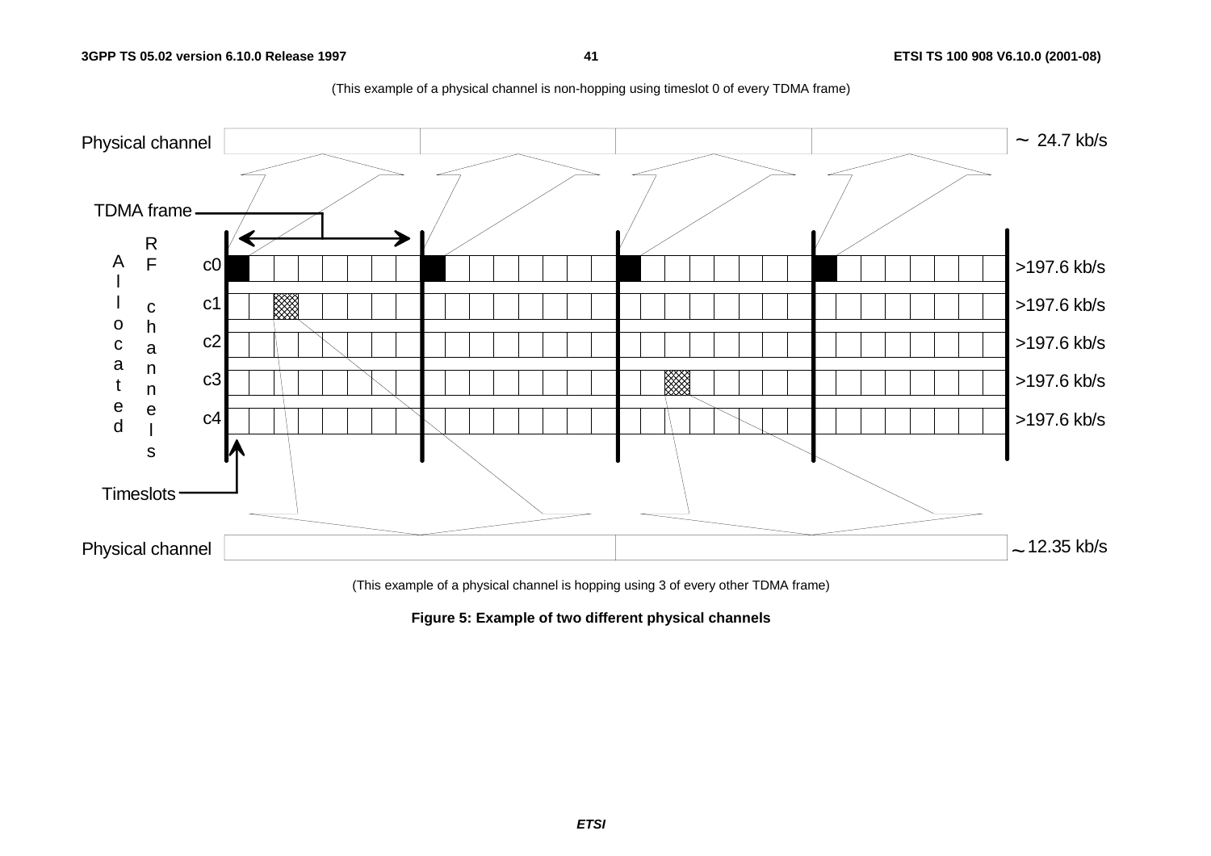(This example of a physical channel is non-hopping using timeslot 0 of every TDMA frame)

Physical channel ~ 24.7 kb/s

TDMA frame

Allocated RF channels

c0 >197.6 kb/s

c1 >197.6 kb/s

c2 >197.6 kb/s

c3 >197.6 kb/s

c4 >197.6 kb/s

Timeslots

Physical channel ~ 12.35 kb/s

(This example of a physical channel is hopping using 3 of every other TDMA frame)

**Figure 5: Example of two different physical channels**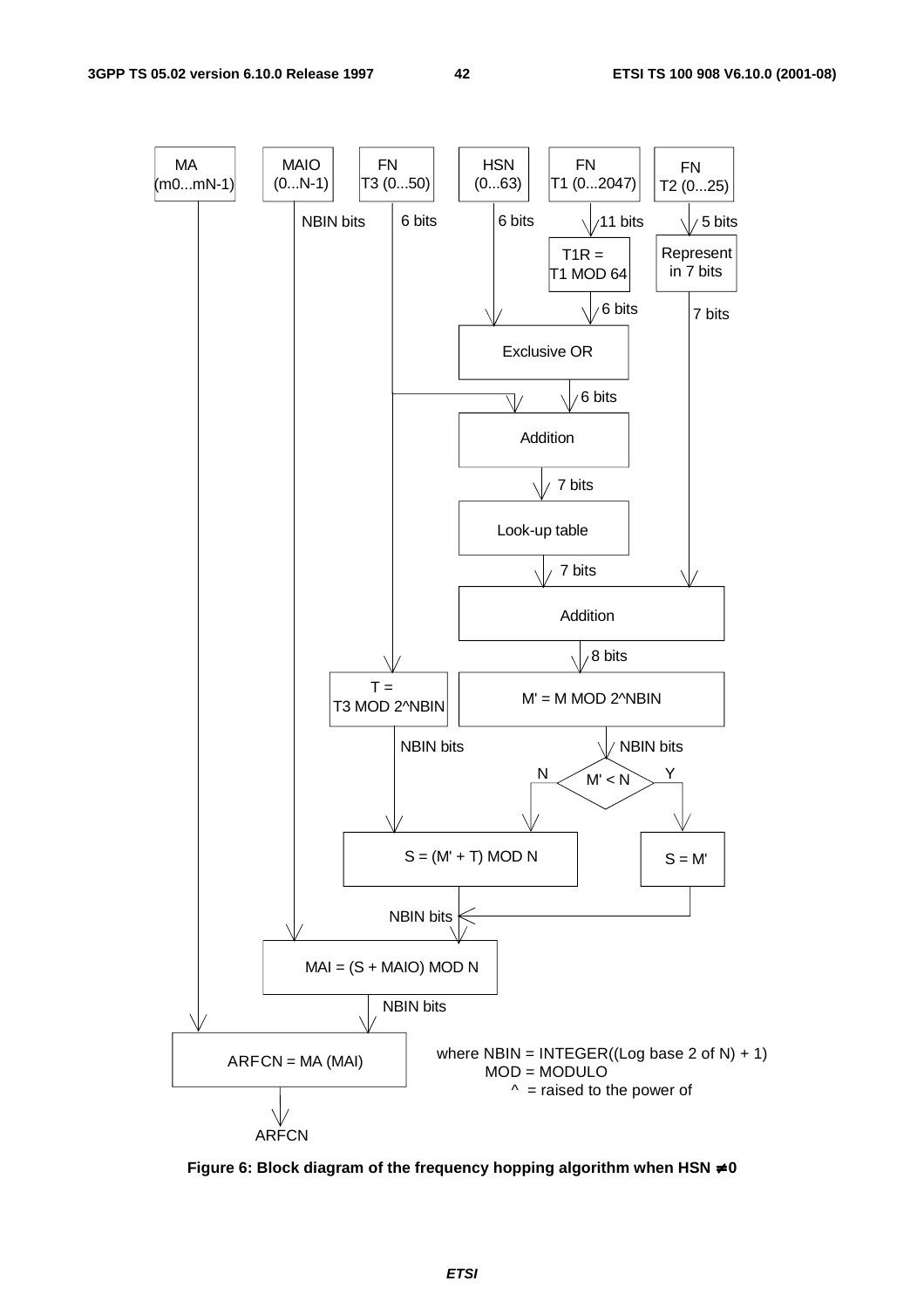```
MA            MAIO        FN            HSN          FN              FN
(m0...mN-1)   (0...N-1)   T3 (0...50)   (0...63)     T1 (0...2047)   T2 (0...25)
   |             |            |            |              |               |
   |          NBIN bits     6 bits       6 bits         11 bits         5 bits
   |             |            |            |              |               |
   |             |            |            |         T1R =            Represent
   |             |            |            |         T1 MOD 64        in 7 bits
   |             |            |            |              |               |
   |             |            |            |            6 bits          7 bits
   |             |            |            v              v               |
   |             |            |          [        Exclusive OR       ]    |
   |             |            |                       |                   |
   |             |            +-------------+       6 bits                |
   |             |            |             v         v                   |
   |             |            |          [         Addition          ]    |
   |             |            |                       |                   |
   |             |            |                     7 bits                |
   |             |            |                       v                   |
   |             |            |          [       Look-up table       ]    |
   |             |            |                       |                   |
   |             |            |                     7 bits                v
   |             |            |          [               Addition              ]
   |             |            |                               |
   |             |            |                             8 bits
   |             |            v                               v
   |             |      T =                     M' = M MOD 2^NBIN
   |             |      T3 MOD 2^NBIN                         |
   |             |            |                           NBIN bits
   |             |         NBIN bits                          |
   |             |            |                      N  < M' < N >  Y
   |             |            v                      |             |
   |             |      [  S = (M' + T) MOD N  ]  <--+          S = M'
   |             |                 |                             |
   |             |             NBIN bits  <----------------------+
   |             v                 v
   |      [  MAI = (S + MAIO) MOD N  ]
   |                    |
   |                NBIN bits
   v                    v
[        ARFCN = MA (MAI)        ]
               |
               v
             ARFCN
```

where NBIN = INTEGER((Log base 2 of N) + 1)
MOD = MODULO
^ = raised to the power of

**Figure 6: Block diagram of the frequency hopping algorithm when HSN ≠ 0**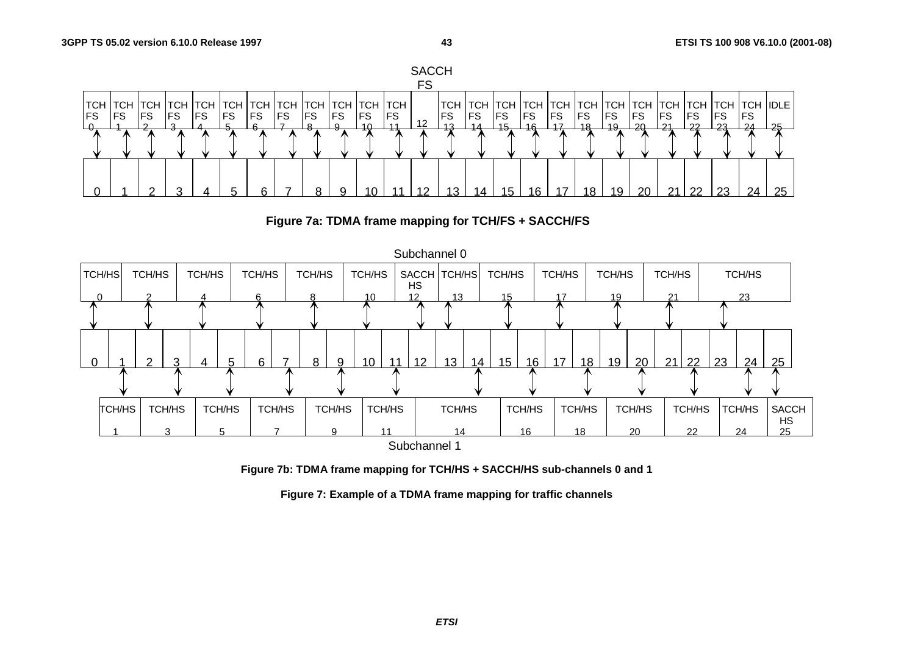| TCH FS 0 | TCH FS 1 | TCH FS 2 | TCH FS 3 | TCH FS 4 | TCH FS 5 | TCH FS 6 | TCH FS 7 | TCH FS 8 | TCH FS 9 | TCH FS 10 | TCH FS 11 | SACCH FS 12 | TCH FS 13 | TCH FS 14 | TCH FS 15 | TCH FS 16 | TCH FS 17 | TCH FS 18 | TCH FS 19 | TCH FS 20 | TCH FS 21 | TCH FS 22 | TCH FS 23 | TCH FS 24 | IDLE 25 |
|---|---|---|---|---|---|---|---|---|---|---|---|---|---|---|---|---|---|---|---|---|---|---|---|---|---|
| 0 | 1 | 2 | 3 | 4 | 5 | 6 | 7 | 8 | 9 | 10 | 11 | 12 | 13 | 14 | 15 | 16 | 17 | 18 | 19 | 20 | 21 | 22 | 23 | 24 | 25 |

**Figure 7a: TDMA frame mapping for TCH/FS + SACCH/FS**

Subchannel 0

| TCH/HS 0 | TCH/HS 2 | TCH/HS 4 | TCH/HS 6 | TCH/HS 8 | TCH/HS 10 | SACCH HS 12 | TCH/HS 13 | TCH/HS 15 | TCH/HS 17 | TCH/HS 19 | TCH/HS 21 | TCH/HS 23 |
|---|---|---|---|---|---|---|---|---|---|---|---|---|

| 0 | 1 | 2 | 3 | 4 | 5 | 6 | 7 | 8 | 9 | 10 | 11 | 12 | 13 | 14 | 15 | 16 | 17 | 18 | 19 | 20 | 21 | 22 | 23 | 24 | 25 |
|---|---|---|---|---|---|---|---|---|---|---|---|---|---|---|---|---|---|---|---|---|---|---|---|---|---|

| TCH/HS 1 | TCH/HS 3 | TCH/HS 5 | TCH/HS 7 | TCH/HS 9 | TCH/HS 11 | TCH/HS 14 | TCH/HS 16 | TCH/HS 18 | TCH/HS 20 | TCH/HS 22 | TCH/HS 24 | SACCH HS 25 |
|---|---|---|---|---|---|---|---|---|---|---|---|---|

Subchannel 1

**Figure 7b: TDMA frame mapping for TCH/HS + SACCH/HS sub-channels 0 and 1**

**Figure 7: Example of a TDMA frame mapping for traffic channels**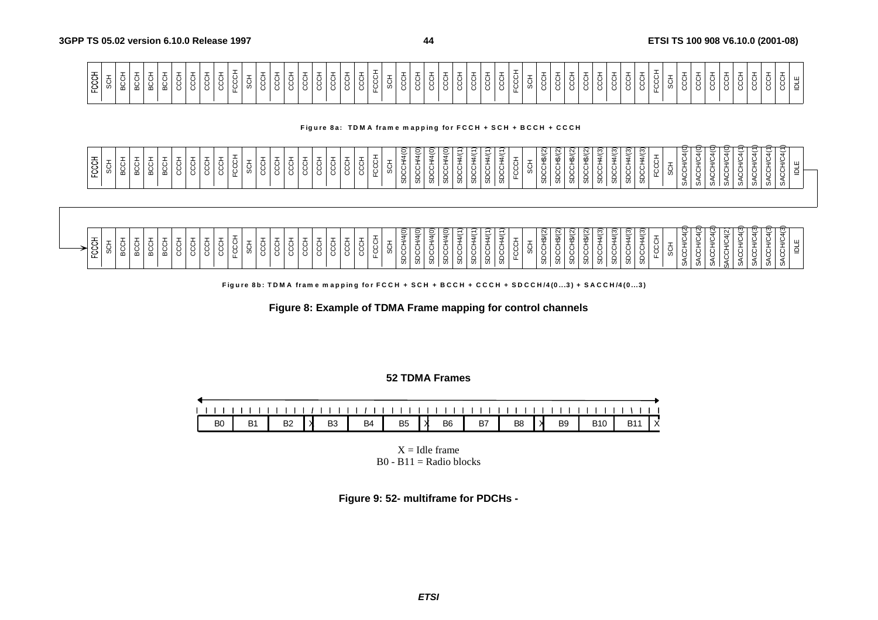| FCCH | SCH | BCCH | BCCH | BCCH | BCCH | CCCH | CCCH | CCCH | CCCH | FCCH | SCH | CCCH | CCCH | CCCH | CCCH | CCCH | CCCH | CCCH | CCCH | FCCH | SCH | CCCH | CCCH | CCCH | CCCH | CCCH | CCCH | CCCH | CCCH | FCCH | SCH | CCCH | CCCH | CCCH | CCCH | CCCH | CCCH | CCCH | CCCH | FCCH | SCH | CCCH | CCCH | CCCH | CCCH | CCCH | CCCH | CCCH | CCCH | IDLE |
|---|---|---|---|---|---|---|---|---|---|---|---|---|---|---|---|---|---|---|---|---|---|---|---|---|---|---|---|---|---|---|---|---|---|---|---|---|---|---|---|---|---|---|---|---|---|---|---|---|---|---|

**Figure 8a: TDMA frame mapping for FCCH + SCH + BCCH + CCCH**

| FCCH | SCH | BCCH | BCCH | BCCH | BCCH | CCCH | CCCH | CCCH | CCCH | FCCH | SCH | CCCH | CCCH | CCCH | CCCH | CCCH | CCCH | CCCH | CCCH | FCCH | SCH | SDCCH/4(0) | SDCCH/4(0) | SDCCH/4(0) | SDCCH/4(0) | SDCCH/4(1) | SDCCH/4(1) | SDCCH/4(1) | SDCCH/4(1) | FCCH | SCH | SDCCH/4(2) | SDCCH/4(2) | SDCCH/4(2) | SDCCH/4(2) | SDCCH/4(3) | SDCCH/4(3) | SDCCH/4(3) | SDCCH/4(3) | FCCH | SCH | SACCH/C4(0) | SACCH/C4(0) | SACCH/C4(0) | SACCH/C4(0) | SACCH/C4(1) | SACCH/C4(1) | SACCH/C4(1) | SACCH/C4(1) | IDLE |
|---|---|---|---|---|---|---|---|---|---|---|---|---|---|---|---|---|---|---|---|---|---|---|---|---|---|---|---|---|---|---|---|---|---|---|---|---|---|---|---|---|---|---|---|---|---|---|---|---|---|---|
| FCCH | SCH | BCCH | BCCH | BCCH | BCCH | CCCH | CCCH | CCCH | CCCH | FCCH | SCH | CCCH | CCCH | CCCH | CCCH | CCCH | CCCH | CCCH | CCCH | FCCH | SCH | SDCCH/4(0) | SDCCH/4(0) | SDCCH/4(0) | SDCCH/4(0) | SDCCH/4(1) | SDCCH/4(1) | SDCCH/4(1) | SDCCH/4(1) | FCCH | SCH | SDCCH/4(2) | SDCCH/4(2) | SDCCH/4(2) | SDCCH/4(2) | SDCCH/4(3) | SDCCH/4(3) | SDCCH/4(3) | SDCCH/4(3) | FCCH | SCH | SACCH/C4(2) | SACCH/C4(2) | SACCH/C4(2) | SACCH/C4(2) | SACCH/C4(3) | SACCH/C4(3) | SACCH/C4(3) | SACCH/C4(3) | IDLE |

**Figure 8b: TDMA frame mapping for FCCH + SCH + BCCH + CCCH + SDCCH/4(0...3) + SACCH/4(0...3)**

**Figure 8: Example of TDMA Frame mapping for control channels**

**52 TDMA Frames**

| B0 | B1 | B2 | X | B3 | B4 | B5 | X | B6 | B7 | B8 | X | B9 | B10 | B11 | X |
|---|---|---|---|---|---|---|---|---|---|---|---|---|---|---|---|

X = Idle frame
B0 - B11 = Radio blocks

**Figure 9: 52- multiframe for PDCHs -**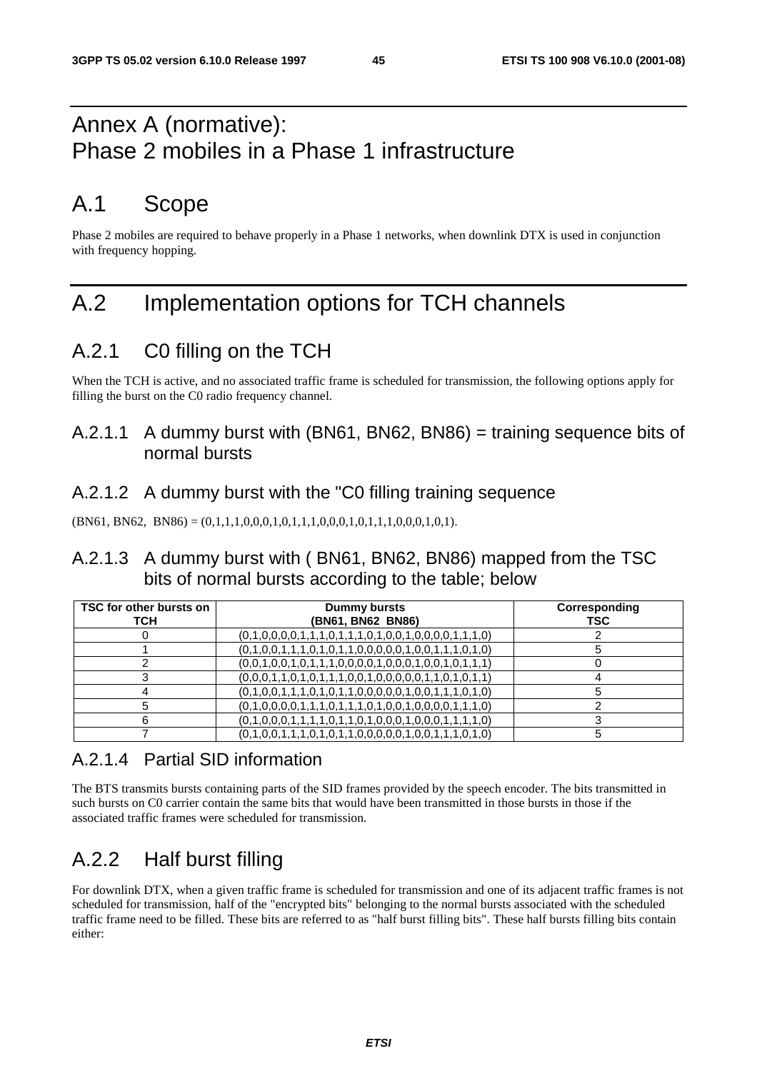# Annex A (normative): Phase 2 mobiles in a Phase 1 infrastructure

# A.1 Scope

Phase 2 mobiles are required to behave properly in a Phase 1 networks, when downlink DTX is used in conjunction with frequency hopping.

# A.2 Implementation options for TCH channels

## A.2.1 C0 filling on the TCH

When the TCH is active, and no associated traffic frame is scheduled for transmission, the following options apply for filling the burst on the C0 radio frequency channel.

### A.2.1.1 A dummy burst with (BN61, BN62, BN86) = training sequence bits of normal bursts

### A.2.1.2 A dummy burst with the "C0 filling training sequence

(BN61, BN62, BN86) = (0,1,1,1,0,0,0,1,0,1,1,1,0,0,0,1,0,1,1,1,0,0,0,1,0,1).

### A.2.1.3 A dummy burst with ( BN61, BN62, BN86) mapped from the TSC bits of normal bursts according to the table; below

| TSC for other bursts on TCH | Dummy bursts (BN61, BN62 BN86) | Corresponding TSC |
|---|---|---|
| 0 | (0,1,0,0,0,0,1,1,1,0,1,1,1,0,1,0,0,1,0,0,0,0,1,1,1,0) | 2 |
| 1 | (0,1,0,0,1,1,1,0,1,0,1,1,0,0,0,0,0,1,0,0,1,1,1,0,1,0) | 5 |
| 2 | (0,0,1,0,0,1,0,1,1,1,0,0,0,0,1,0,0,0,1,0,0,1,0,1,1,1) | 0 |
| 3 | (0,0,0,1,1,0,1,0,1,1,1,0,0,1,0,0,0,0,0,1,1,0,1,0,1,1) | 4 |
| 4 | (0,1,0,0,1,1,1,0,1,0,1,1,0,0,0,0,0,1,0,0,1,1,1,0,1,0) | 5 |
| 5 | (0,1,0,0,0,0,1,1,1,0,1,1,1,0,1,0,0,1,0,0,0,0,1,1,1,0) | 2 |
| 6 | (0,1,0,0,0,1,1,1,1,0,1,1,0,1,0,0,0,1,0,0,0,1,1,1,1,0) | 3 |
| 7 | (0,1,0,0,1,1,1,0,1,0,1,1,0,0,0,0,0,1,0,0,1,1,1,0,1,0) | 5 |

### A.2.1.4 Partial SID information

The BTS transmits bursts containing parts of the SID frames provided by the speech encoder. The bits transmitted in such bursts on C0 carrier contain the same bits that would have been transmitted in those bursts in those if the associated traffic frames were scheduled for transmission.

## A.2.2 Half burst filling

For downlink DTX, when a given traffic frame is scheduled for transmission and one of its adjacent traffic frames is not scheduled for transmission, half of the "encrypted bits" belonging to the normal bursts associated with the scheduled traffic frame need to be filled. These bits are referred to as "half burst filling bits". These half bursts filling bits contain either: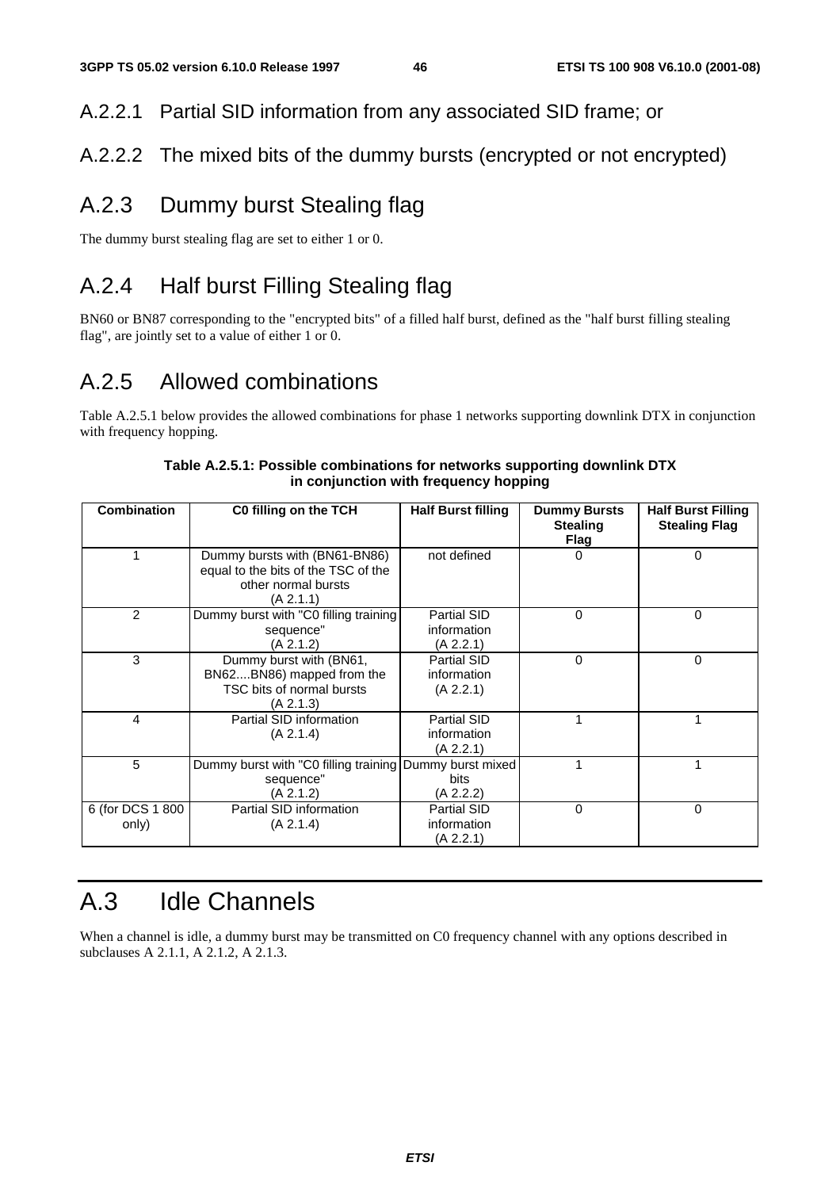### A.2.2.1 Partial SID information from any associated SID frame; or

### A.2.2.2 The mixed bits of the dummy bursts (encrypted or not encrypted)

## A.2.3 Dummy burst Stealing flag

The dummy burst stealing flag are set to either 1 or 0.

## A.2.4 Half burst Filling Stealing flag

BN60 or BN87 corresponding to the "encrypted bits" of a filled half burst, defined as the "half burst filling stealing flag", are jointly set to a value of either 1 or 0.

## A.2.5 Allowed combinations

Table A.2.5.1 below provides the allowed combinations for phase 1 networks supporting downlink DTX in conjunction with frequency hopping.

**Table A.2.5.1: Possible combinations for networks supporting downlink DTX in conjunction with frequency hopping**

| Combination | C0 filling on the TCH | Half Burst filling | Dummy Bursts Stealing Flag | Half Burst Filling Stealing Flag |
|---|---|---|---|---|
| 1 | Dummy bursts with (BN61-BN86) equal to the bits of the TSC of the other normal bursts (A 2.1.1) | not defined | 0 | 0 |
| 2 | Dummy burst with "C0 filling training sequence" (A 2.1.2) | Partial SID information (A 2.2.1) | 0 | 0 |
| 3 | Dummy burst with (BN61, BN62....BN86) mapped from the TSC bits of normal bursts (A 2.1.3) | Partial SID information (A 2.2.1) | 0 | 0 |
| 4 | Partial SID information (A 2.1.4) | Partial SID information (A 2.2.1) | 1 | 1 |
| 5 | Dummy burst with "C0 filling training sequence" (A 2.1.2) | Dummy burst mixed bits (A 2.2.2) | 1 | 1 |
| 6 (for DCS 1 800 only) | Partial SID information (A 2.1.4) | Partial SID information (A 2.2.1) | 0 | 0 |

# A.3 Idle Channels

When a channel is idle, a dummy burst may be transmitted on C0 frequency channel with any options described in subclauses A 2.1.1, A 2.1.2, A 2.1.3.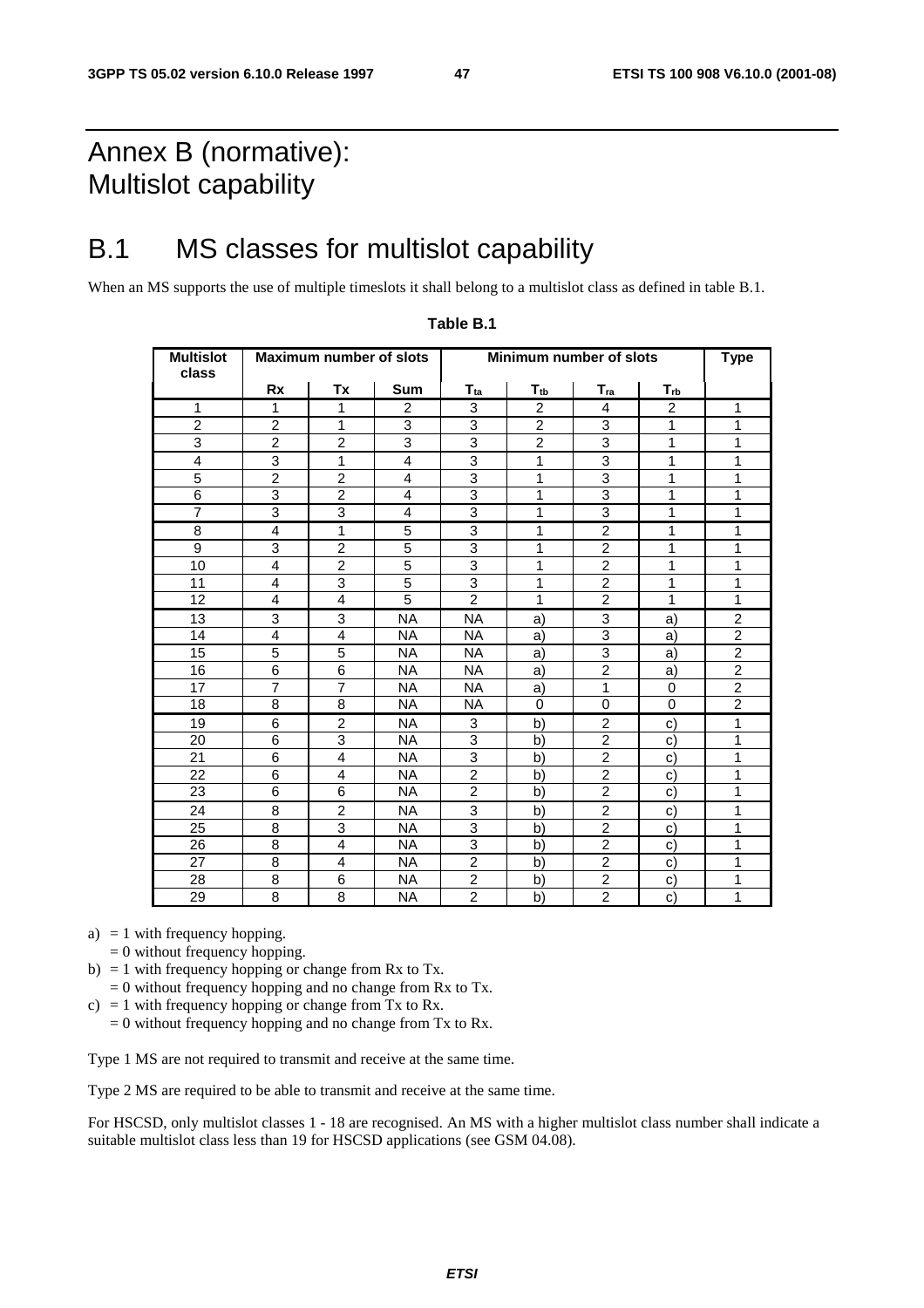# Annex B (normative): Multislot capability

## B.1 MS classes for multislot capability

When an MS supports the use of multiple timeslots it shall belong to a multislot class as defined in table B.1.

**Table B.1**

| Multislot class | Maximum number of slots | | | Minimum number of slots | | | | Type |
|---|---|---|---|---|---|---|---|---|
| | Rx | Tx | Sum | $T_{ta}$ | $T_{tb}$ | $T_{ra}$ | $T_{rb}$ | |
| 1 | 1 | 1 | 2 | 3 | 2 | 4 | 2 | 1 |
| 2 | 2 | 1 | 3 | 3 | 2 | 3 | 1 | 1 |
| 3 | 2 | 2 | 3 | 3 | 2 | 3 | 1 | 1 |
| 4 | 3 | 1 | 4 | 3 | 1 | 3 | 1 | 1 |
| 5 | 2 | 2 | 4 | 3 | 1 | 3 | 1 | 1 |
| 6 | 3 | 2 | 4 | 3 | 1 | 3 | 1 | 1 |
| 7 | 3 | 3 | 4 | 3 | 1 | 3 | 1 | 1 |
| 8 | 4 | 1 | 5 | 3 | 1 | 2 | 1 | 1 |
| 9 | 3 | 2 | 5 | 3 | 1 | 2 | 1 | 1 |
| 10 | 4 | 2 | 5 | 3 | 1 | 2 | 1 | 1 |
| 11 | 4 | 3 | 5 | 3 | 1 | 2 | 1 | 1 |
| 12 | 4 | 4 | 5 | 2 | 1 | 2 | 1 | 1 |
| 13 | 3 | 3 | NA | NA | a) | 3 | a) | 2 |
| 14 | 4 | 4 | NA | NA | a) | 3 | a) | 2 |
| 15 | 5 | 5 | NA | NA | a) | 3 | a) | 2 |
| 16 | 6 | 6 | NA | NA | a) | 2 | a) | 2 |
| 17 | 7 | 7 | NA | NA | a) | 1 | 0 | 2 |
| 18 | 8 | 8 | NA | NA | 0 | 0 | 0 | 2 |
| 19 | 6 | 2 | NA | 3 | b) | 2 | c) | 1 |
| 20 | 6 | 3 | NA | 3 | b) | 2 | c) | 1 |
| 21 | 6 | 4 | NA | 3 | b) | 2 | c) | 1 |
| 22 | 6 | 4 | NA | 2 | b) | 2 | c) | 1 |
| 23 | 6 | 6 | NA | 2 | b) | 2 | c) | 1 |
| 24 | 8 | 2 | NA | 3 | b) | 2 | c) | 1 |
| 25 | 8 | 3 | NA | 3 | b) | 2 | c) | 1 |
| 26 | 8 | 4 | NA | 3 | b) | 2 | c) | 1 |
| 27 | 8 | 4 | NA | 2 | b) | 2 | c) | 1 |
| 28 | 8 | 6 | NA | 2 | b) | 2 | c) | 1 |
| 29 | 8 | 8 | NA | 2 | b) | 2 | c) | 1 |

a) = 1 with frequency hopping.
   = 0 without frequency hopping.

b) = 1 with frequency hopping or change from Rx to Tx.
   = 0 without frequency hopping and no change from Rx to Tx.

c) = 1 with frequency hopping or change from Tx to Rx.
   = 0 without frequency hopping and no change from Tx to Rx.

Type 1 MS are not required to transmit and receive at the same time.

Type 2 MS are required to be able to transmit and receive at the same time.

For HSCSD, only multislot classes 1 - 18 are recognised. An MS with a higher multislot class number shall indicate a suitable multislot class less than 19 for HSCSD applications (see GSM 04.08).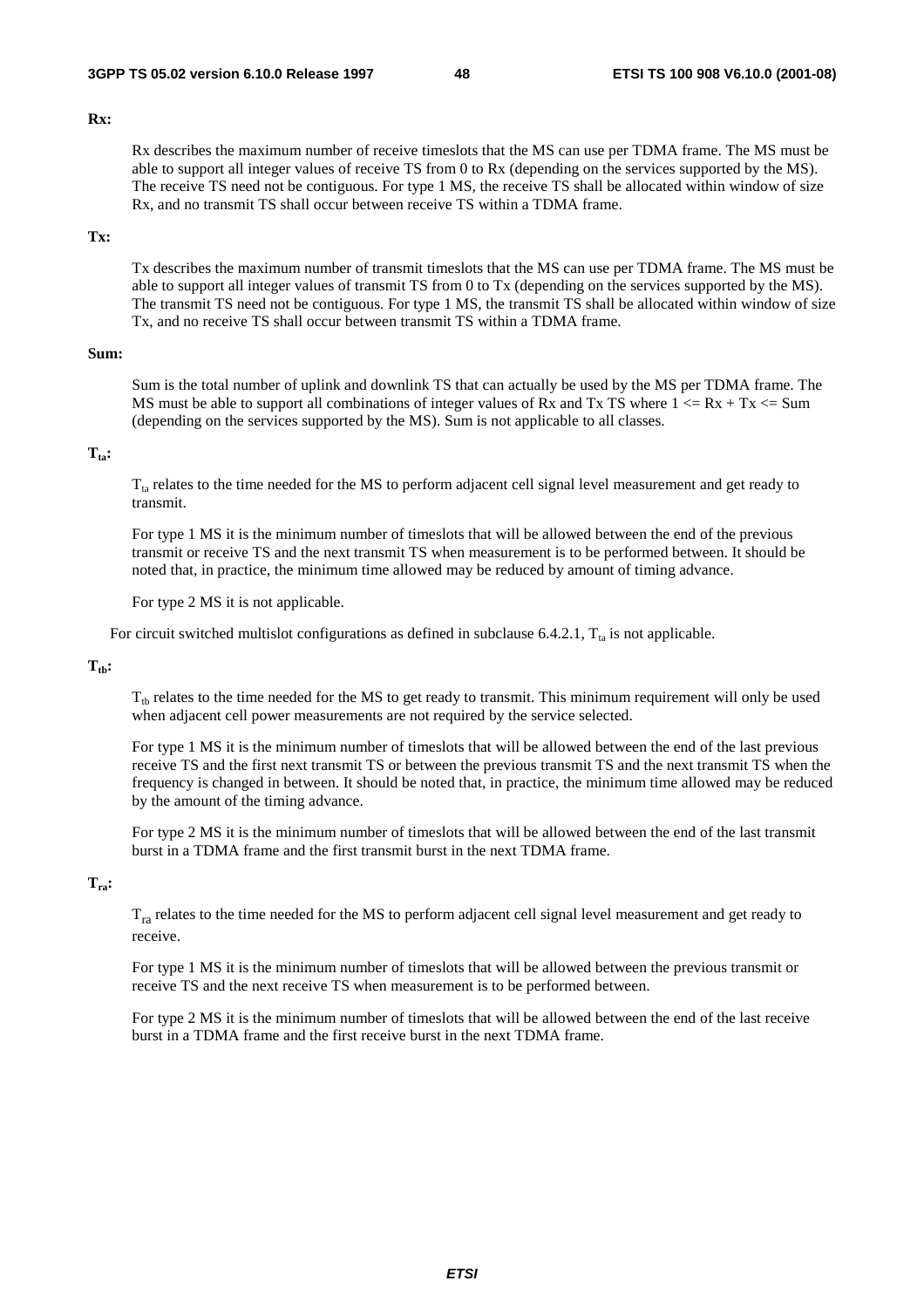**Rx:**

Rx describes the maximum number of receive timeslots that the MS can use per TDMA frame. The MS must be able to support all integer values of receive TS from 0 to Rx (depending on the services supported by the MS). The receive TS need not be contiguous. For type 1 MS, the receive TS shall be allocated within window of size Rx, and no transmit TS shall occur between receive TS within a TDMA frame.

**Tx:**

Tx describes the maximum number of transmit timeslots that the MS can use per TDMA frame. The MS must be able to support all integer values of transmit TS from 0 to Tx (depending on the services supported by the MS). The transmit TS need not be contiguous. For type 1 MS, the transmit TS shall be allocated within window of size Tx, and no receive TS shall occur between transmit TS within a TDMA frame.

**Sum:**

Sum is the total number of uplink and downlink TS that can actually be used by the MS per TDMA frame. The MS must be able to support all combinations of integer values of Rx and Tx TS where $1 <= Rx + Tx <= Sum$ (depending on the services supported by the MS). Sum is not applicable to all classes.

**$T_{ta}$:**

$T_{ta}$ relates to the time needed for the MS to perform adjacent cell signal level measurement and get ready to transmit.

For type 1 MS it is the minimum number of timeslots that will be allowed between the end of the previous transmit or receive TS and the next transmit TS when measurement is to be performed between. It should be noted that, in practice, the minimum time allowed may be reduced by amount of timing advance.

For type 2 MS it is not applicable.

For circuit switched multislot configurations as defined in subclause 6.4.2.1, $T_{ta}$ is not applicable.

**$T_{tb}$:**

$T_{tb}$ relates to the time needed for the MS to get ready to transmit. This minimum requirement will only be used when adjacent cell power measurements are not required by the service selected.

For type 1 MS it is the minimum number of timeslots that will be allowed between the end of the last previous receive TS and the first next transmit TS or between the previous transmit TS and the next transmit TS when the frequency is changed in between. It should be noted that, in practice, the minimum time allowed may be reduced by the amount of the timing advance.

For type 2 MS it is the minimum number of timeslots that will be allowed between the end of the last transmit burst in a TDMA frame and the first transmit burst in the next TDMA frame.

**$T_{ra}$:**

$T_{ra}$ relates to the time needed for the MS to perform adjacent cell signal level measurement and get ready to receive.

For type 1 MS it is the minimum number of timeslots that will be allowed between the previous transmit or receive TS and the next receive TS when measurement is to be performed between.

For type 2 MS it is the minimum number of timeslots that will be allowed between the end of the last receive burst in a TDMA frame and the first receive burst in the next TDMA frame.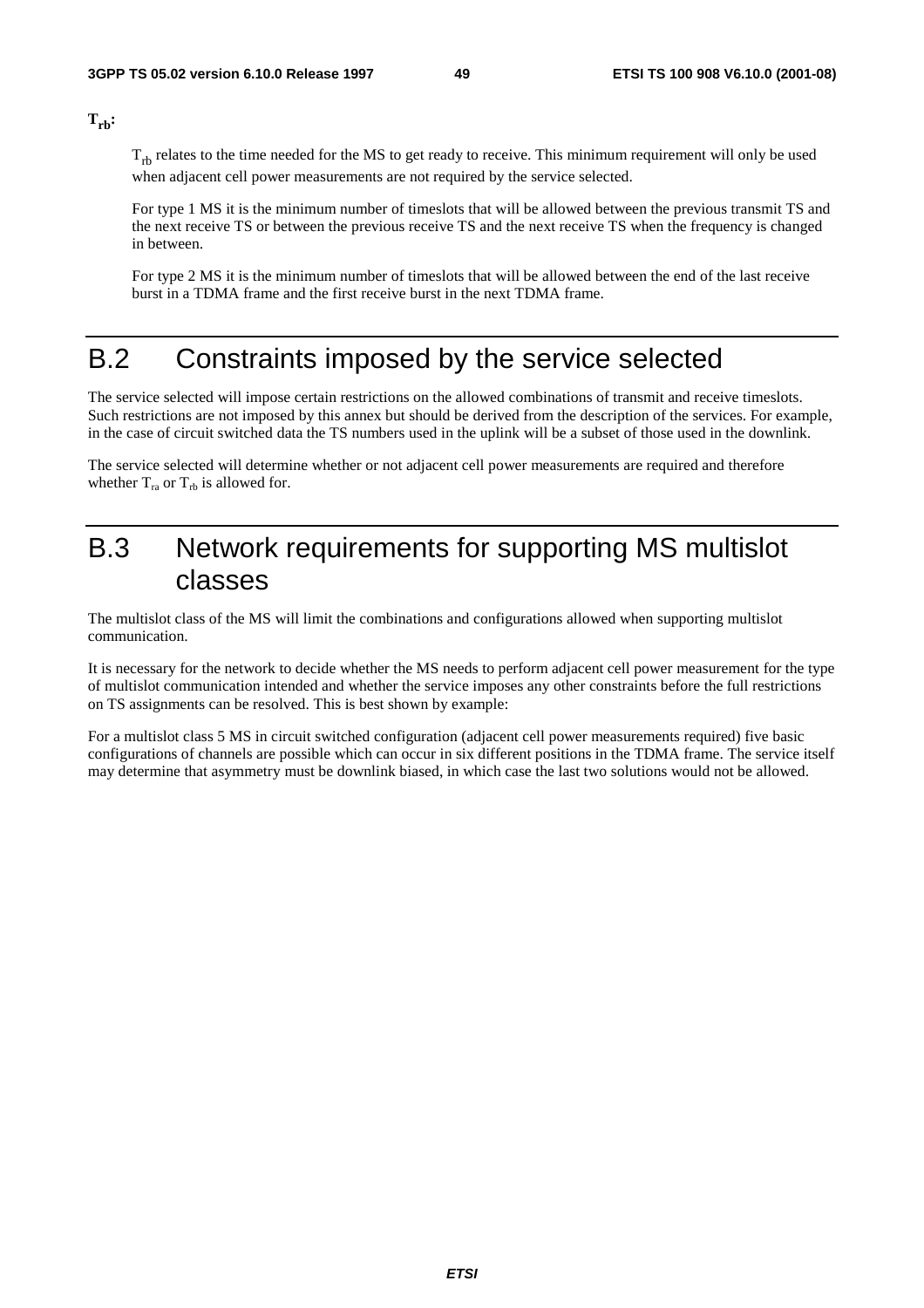**$T_{rb}$:**

$T_{rb}$ relates to the time needed for the MS to get ready to receive. This minimum requirement will only be used when adjacent cell power measurements are not required by the service selected.

For type 1 MS it is the minimum number of timeslots that will be allowed between the previous transmit TS and the next receive TS or between the previous receive TS and the next receive TS when the frequency is changed in between.

For type 2 MS it is the minimum number of timeslots that will be allowed between the end of the last receive burst in a TDMA frame and the first receive burst in the next TDMA frame.

# B.2 Constraints imposed by the service selected

The service selected will impose certain restrictions on the allowed combinations of transmit and receive timeslots. Such restrictions are not imposed by this annex but should be derived from the description of the services. For example, in the case of circuit switched data the TS numbers used in the uplink will be a subset of those used in the downlink.

The service selected will determine whether or not adjacent cell power measurements are required and therefore whether $T_{ra}$ or $T_{rb}$ is allowed for.

# B.3 Network requirements for supporting MS multislot classes

The multislot class of the MS will limit the combinations and configurations allowed when supporting multislot communication.

It is necessary for the network to decide whether the MS needs to perform adjacent cell power measurement for the type of multislot communication intended and whether the service imposes any other constraints before the full restrictions on TS assignments can be resolved. This is best shown by example:

For a multislot class 5 MS in circuit switched configuration (adjacent cell power measurements required) five basic configurations of channels are possible which can occur in six different positions in the TDMA frame. The service itself may determine that asymmetry must be downlink biased, in which case the last two solutions would not be allowed.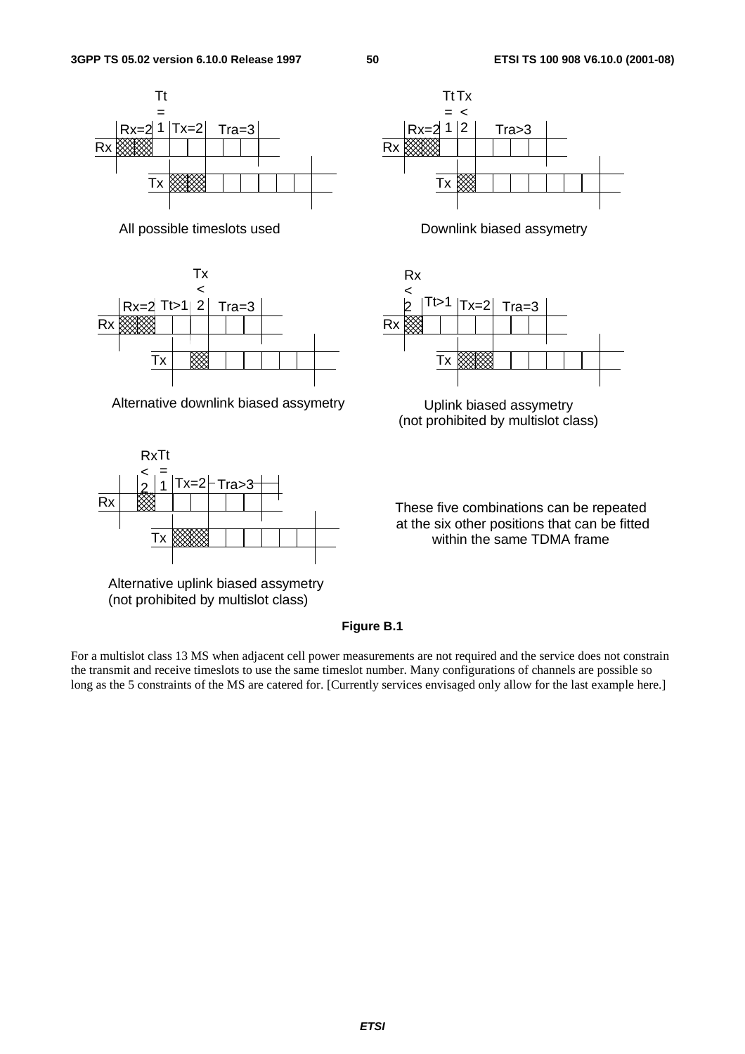Tt = 1 | Rx=2 | Tx=2 | Tra=3

All possible timeslots used

Tt = 1 | Tx < 2 | Rx=2 | Tra>3

Downlink biased assymetry

Tx < 2 | Rx=2 | Tt>1 | Tra=3

Alternative downlink biased assymetry

Rx < 2 | Tt>1 | Tx=2 | Tra=3

Uplink biased assymetry
(not prohibited by multislot class)

Rx < 2 | Tt = 1 | Tx=2 | Tra>3

Alternative uplink biased assymetry
(not prohibited by multislot class)

These five combinations can be repeated at the six other positions that can be fitted within the same TDMA frame

**Figure B.1**

For a multislot class 13 MS when adjacent cell power measurements are not required and the service does not constrain the transmit and receive timeslots to use the same timeslot number. Many configurations of channels are possible so long as the 5 constraints of the MS are catered for. [Currently services envisaged only allow for the last example here.]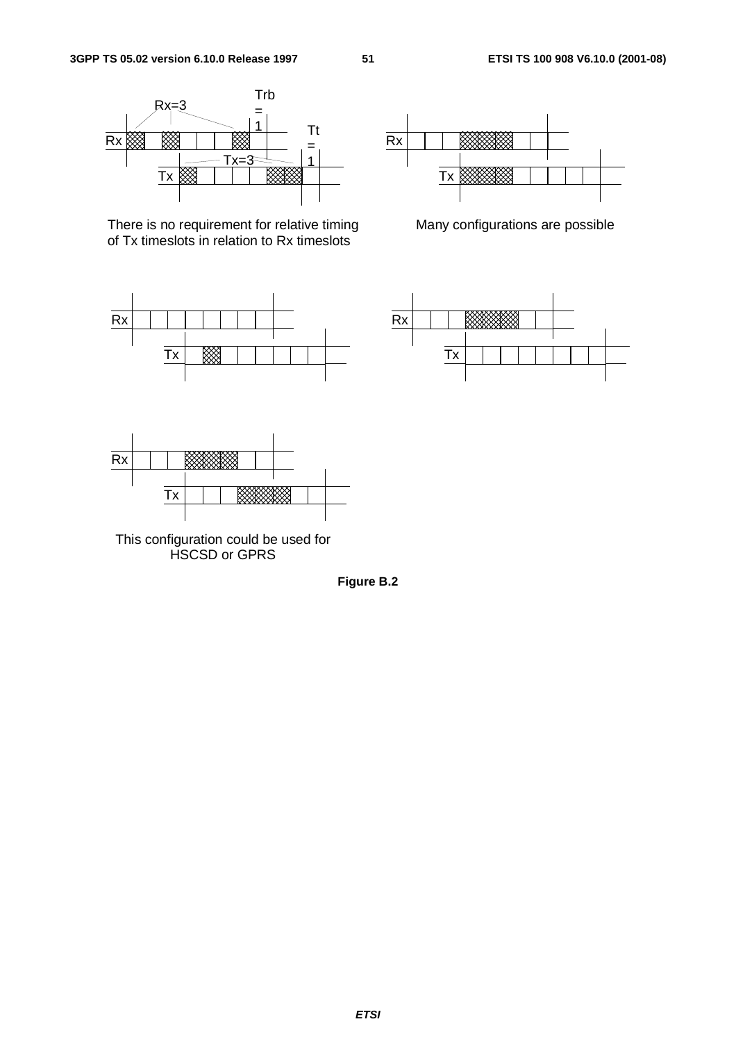Rx=3

Trb = 1

Tt = 1

Tx=3

There is no requirement for relative timing of Tx timeslots in relation to Rx timeslots

Many configurations are possible

This configuration could be used for HSCSD or GPRS

**Figure B.2**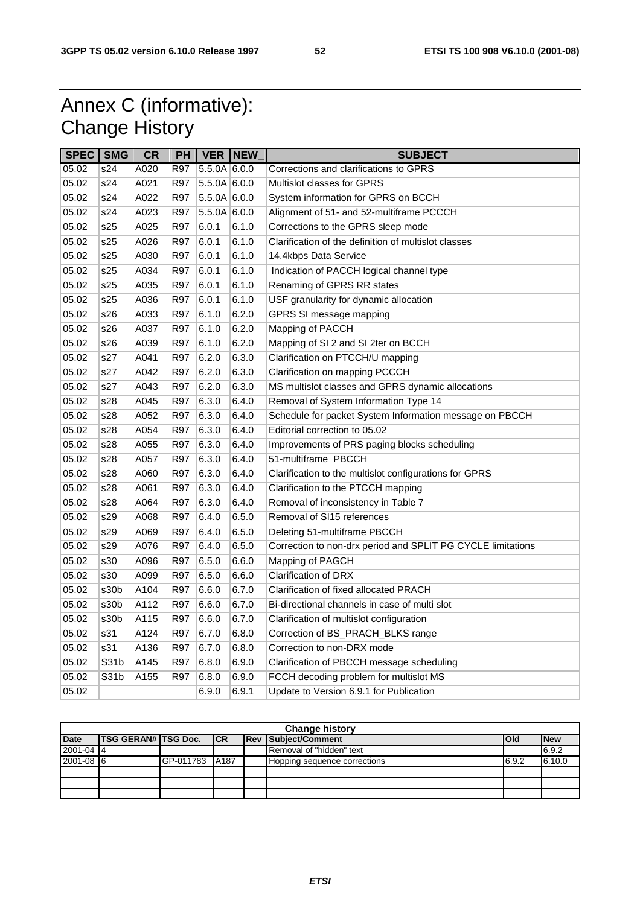# Annex C (informative): Change History

| SPEC | SMG | CR | PH | VER | NEW_ | SUBJECT |
|---|---|---|---|---|---|---|
| 05.02 | s24 | A020 | R97 | 5.5.0A | 6.0.0 | Corrections and clarifications to GPRS |
| 05.02 | s24 | A021 | R97 | 5.5.0A | 6.0.0 | Multislot classes for GPRS |
| 05.02 | s24 | A022 | R97 | 5.5.0A | 6.0.0 | System information for GPRS on BCCH |
| 05.02 | s24 | A023 | R97 | 5.5.0A | 6.0.0 | Alignment of 51- and 52-multiframe PCCCH |
| 05.02 | s25 | A025 | R97 | 6.0.1 | 6.1.0 | Corrections to the GPRS sleep mode |
| 05.02 | s25 | A026 | R97 | 6.0.1 | 6.1.0 | Clarification of the definition of multislot classes |
| 05.02 | s25 | A030 | R97 | 6.0.1 | 6.1.0 | 14.4kbps Data Service |
| 05.02 | s25 | A034 | R97 | 6.0.1 | 6.1.0 | Indication of PACCH logical channel type |
| 05.02 | s25 | A035 | R97 | 6.0.1 | 6.1.0 | Renaming of GPRS RR states |
| 05.02 | s25 | A036 | R97 | 6.0.1 | 6.1.0 | USF granularity for dynamic allocation |
| 05.02 | s26 | A033 | R97 | 6.1.0 | 6.2.0 | GPRS SI message mapping |
| 05.02 | s26 | A037 | R97 | 6.1.0 | 6.2.0 | Mapping of PACCH |
| 05.02 | s26 | A039 | R97 | 6.1.0 | 6.2.0 | Mapping of SI 2 and SI 2ter on BCCH |
| 05.02 | s27 | A041 | R97 | 6.2.0 | 6.3.0 | Clarification on PTCCH/U mapping |
| 05.02 | s27 | A042 | R97 | 6.2.0 | 6.3.0 | Clarification on mapping PCCCH |
| 05.02 | s27 | A043 | R97 | 6.2.0 | 6.3.0 | MS multislot classes and GPRS dynamic allocations |
| 05.02 | s28 | A045 | R97 | 6.3.0 | 6.4.0 | Removal of System Information Type 14 |
| 05.02 | s28 | A052 | R97 | 6.3.0 | 6.4.0 | Schedule for packet System Information message on PBCCH |
| 05.02 | s28 | A054 | R97 | 6.3.0 | 6.4.0 | Editorial correction to 05.02 |
| 05.02 | s28 | A055 | R97 | 6.3.0 | 6.4.0 | Improvements of PRS paging blocks scheduling |
| 05.02 | s28 | A057 | R97 | 6.3.0 | 6.4.0 | 51-multiframe PBCCH |
| 05.02 | s28 | A060 | R97 | 6.3.0 | 6.4.0 | Clarification to the multislot configurations for GPRS |
| 05.02 | s28 | A061 | R97 | 6.3.0 | 6.4.0 | Clarification to the PTCCH mapping |
| 05.02 | s28 | A064 | R97 | 6.3.0 | 6.4.0 | Removal of inconsistency in Table 7 |
| 05.02 | s29 | A068 | R97 | 6.4.0 | 6.5.0 | Removal of SI15 references |
| 05.02 | s29 | A069 | R97 | 6.4.0 | 6.5.0 | Deleting 51-multiframe PBCCH |
| 05.02 | s29 | A076 | R97 | 6.4.0 | 6.5.0 | Correction to non-drx period and SPLIT PG CYCLE limitations |
| 05.02 | s30 | A096 | R97 | 6.5.0 | 6.6.0 | Mapping of PAGCH |
| 05.02 | s30 | A099 | R97 | 6.5.0 | 6.6.0 | Clarification of DRX |
| 05.02 | s30b | A104 | R97 | 6.6.0 | 6.7.0 | Clarification of fixed allocated PRACH |
| 05.02 | s30b | A112 | R97 | 6.6.0 | 6.7.0 | Bi-directional channels in case of multi slot |
| 05.02 | s30b | A115 | R97 | 6.6.0 | 6.7.0 | Clarification of multislot configuration |
| 05.02 | s31 | A124 | R97 | 6.7.0 | 6.8.0 | Correction of BS_PRACH_BLKS range |
| 05.02 | s31 | A136 | R97 | 6.7.0 | 6.8.0 | Correction to non-DRX mode |
| 05.02 | S31b | A145 | R97 | 6.8.0 | 6.9.0 | Clarification of PBCCH message scheduling |
| 05.02 | S31b | A155 | R97 | 6.8.0 | 6.9.0 | FCCH decoding problem for multislot MS |
| 05.02 | | | | 6.9.0 | 6.9.1 | Update to Version 6.9.1 for Publication |

| Change history | | | | | | | |
|---|---|---|---|---|---|---|---|
| Date | TSG GERAN# | TSG Doc. | CR | Rev | Subject/Comment | Old | New |
| 2001-04 | 4 | | | | Removal of "hidden" text | | 6.9.2 |
| 2001-08 | 6 | GP-011783 | A187 | | Hopping sequence corrections | 6.9.2 | 6.10.0 |
| | | | | | | | |
| | | | | | | | |
| | | | | | | | |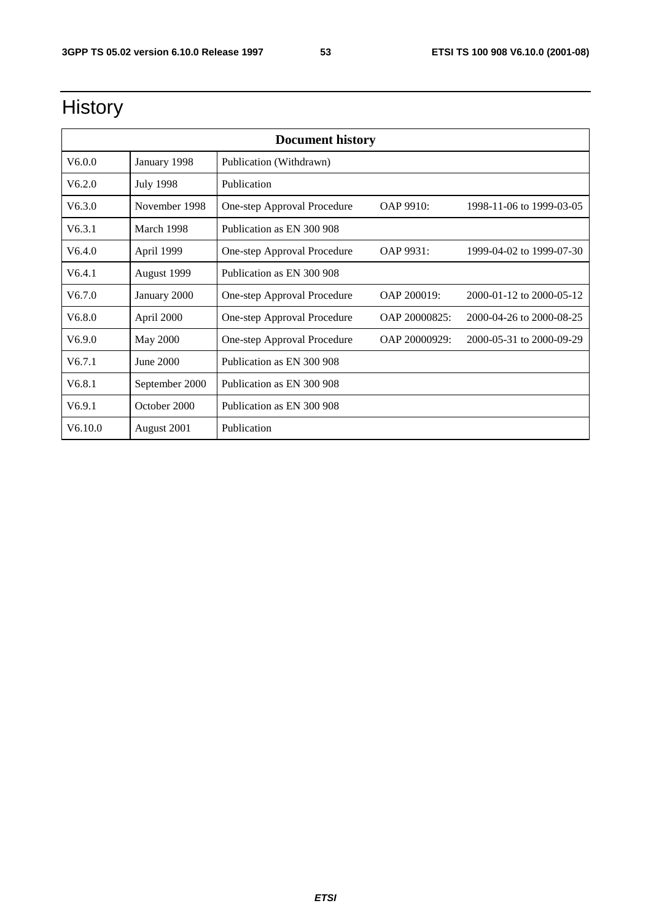# History

| Document history | | | | |
|---|---|---|---|---|
| V6.0.0 | January 1998 | Publication (Withdrawn) | | |
| V6.2.0 | July 1998 | Publication | | |
| V6.3.0 | November 1998 | One-step Approval Procedure | OAP 9910: | 1998-11-06 to 1999-03-05 |
| V6.3.1 | March 1998 | Publication as EN 300 908 | | |
| V6.4.0 | April 1999 | One-step Approval Procedure | OAP 9931: | 1999-04-02 to 1999-07-30 |
| V6.4.1 | August 1999 | Publication as EN 300 908 | | |
| V6.7.0 | January 2000 | One-step Approval Procedure | OAP 200019: | 2000-01-12 to 2000-05-12 |
| V6.8.0 | April 2000 | One-step Approval Procedure | OAP 20000825: | 2000-04-26 to 2000-08-25 |
| V6.9.0 | May 2000 | One-step Approval Procedure | OAP 20000929: | 2000-05-31 to 2000-09-29 |
| V6.7.1 | June 2000 | Publication as EN 300 908 | | |
| V6.8.1 | September 2000 | Publication as EN 300 908 | | |
| V6.9.1 | October 2000 | Publication as EN 300 908 | | |
| V6.10.0 | August 2001 | Publication | | |